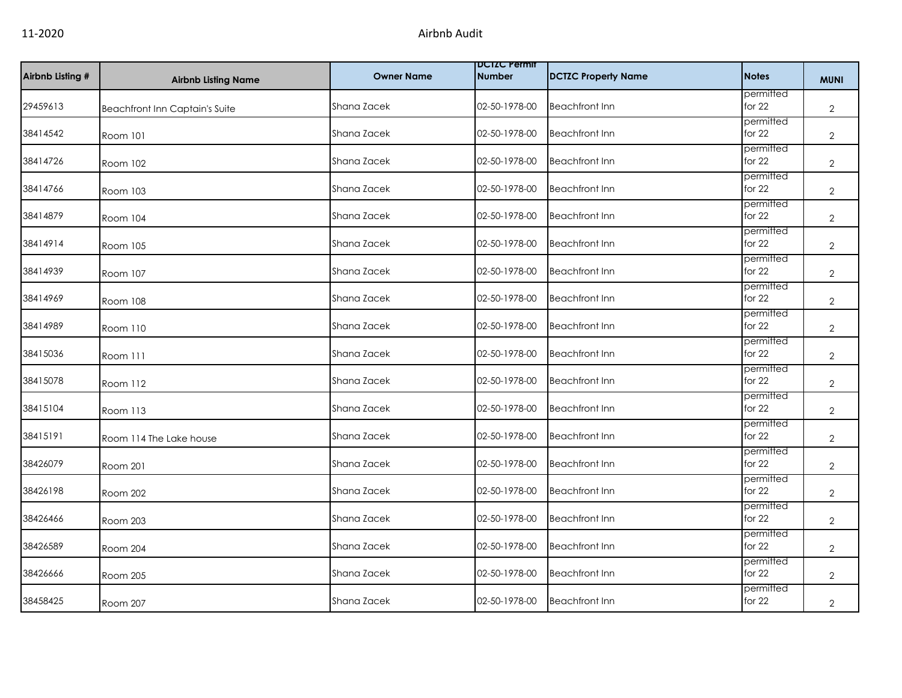11-2020

# Airbnb Audit

| Airbnb Listing # | Airbnb Listing Name | Owner Name | DCTZC Permit Number | DCTZC Property Name | Notes | MUNI |
|---|---|---|---|---|---|---|
| 29459613 | Beachfront Inn Captain's Suite | Shana Zacek | 02-50-1978-00 | Beachfront Inn | permitted for 22 | 2 |
| 38414542 | Room 101 | Shana Zacek | 02-50-1978-00 | Beachfront Inn | permitted for 22 | 2 |
| 38414726 | Room 102 | Shana Zacek | 02-50-1978-00 | Beachfront Inn | permitted for 22 | 2 |
| 38414766 | Room 103 | Shana Zacek | 02-50-1978-00 | Beachfront Inn | permitted for 22 | 2 |
| 38414879 | Room 104 | Shana Zacek | 02-50-1978-00 | Beachfront Inn | permitted for 22 | 2 |
| 38414914 | Room 105 | Shana Zacek | 02-50-1978-00 | Beachfront Inn | permitted for 22 | 2 |
| 38414939 | Room 107 | Shana Zacek | 02-50-1978-00 | Beachfront Inn | permitted for 22 | 2 |
| 38414969 | Room 108 | Shana Zacek | 02-50-1978-00 | Beachfront Inn | permitted for 22 | 2 |
| 38414989 | Room 110 | Shana Zacek | 02-50-1978-00 | Beachfront Inn | permitted for 22 | 2 |
| 38415036 | Room 111 | Shana Zacek | 02-50-1978-00 | Beachfront Inn | permitted for 22 | 2 |
| 38415078 | Room 112 | Shana Zacek | 02-50-1978-00 | Beachfront Inn | permitted for 22 | 2 |
| 38415104 | Room 113 | Shana Zacek | 02-50-1978-00 | Beachfront Inn | permitted for 22 | 2 |
| 38415191 | Room 114 The Lake house | Shana Zacek | 02-50-1978-00 | Beachfront Inn | permitted for 22 | 2 |
| 38426079 | Room 201 | Shana Zacek | 02-50-1978-00 | Beachfront Inn | permitted for 22 | 2 |
| 38426198 | Room 202 | Shana Zacek | 02-50-1978-00 | Beachfront Inn | permitted for 22 | 2 |
| 38426466 | Room 203 | Shana Zacek | 02-50-1978-00 | Beachfront Inn | permitted for 22 | 2 |
| 38426589 | Room 204 | Shana Zacek | 02-50-1978-00 | Beachfront Inn | permitted for 22 | 2 |
| 38426666 | Room 205 | Shana Zacek | 02-50-1978-00 | Beachfront Inn | permitted for 22 | 2 |
| 38458425 | Room 207 | Shana Zacek | 02-50-1978-00 | Beachfront Inn | permitted for 22 | 2 |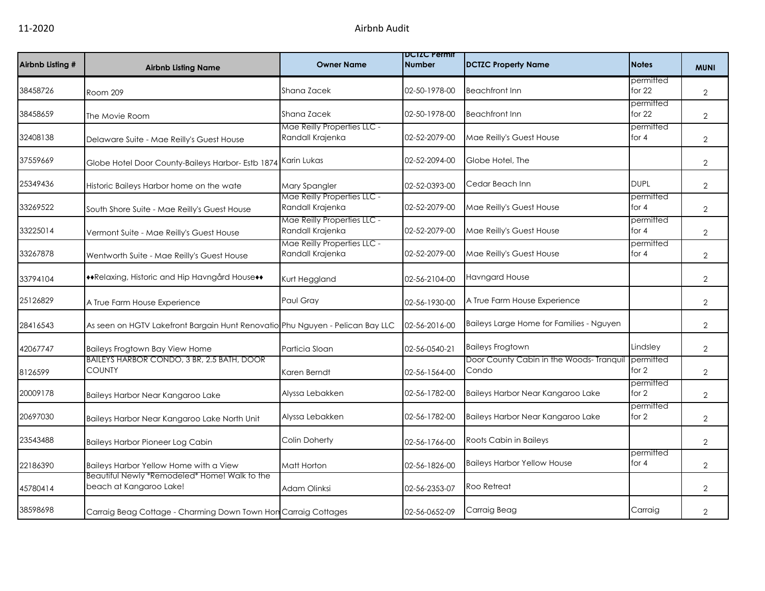| Airbnb Listing # | Airbnb Listing Name | Owner Name | DCTZC Permit Number | DCTZC Property Name | Notes | MUNI |
|---|---|---|---|---|---|---|
| 38458726 | Room 209 | Shana Zacek | 02-50-1978-00 | Beachfront Inn | permitted for 22 | 2 |
| 38458659 | The Movie Room | Shana Zacek | 02-50-1978-00 | Beachfront Inn | permitted for 22 | 2 |
| 32408138 | Delaware Suite - Mae Reilly's Guest House | Mae Reilly Properties LLC - Randall Krajenka | 02-52-2079-00 | Mae Reilly's Guest House | permitted for 4 | 2 |
| 37559669 | Globe Hotel Door County-Baileys Harbor- Estb 1874 | Karin Lukas | 02-52-2094-00 | Globe Hotel, The | | 2 |
| 25349436 | Historic Baileys Harbor home on the wate | Mary Spangler | 02-52-0393-00 | Cedar Beach Inn | DUPL | 2 |
| 33269522 | South Shore Suite - Mae Reilly's Guest House | Mae Reilly Properties LLC - Randall Krajenka | 02-52-2079-00 | Mae Reilly's Guest House | permitted for 4 | 2 |
| 33225014 | Vermont Suite - Mae Reilly's Guest House | Mae Reilly Properties LLC - Randall Krajenka | 02-52-2079-00 | Mae Reilly's Guest House | permitted for 4 | 2 |
| 33267878 | Wentworth Suite - Mae Reilly's Guest House | Mae Reilly Properties LLC - Randall Krajenka | 02-52-2079-00 | Mae Reilly's Guest House | permitted for 4 | 2 |
| 33794104 | ♦♦Relaxing, Historic and Hip Havngård House♦♦ | Kurt Heggland | 02-56-2104-00 | Havngard House | | 2 |
| 25126829 | A True Farm House Experience | Paul Gray | 02-56-1930-00 | A True Farm House Experience | | 2 |
| 28416543 | As seen on HGTV Lakefront Bargain Hunt Renovatio | Phu Nguyen - Pelican Bay LLC | 02-56-2016-00 | Baileys Large Home for Families - Nguyen | | 2 |
| 42067747 | Baileys Frogtown Bay View Home | Particia Sloan | 02-56-0540-21 | Baileys Frogtown | Lindsley | 2 |
| 8126599 | BAILEYS HARBOR CONDO, 3 BR, 2.5 BATH, DOOR COUNTY | Karen Berndt | 02-56-1564-00 | Door County Cabin in the Woods- Tranquil Condo | permitted for 2 | 2 |
| 20009178 | Baileys Harbor Near Kangaroo Lake | Alyssa Lebakken | 02-56-1782-00 | Baileys Harbor Near Kangaroo Lake | permitted for 2 | 2 |
| 20697030 | Baileys Harbor Near Kangaroo Lake North Unit | Alyssa Lebakken | 02-56-1782-00 | Baileys Harbor Near Kangaroo Lake | permitted for 2 | 2 |
| 23543488 | Baileys Harbor Pioneer Log Cabin | Colin Doherty | 02-56-1766-00 | Roots Cabin in Baileys | | 2 |
| 22186390 | Baileys Harbor Yellow Home with a View | Matt Horton | 02-56-1826-00 | Baileys Harbor Yellow House | permitted for 4 | 2 |
| 45780414 | Beautiful Newly *Remodeled* Home! Walk to the beach at Kangaroo Lake! | Adam Olinksi | 02-56-2353-07 | Roo Retreat | | 2 |
| 38598698 | Carraig Beag Cottage - Charming Down Town Hon | Carraig Cottages | 02-56-0652-09 | Carraig Beag | Carraig | 2 |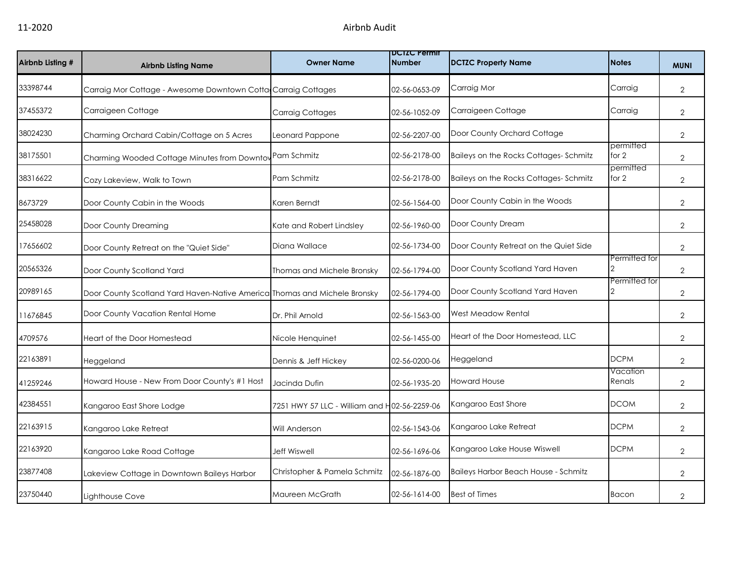| Airbnb Listing # | Airbnb Listing Name | Owner Name | DCTZC Permit Number | DCTZC Property Name | Notes | MUNI |
|---|---|---|---|---|---|---|
| 33398744 | Carraig Mor Cottage - Awesome Downtown Cotta | Carraig Cottages | 02-56-0653-09 | Carraig Mor | Carraig | 2 |
| 37455372 | Carraigeen Cottage | Carraig Cottages | 02-56-1052-09 | Carraigeen Cottage | Carraig | 2 |
| 38024230 | Charming Orchard Cabin/Cottage on 5 Acres | Leonard Pappone | 02-56-2207-00 | Door County Orchard Cottage | | 2 |
| 38175501 | Charming Wooded Cottage Minutes from Downtov | Pam Schmitz | 02-56-2178-00 | Baileys on the Rocks Cottages- Schmitz | permitted for 2 | 2 |
| 38316622 | Cozy Lakeview, Walk to Town | Pam Schmitz | 02-56-2178-00 | Baileys on the Rocks Cottages- Schmitz | permitted for 2 | 2 |
| 8673729 | Door County Cabin in the Woods | Karen Berndt | 02-56-1564-00 | Door County Cabin in the Woods | | 2 |
| 25458028 | Door County Dreaming | Kate and Robert Lindsley | 02-56-1960-00 | Door County Dream | | 2 |
| 17656602 | Door County Retreat on the "Quiet Side" | Diana Wallace | 02-56-1734-00 | Door County Retreat on the Quiet Side | | 2 |
| 20565326 | Door County Scotland Yard | Thomas and Michele Bronsky | 02-56-1794-00 | Door County Scotland Yard Haven | Permitted for 2 | 2 |
| 20989165 | Door County Scotland Yard Haven-Native America | Thomas and Michele Bronsky | 02-56-1794-00 | Door County Scotland Yard Haven | Permitted for 2 | 2 |
| 11676845 | Door County Vacation Rental Home | Dr. Phil Arnold | 02-56-1563-00 | West Meadow Rental | | 2 |
| 4709576 | Heart of the Door Homestead | Nicole Henquinet | 02-56-1455-00 | Heart of the Door Homestead, LLC | | 2 |
| 22163891 | Heggeland | Dennis & Jeff Hickey | 02-56-0200-06 | Heggeland | DCPM | 2 |
| 41259246 | Howard House - New From Door County's #1 Host | Jacinda Dufin | 02-56-1935-20 | Howard House | Vacation Renals | 2 |
| 42384551 | Kangaroo East Shore Lodge | 7251 HWY 57 LLC - William and H | 02-56-2259-06 | Kangaroo East Shore | DCOM | 2 |
| 22163915 | Kangaroo Lake Retreat | Will Anderson | 02-56-1543-06 | Kangaroo Lake Retreat | DCPM | 2 |
| 22163920 | Kangaroo Lake Road Cottage | Jeff Wiswell | 02-56-1696-06 | Kangaroo Lake House Wiswell | DCPM | 2 |
| 23877408 | Lakeview Cottage in Downtown Baileys Harbor | Christopher & Pamela Schmitz | 02-56-1876-00 | Baileys Harbor Beach House - Schmitz | | 2 |
| 23750440 | Lighthouse Cove | Maureen McGrath | 02-56-1614-00 | Best of Times | Bacon | 2 |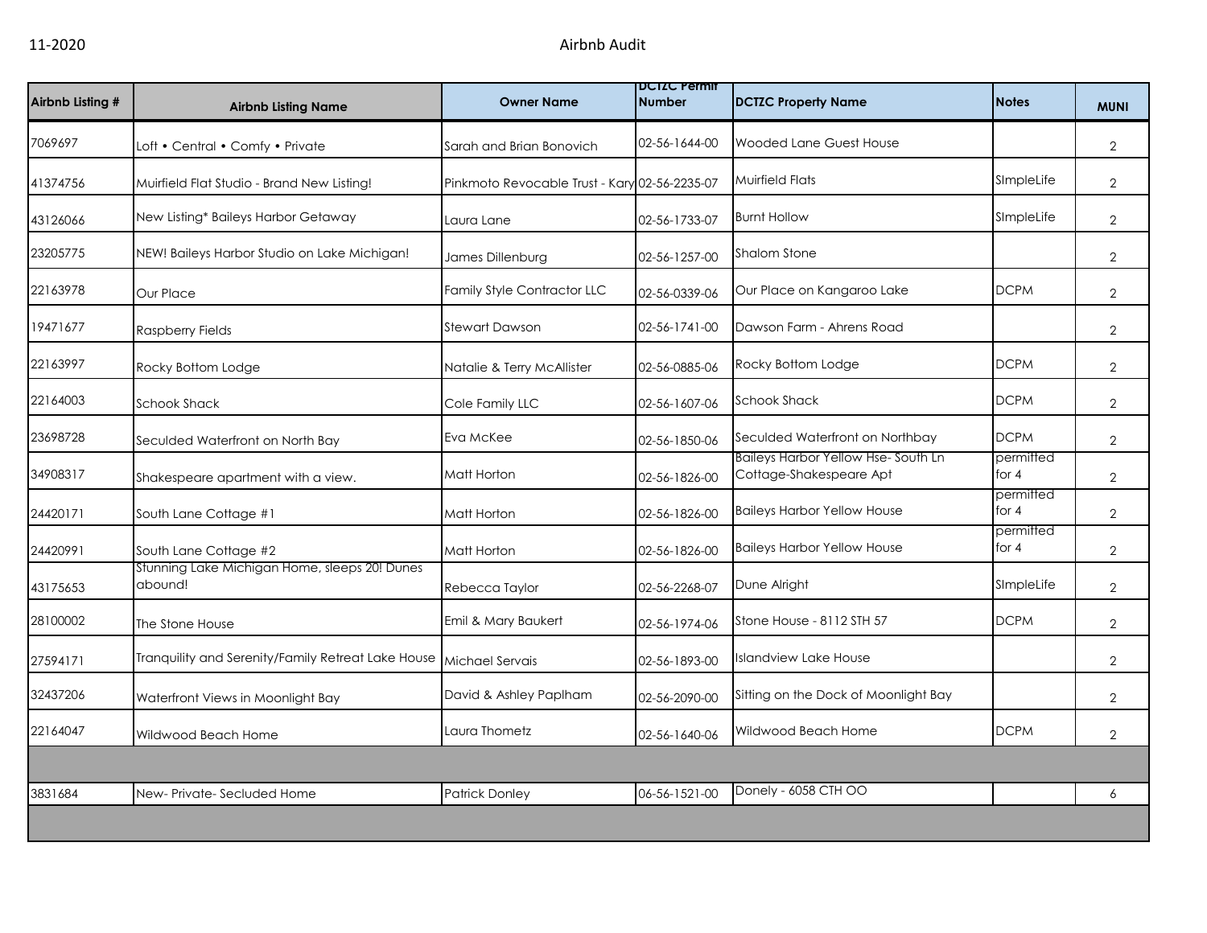| Airbnb Listing # | Airbnb Listing Name | Owner Name | DCTZC Permit Number | DCTZC Property Name | Notes | MUNI |
|---|---|---|---|---|---|---|
| 7069697 | Loft • Central • Comfy • Private | Sarah and Brian Bonovich | 02-56-1644-00 | Wooded Lane Guest House | | 2 |
| 41374756 | Muirfield Flat Studio - Brand New Listing! | Pinkmoto Revocable Trust - Kary | 02-56-2235-07 | Muirfield Flats | SImpleLife | 2 |
| 43126066 | New Listing* Baileys Harbor Getaway | Laura Lane | 02-56-1733-07 | Burnt Hollow | SImpleLife | 2 |
| 23205775 | NEW! Baileys Harbor Studio on Lake Michigan! | James Dillenburg | 02-56-1257-00 | Shalom Stone | | 2 |
| 22163978 | Our Place | Family Style Contractor LLC | 02-56-0339-06 | Our Place on Kangaroo Lake | DCPM | 2 |
| 19471677 | Raspberry Fields | Stewart Dawson | 02-56-1741-00 | Dawson Farm - Ahrens Road | | 2 |
| 22163997 | Rocky Bottom Lodge | Natalie & Terry McAllister | 02-56-0885-06 | Rocky Bottom Lodge | DCPM | 2 |
| 22164003 | Schook Shack | Cole Family LLC | 02-56-1607-06 | Schook Shack | DCPM | 2 |
| 23698728 | Seculded Waterfront on North Bay | Eva McKee | 02-56-1850-06 | Seculded Waterfront on Northbay | DCPM | 2 |
| 34908317 | Shakespeare apartment with a view. | Matt Horton | 02-56-1826-00 | Baileys Harbor Yellow Hse- South Ln Cottage-Shakespeare Apt | permitted for 4 | 2 |
| 24420171 | South Lane Cottage #1 | Matt Horton | 02-56-1826-00 | Baileys Harbor Yellow House | permitted for 4 | 2 |
| 24420991 | South Lane Cottage #2 | Matt Horton | 02-56-1826-00 | Baileys Harbor Yellow House | permitted for 4 | 2 |
| 43175653 | Stunning Lake Michigan Home, sleeps 20! Dunes abound! | Rebecca Taylor | 02-56-2268-07 | Dune Alright | SImpleLife | 2 |
| 28100002 | The Stone House | Emil & Mary Baukert | 02-56-1974-06 | Stone House - 8112 STH 57 | DCPM | 2 |
| 27594171 | Tranquility and Serenity/Family Retreat Lake House | Michael Servais | 02-56-1893-00 | Islandview Lake House | | 2 |
| 32437206 | Waterfront Views in Moonlight Bay | David & Ashley Paplham | 02-56-2090-00 | Sitting on the Dock of Moonlight Bay | | 2 |
| 22164047 | Wildwood Beach Home | Laura Thometz | 02-56-1640-06 | Wildwood Beach Home | DCPM | 2 |
| | | | | | | |
| 3831684 | New- Private- Secluded Home | Patrick Donley | 06-56-1521-00 | Donely - 6058 CTH OO | | 6 |
| | | | | | | |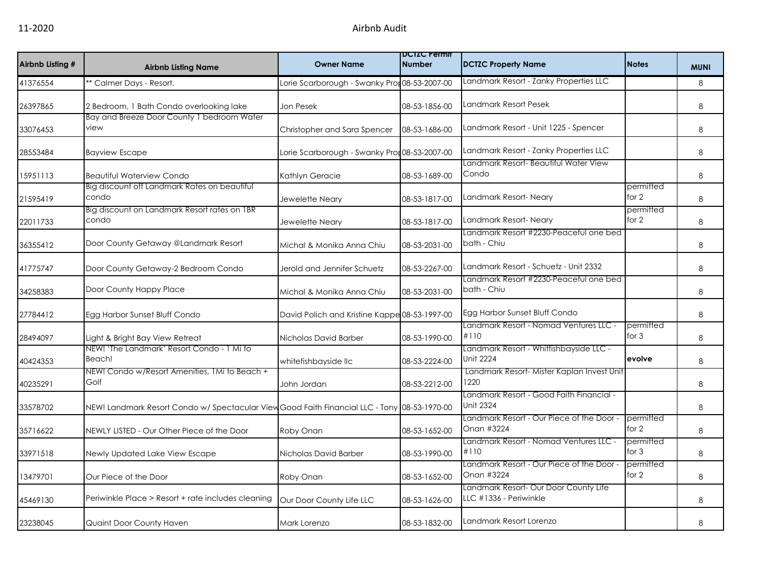| Airbnb Listing # | Airbnb Listing Name | Owner Name | DCTZC Permit Number | DCTZC Property Name | Notes | MUNI |
|---|---|---|---|---|---|---|
| 41376554 | ** Calmer Days - Resort. | Lorie Scarborough - Swanky Prop | 08-53-2007-00 | Landmark Resort - Zanky Properties LLC | | 8 |
| 26397865 | 2 Bedroom, 1 Bath Condo overlooking lake | Jon Pesek | 08-53-1856-00 | Landmark Resort Pesek | | 8 |
| 33076453 | Bay and Breeze Door County 1 bedroom Water view | Christopher and Sara Spencer | 08-53-1686-00 | Landmark Resort - Unit 1225 - Spencer | | 8 |
| 28553484 | Bayview Escape | Lorie Scarborough - Swanky Prop | 08-53-2007-00 | Landmark Resort - Zanky Properties LLC | | 8 |
| 15951113 | Beautiful Waterview Condo | Kathlyn Geracie | 08-53-1689-00 | Landmark Resort- Beautiful Water View Condo | | 8 |
| 21595419 | Big discount off Landmark Rates on beautiful condo | Jewelette Neary | 08-53-1817-00 | Landmark Resort- Neary | permitted for 2 | 8 |
| 22011733 | Big discount on Landmark Resort rates on 1BR condo | Jewelette Neary | 08-53-1817-00 | Landmark Resort- Neary | permitted for 2 | 8 |
| 36355412 | Door County Getaway @Landmark Resort | Michal & Monika Anna Chiu | 08-53-2031-00 | Landmark Resort #2230-Peaceful one bed bath - Chiu | | 8 |
| 41775747 | Door County Getaway-2 Bedroom Condo | Jerold and Jennifer Schuetz | 08-53-2267-00 | Landmark Resort - Schuetz - Unit 2332 | | 8 |
| 34258383 | Door County Happy Place | Michal & Monika Anna Chiu | 08-53-2031-00 | Landmark Resort #2230-Peaceful one bed bath - Chiu | | 8 |
| 27784412 | Egg Harbor Sunset Bluff Condo | David Polich and Kristine Kappe | 08-53-1997-00 | Egg Harbor Sunset Bluff Condo | | 8 |
| 28494097 | Light & Bright Bay View Retreat | Nicholas David Barber | 08-53-1990-00 | Landmark Resort - Nomad Ventures LLC - #110 | permitted for 3 | 8 |
| 40424353 | NEW! 'The Landmark' Resort Condo - 1 Mi to Beach! | whitefishbayside llc | 08-53-2224-00 | Landmark Resort - Whitfishbayside LLC - Unit 2224 | **evolve** | 8 |
| 40235291 | NEW! Condo w/Resort Amenities, 1Mi to Beach + Golf | John Jordan | 08-53-2212-00 | Landmark Resort- Mister Kaplan Invest Unit 1220 | | 8 |
| 33578702 | NEW! Landmark Resort Condo w/ Spectacular View | Good Faith Financial LLC - Tony | 08-53-1970-00 | Landmark Resort - Good Faith Financial - Unit 2324 | | 8 |
| 35716622 | NEWLY LISTED - Our Other Piece of the Door | Roby Onan | 08-53-1652-00 | Landmark Resort - Our Piece of the Door - Onan #3224 | permitted for 2 | 8 |
| 33971518 | Newly Updated Lake View Escape | Nicholas David Barber | 08-53-1990-00 | Landmark Resort - Nomad Ventures LLC - #110 | permitted for 3 | 8 |
| 13479701 | Our Piece of the Door | Roby Onan | 08-53-1652-00 | Landmark Resort - Our Piece of the Door - Onan #3224 | permitted for 2 | 8 |
| 45469130 | Periwinkle Place > Resort + rate includes cleaning | Our Door County Life LLC | 08-53-1626-00 | Landmark Resort- Our Door County Life LLC #1336 - Periwinkle | | 8 |
| 23238045 | Quaint Door County Haven | Mark Lorenzo | 08-53-1832-00 | Landmark Resort Lorenzo | | 8 |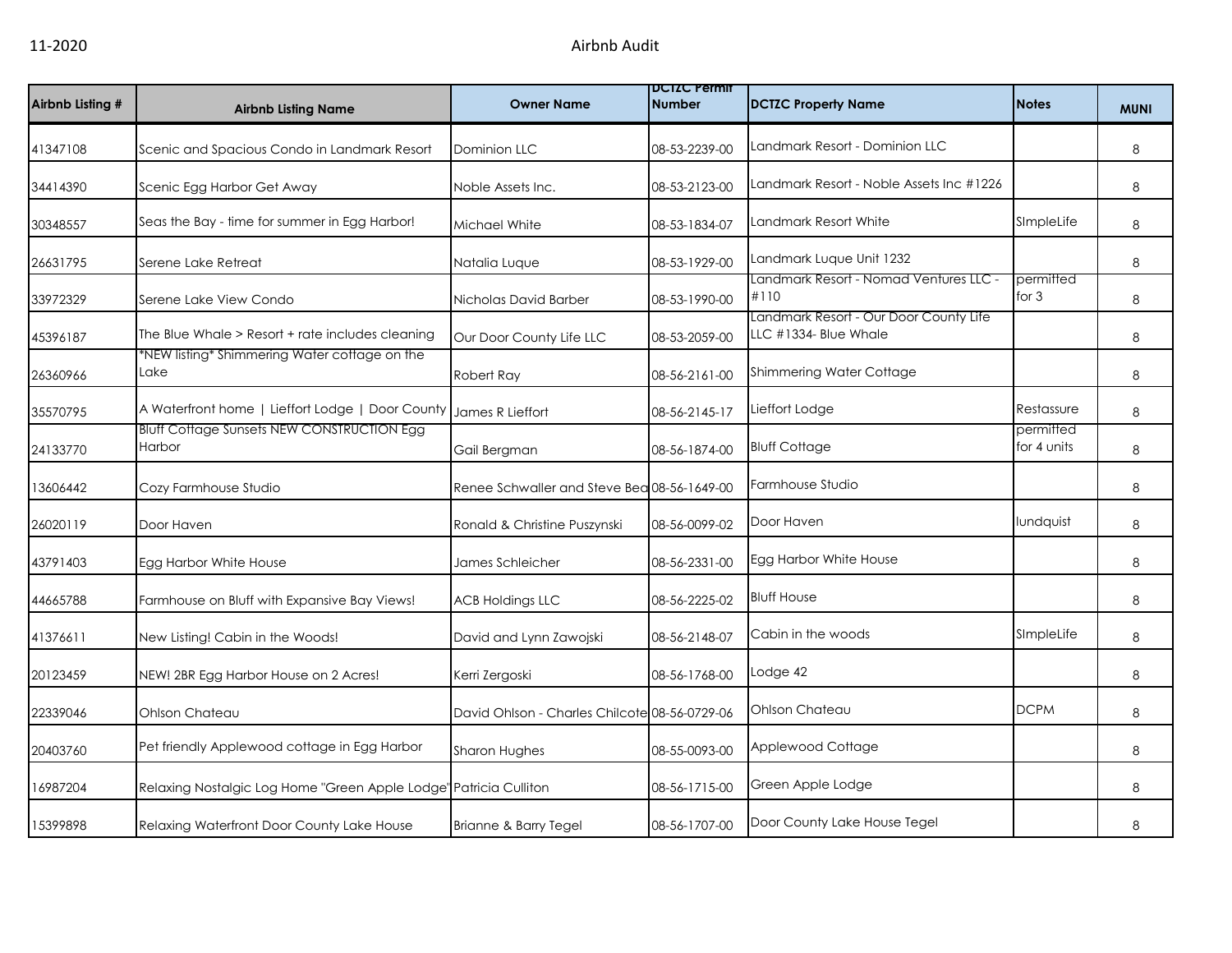| Airbnb Listing # | Airbnb Listing Name | Owner Name | DCTZC Permit Number | DCTZC Property Name | Notes | MUNI |
|---|---|---|---|---|---|---|
| 41347108 | Scenic and Spacious Condo in Landmark Resort | Dominion LLC | 08-53-2239-00 | Landmark Resort - Dominion LLC | | 8 |
| 34414390 | Scenic Egg Harbor Get Away | Noble Assets Inc. | 08-53-2123-00 | Landmark Resort - Noble Assets Inc #1226 | | 8 |
| 30348557 | Seas the Bay - time for summer in Egg Harbor! | Michael White | 08-53-1834-07 | Landmark Resort White | SImpleLife | 8 |
| 26631795 | Serene Lake Retreat | Natalia Luque | 08-53-1929-00 | Landmark Luque Unit 1232 | | 8 |
| 33972329 | Serene Lake View Condo | Nicholas David Barber | 08-53-1990-00 | Landmark Resort - Nomad Ventures LLC - #110 | permitted for 3 | 8 |
| 45396187 | The Blue Whale > Resort + rate includes cleaning | Our Door County Life LLC | 08-53-2059-00 | Landmark Resort - Our Door County Life LLC #1334- Blue Whale | | 8 |
| 26360966 | *NEW listing* Shimmering Water cottage on the Lake | Robert Ray | 08-56-2161-00 | Shimmering Water Cottage | | 8 |
| 35570795 | A Waterfront home \| Lieffort Lodge \| Door County | James R Lieffort | 08-56-2145-17 | Lieffort Lodge | Restassure | 8 |
| 24133770 | Bluff Cottage Sunsets NEW CONSTRUCTION Egg Harbor | Gail Bergman | 08-56-1874-00 | Bluff Cottage | permitted for 4 units | 8 |
| 13606442 | Cozy Farmhouse Studio | Renee Schwaller and Steve Bea | 08-56-1649-00 | Farmhouse Studio | | 8 |
| 26020119 | Door Haven | Ronald & Christine Puszynski | 08-56-0099-02 | Door Haven | lundquist | 8 |
| 43791403 | Egg Harbor White House | James Schleicher | 08-56-2331-00 | Egg Harbor White House | | 8 |
| 44665788 | Farmhouse on Bluff with Expansive Bay Views! | ACB Holdings LLC | 08-56-2225-02 | Bluff House | | 8 |
| 41376611 | New Listing! Cabin in the Woods! | David and Lynn Zawojski | 08-56-2148-07 | Cabin in the woods | SImpleLife | 8 |
| 20123459 | NEW! 2BR Egg Harbor House on 2 Acres! | Kerri Zergoski | 08-56-1768-00 | Lodge 42 | | 8 |
| 22339046 | Ohlson Chateau | David Ohlson - Charles Chilcote | 08-56-0729-06 | Ohlson Chateau | DCPM | 8 |
| 20403760 | Pet friendly Applewood cottage in Egg Harbor | Sharon Hughes | 08-55-0093-00 | Applewood Cottage | | 8 |
| 16987204 | Relaxing Nostalgic Log Home "Green Apple Lodge" | Patricia Culliton | 08-56-1715-00 | Green Apple Lodge | | 8 |
| 15399898 | Relaxing Waterfront Door County Lake House | Brianne & Barry Tegel | 08-56-1707-00 | Door County Lake House Tegel | | 8 |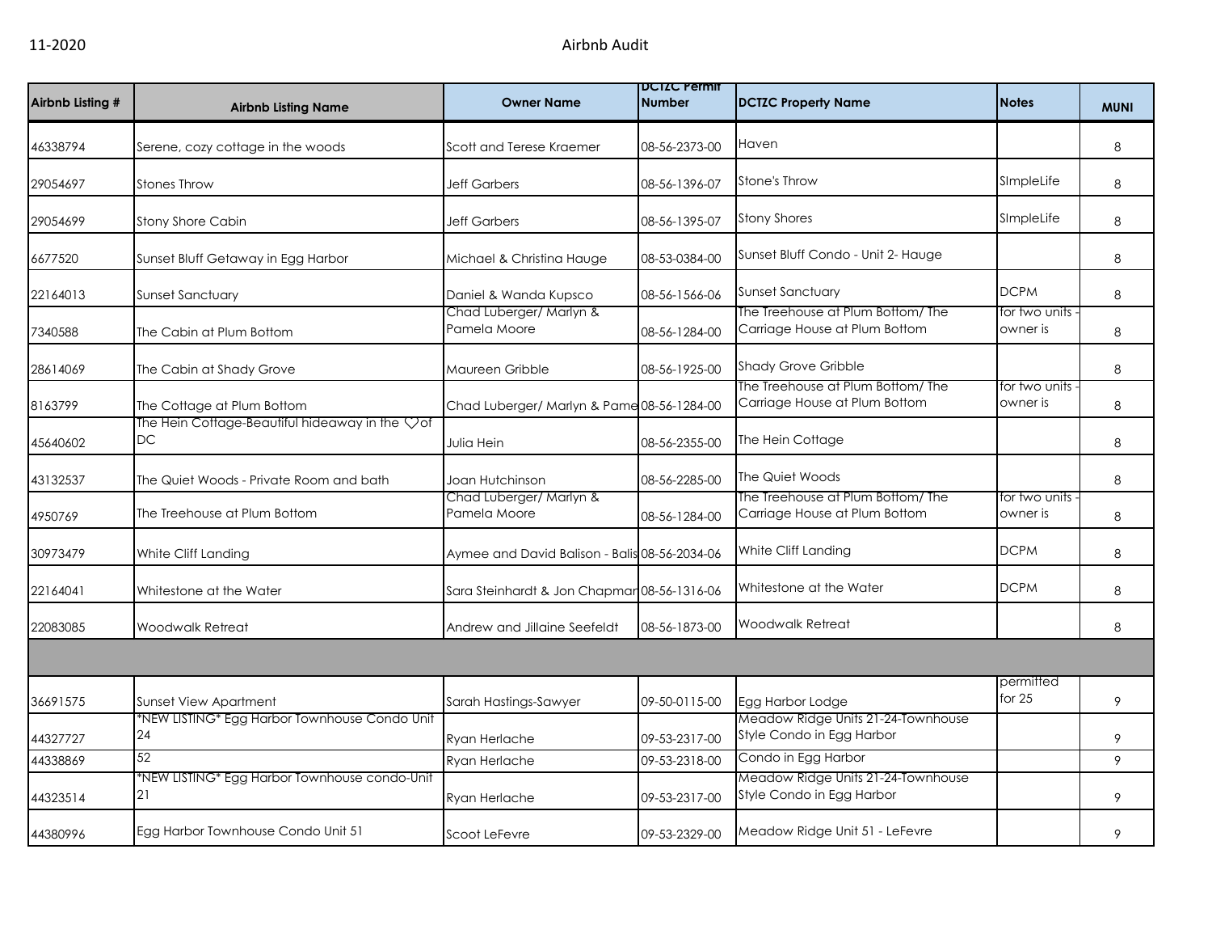| Airbnb Listing # | Airbnb Listing Name | Owner Name | DCTZC Permit Number | DCTZC Property Name | Notes | MUNI |
|---|---|---|---|---|---|---|
| 46338794 | Serene, cozy cottage in the woods | Scott and Terese Kraemer | 08-56-2373-00 | Haven | | 8 |
| 29054697 | Stones Throw | Jeff Garbers | 08-56-1396-07 | Stone's Throw | SImpleLife | 8 |
| 29054699 | Stony Shore Cabin | Jeff Garbers | 08-56-1395-07 | Stony Shores | SImpleLife | 8 |
| 6677520 | Sunset Bluff Getaway in Egg Harbor | Michael & Christina Hauge | 08-53-0384-00 | Sunset Bluff Condo - Unit 2- Hauge | | 8 |
| 22164013 | Sunset Sanctuary | Daniel & Wanda Kupsco | 08-56-1566-06 | Sunset Sanctuary | DCPM | 8 |
| 7340588 | The Cabin at Plum Bottom | Chad Luberger/ Marlyn & Pamela Moore | 08-56-1284-00 | The Treehouse at Plum Bottom/ The Carriage House at Plum Bottom | for two units - owner is | 8 |
| 28614069 | The Cabin at Shady Grove | Maureen Gribble | 08-56-1925-00 | Shady Grove Gribble | | 8 |
| 8163799 | The Cottage at Plum Bottom | Chad Luberger/ Marlyn & Pame | 08-56-1284-00 | The Treehouse at Plum Bottom/ The Carriage House at Plum Bottom | for two units - owner is | 8 |
| 45640602 | The Hein Cottage-Beautiful hideaway in the ♡of DC | Julia Hein | 08-56-2355-00 | The Hein Cottage | | 8 |
| 43132537 | The Quiet Woods - Private Room and bath | Joan Hutchinson | 08-56-2285-00 | The Quiet Woods | | 8 |
| 4950769 | The Treehouse at Plum Bottom | Chad Luberger/ Marlyn & Pamela Moore | 08-56-1284-00 | The Treehouse at Plum Bottom/ The Carriage House at Plum Bottom | for two units - owner is | 8 |
| 30973479 | White Cliff Landing | Aymee and David Balison - Balis | 08-56-2034-06 | White Cliff Landing | DCPM | 8 |
| 22164041 | Whitestone at the Water | Sara Steinhardt & Jon Chapmar | 08-56-1316-06 | Whitestone at the Water | DCPM | 8 |
| 22083085 | Woodwalk Retreat | Andrew and Jillaine Seefeldt | 08-56-1873-00 | Woodwalk Retreat | | 8 |
| | | | | | | |
| 36691575 | Sunset View Apartment | Sarah Hastings-Sawyer | 09-50-0115-00 | Egg Harbor Lodge | permitted for 25 | 9 |
| 44327727 | *NEW LISTING* Egg Harbor Townhouse Condo Unit 24 | Ryan Herlache | 09-53-2317-00 | Meadow Ridge Units 21-24-Townhouse Style Condo in Egg Harbor | | 9 |
| 44338869 | 52 | Ryan Herlache | 09-53-2318-00 | Condo in Egg Harbor | | 9 |
| 44323514 | *NEW LISTING* Egg Harbor Townhouse condo-Unit 21 | Ryan Herlache | 09-53-2317-00 | Meadow Ridge Units 21-24-Townhouse Style Condo in Egg Harbor | | 9 |
| 44380996 | Egg Harbor Townhouse Condo Unit 51 | Scoot LeFevre | 09-53-2329-00 | Meadow Ridge Unit 51 - LeFevre | | 9 |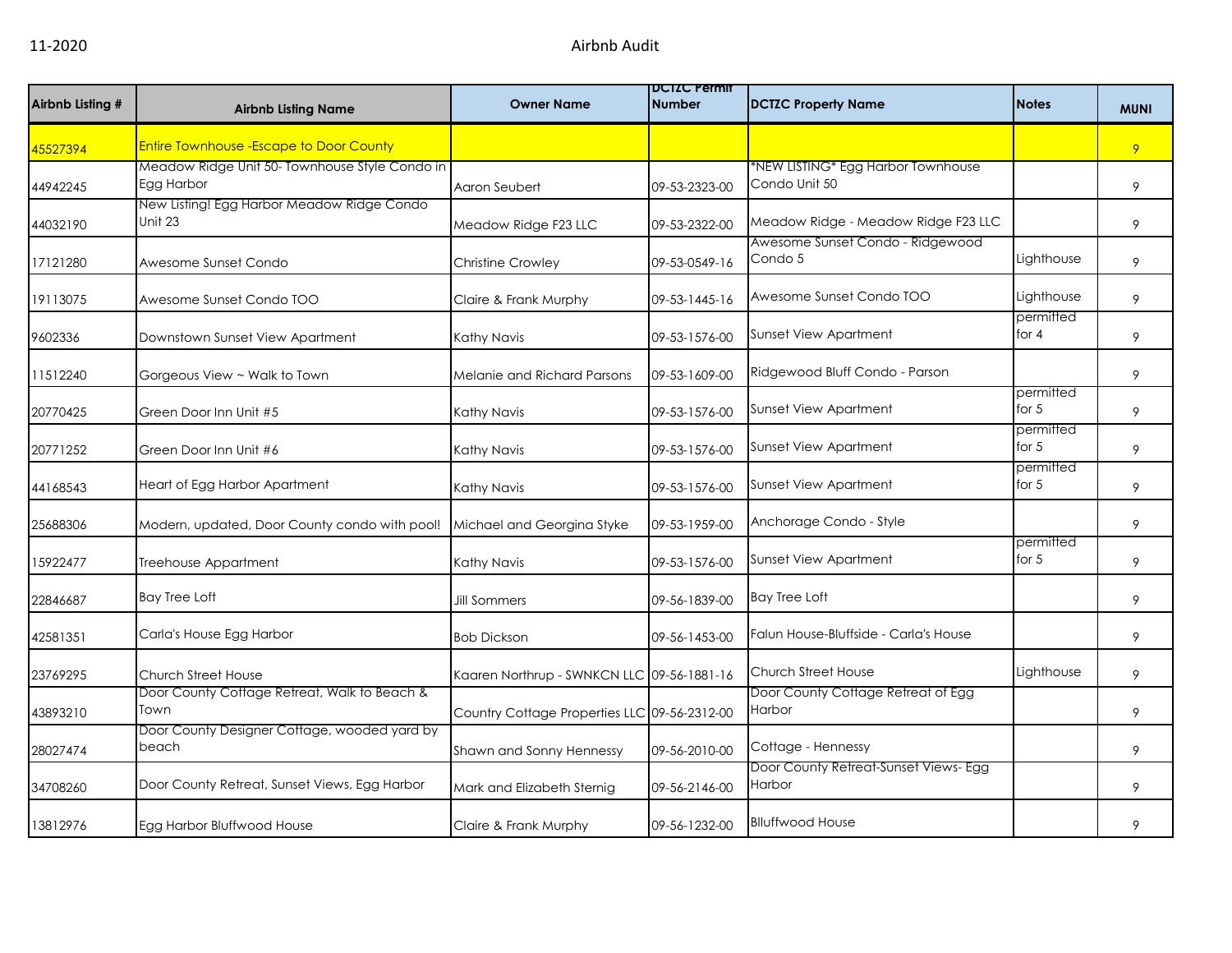| Airbnb Listing # | Airbnb Listing Name | Owner Name | DCTZC Permit Number | DCTZC Property Name | Notes | MUNI |
|---|---|---|---|---|---|---|
| 45527394 | Entire Townhouse -Escape to Door County | | | | | 9 |
| 44942245 | Meadow Ridge Unit 50- Townhouse Style Condo in Egg Harbor | Aaron Seubert | 09-53-2323-00 | *NEW LISTING* Egg Harbor Townhouse Condo Unit 50 | | 9 |
| 44032190 | New Listing! Egg Harbor Meadow Ridge Condo Unit 23 | Meadow Ridge F23 LLC | 09-53-2322-00 | Meadow Ridge - Meadow Ridge F23 LLC | | 9 |
| 17121280 | Awesome Sunset Condo | Christine Crowley | 09-53-0549-16 | Awesome Sunset Condo - Ridgewood Condo 5 | Lighthouse | 9 |
| 19113075 | Awesome Sunset Condo TOO | Claire & Frank Murphy | 09-53-1445-16 | Awesome Sunset Condo TOO | Lighthouse | 9 |
| 9602336 | Downtown Sunset View Apartment | Kathy Navis | 09-53-1576-00 | Sunset View Apartment | permitted for 4 | 9 |
| 11512240 | Gorgeous View ~ Walk to Town | Melanie and Richard Parsons | 09-53-1609-00 | Ridgewood Bluff Condo - Parson | | 9 |
| 20770425 | Green Door Inn Unit #5 | Kathy Navis | 09-53-1576-00 | Sunset View Apartment | permitted for 5 | 9 |
| 20771252 | Green Door Inn Unit #6 | Kathy Navis | 09-53-1576-00 | Sunset View Apartment | permitted for 5 | 9 |
| 44168543 | Heart of Egg Harbor Apartment | Kathy Navis | 09-53-1576-00 | Sunset View Apartment | permitted for 5 | 9 |
| 25688306 | Modern, updated, Door County condo with pool! | Michael and Georgina Styke | 09-53-1959-00 | Anchorage Condo - Style | | 9 |
| 15922477 | Treehouse Appartment | Kathy Navis | 09-53-1576-00 | Sunset View Apartment | permitted for 5 | 9 |
| 22846687 | Bay Tree Loft | Jill Sommers | 09-56-1839-00 | Bay Tree Loft | | 9 |
| 42581351 | Carla's House Egg Harbor | Bob Dickson | 09-56-1453-00 | Falun House-Bluffside - Carla's House | | 9 |
| 23769295 | Church Street House | Kaaren Northrup - SWNKCN LLC | 09-56-1881-16 | Church Street House | Lighthouse | 9 |
| 43893210 | Door County Cottage Retreat, Walk to Beach & Town | Country Cottage Properties LLC | 09-56-2312-00 | Door County Cottage Retreat of Egg Harbor | | 9 |
| 28027474 | Door County Designer Cottage, wooded yard by beach | Shawn and Sonny Hennessy | 09-56-2010-00 | Cottage - Hennessy | | 9 |
| 34708260 | Door County Retreat, Sunset Views, Egg Harbor | Mark and Elizabeth Sternig | 09-56-2146-00 | Door County Retreat-Sunset Views- Egg Harbor | | 9 |
| 13812976 | Egg Harbor Bluffwood House | Claire & Frank Murphy | 09-56-1232-00 | Blluffwood House | | 9 |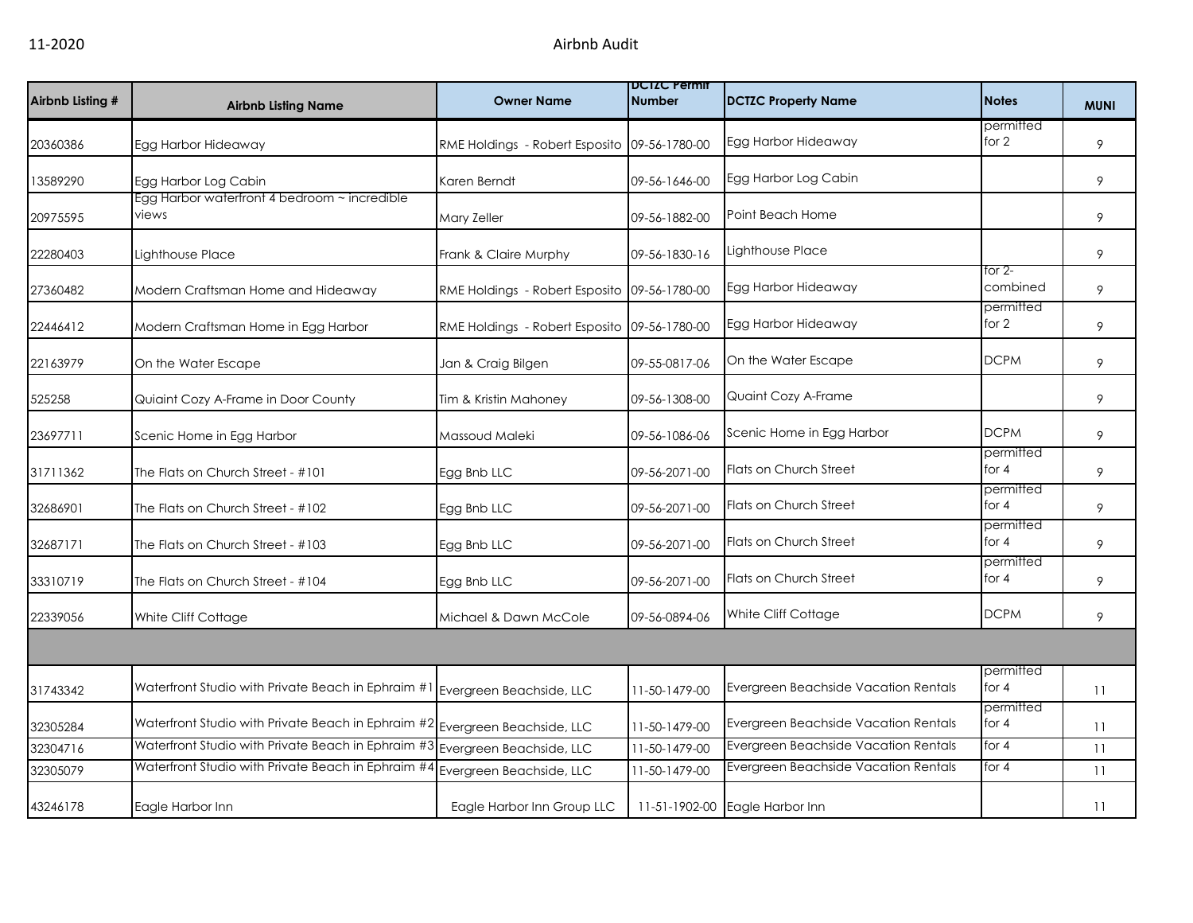| Airbnb Listing # | Airbnb Listing Name | Owner Name | DCTZC Permit Number | DCTZC Property Name | Notes | MUNI |
|---|---|---|---|---|---|---|
| 20360386 | Egg Harbor Hideaway | RME Holdings - Robert Esposito | 09-56-1780-00 | Egg Harbor Hideaway | permitted for 2 | 9 |
| 13589290 | Egg Harbor Log Cabin | Karen Berndt | 09-56-1646-00 | Egg Harbor Log Cabin | | 9 |
| 20975595 | Egg Harbor waterfront 4 bedroom ~ incredible views | Mary Zeller | 09-56-1882-00 | Point Beach Home | | 9 |
| 22280403 | Lighthouse Place | Frank & Claire Murphy | 09-56-1830-16 | Lighthouse Place | | 9 |
| 27360482 | Modern Craftsman Home and Hideaway | RME Holdings - Robert Esposito | 09-56-1780-00 | Egg Harbor Hideaway | for 2- combined | 9 |
| 22446412 | Modern Craftsman Home in Egg Harbor | RME Holdings - Robert Esposito | 09-56-1780-00 | Egg Harbor Hideaway | permitted for 2 | 9 |
| 22163979 | On the Water Escape | Jan & Craig Bilgen | 09-55-0817-06 | On the Water Escape | DCPM | 9 |
| 525258 | Quiaint Cozy A-Frame in Door County | Tim & Kristin Mahoney | 09-56-1308-00 | Quaint Cozy A-Frame | | 9 |
| 23697711 | Scenic Home in Egg Harbor | Massoud Maleki | 09-56-1086-06 | Scenic Home in Egg Harbor | DCPM | 9 |
| 31711362 | The Flats on Church Street - #101 | Egg Bnb LLC | 09-56-2071-00 | Flats on Church Street | permitted for 4 | 9 |
| 32686901 | The Flats on Church Street - #102 | Egg Bnb LLC | 09-56-2071-00 | Flats on Church Street | permitted for 4 | 9 |
| 32687171 | The Flats on Church Street - #103 | Egg Bnb LLC | 09-56-2071-00 | Flats on Church Street | permitted for 4 | 9 |
| 33310719 | The Flats on Church Street - #104 | Egg Bnb LLC | 09-56-2071-00 | Flats on Church Street | permitted for 4 | 9 |
| 22339056 | White Cliff Cottage | Michael & Dawn McCole | 09-56-0894-06 | White Cliff Cottage | DCPM | 9 |
| | | | | | | |
| 31743342 | Waterfront Studio with Private Beach in Ephraim #1 | Evergreen Beachside, LLC | 11-50-1479-00 | Evergreen Beachside Vacation Rentals | permitted for 4 | 11 |
| 32305284 | Waterfront Studio with Private Beach in Ephraim #2 | Evergreen Beachside, LLC | 11-50-1479-00 | Evergreen Beachside Vacation Rentals | permitted for 4 | 11 |
| 32304716 | Waterfront Studio with Private Beach in Ephraim #3 | Evergreen Beachside, LLC | 11-50-1479-00 | Evergreen Beachside Vacation Rentals | for 4 | 11 |
| 32305079 | Waterfront Studio with Private Beach in Ephraim #4 | Evergreen Beachside, LLC | 11-50-1479-00 | Evergreen Beachside Vacation Rentals | for 4 | 11 |
| 43246178 | Eagle Harbor Inn | Eagle Harbor Inn Group LLC | 11-51-1902-00 | Eagle Harbor Inn | | 11 |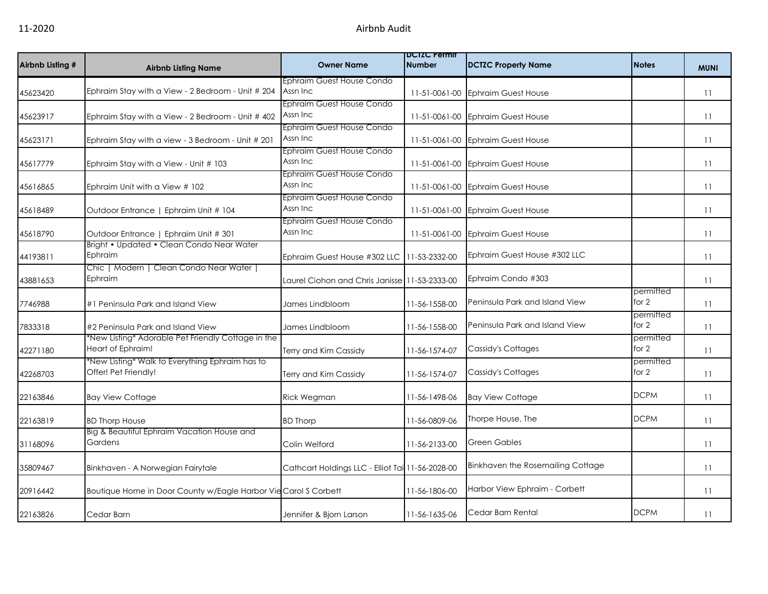| Airbnb Listing # | Airbnb Listing Name | Owner Name | DCTZC Permit Number | DCTZC Property Name | Notes | MUNI |
|---|---|---|---|---|---|---|
| 45623420 | Ephraim Stay with a View - 2 Bedroom - Unit # 204 | Ephraim Guest House Condo Assn Inc | 11-51-0061-00 | Ephraim Guest House | | 11 |
| 45623917 | Ephraim Stay with a View - 2 Bedroom - Unit # 402 | Ephraim Guest House Condo Assn Inc | 11-51-0061-00 | Ephraim Guest House | | 11 |
| 45623171 | Ephraim Stay with a view - 3 Bedroom - Unit # 201 | Ephraim Guest House Condo Assn Inc | 11-51-0061-00 | Ephraim Guest House | | 11 |
| 45617779 | Ephraim Stay with a View - Unit # 103 | Ephraim Guest House Condo Assn Inc | 11-51-0061-00 | Ephraim Guest House | | 11 |
| 45616865 | Ephraim Unit with a View # 102 | Ephraim Guest House Condo Assn Inc | 11-51-0061-00 | Ephraim Guest House | | 11 |
| 45618489 | Outdoor Entrance \| Ephraim Unit # 104 | Ephraim Guest House Condo Assn Inc | 11-51-0061-00 | Ephraim Guest House | | 11 |
| 45618790 | Outdoor Entrance \| Ephraim Unit # 301 | Ephraim Guest House Condo Assn Inc | 11-51-0061-00 | Ephraim Guest House | | 11 |
| 44193811 | Bright • Updated • Clean Condo Near Water Ephraim | Ephraim Guest House #302 LLC | 11-53-2332-00 | Ephraim Guest House #302 LLC | | 11 |
| 43881653 | Chic \| Modern \| Clean Condo Near Water \| Ephraim | Laurel Ciohon and Chris Janisse | 11-53-2333-00 | Ephraim Condo #303 | | 11 |
| 7746988 | #1 Peninsula Park and Island View | James Lindbloom | 11-56-1558-00 | Peninsula Park and Island View | permitted for 2 | 11 |
| 7833318 | #2 Peninsula Park and Island View | James Lindbloom | 11-56-1558-00 | Peninsula Park and Island View | permitted for 2 | 11 |
| 42271180 | *New Listing* Adorable Pet Friendly Cottage in the Heart of Ephraim! | Terry and Kim Cassidy | 11-56-1574-07 | Cassidy's Cottages | permitted for 2 | 11 |
| 42268703 | *New Listing* Walk to Everything Ephraim has to Offer! Pet Friendly! | Terry and Kim Cassidy | 11-56-1574-07 | Cassidy's Cottages | permitted for 2 | 11 |
| 22163846 | Bay View Cottage | Rick Wegman | 11-56-1498-06 | Bay View Cottage | DCPM | 11 |
| 22163819 | BD Thorp House | BD Thorp | 11-56-0809-06 | Thorpe House, The | DCPM | 11 |
| 31168096 | Big & Beautiful Ephraim Vacation House and Gardens | Colin Welford | 11-56-2133-00 | Green Gables | | 11 |
| 35809467 | Binkhaven - A Norwegian Fairytale | Cathcart Holdings LLC - Elliot Tai | 11-56-2028-00 | Binkhaven the Rosemailing Cottage | | 11 |
| 20916442 | Boutique Home in Door County w/Eagle Harbor Vie | Carol S Corbett | 11-56-1806-00 | Harbor View Ephraim - Corbett | | 11 |
| 22163826 | Cedar Barn | Jennifer & Bjorn Larson | 11-56-1635-06 | Cedar Barn Rental | DCPM | 11 |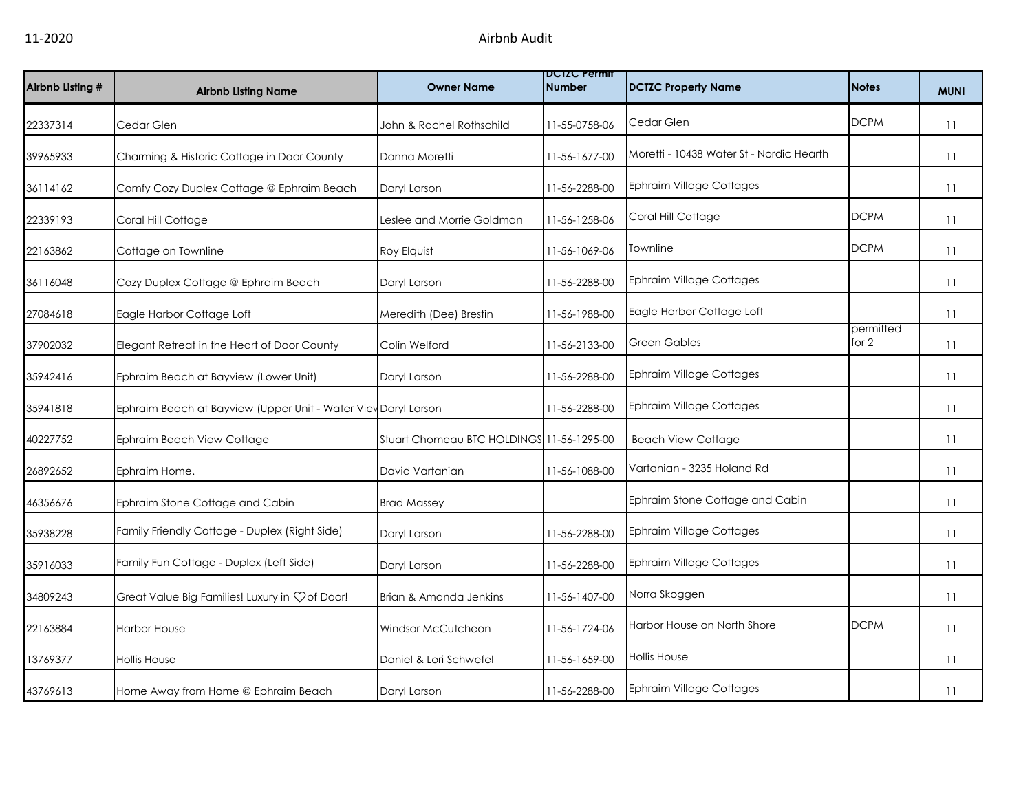11-2020 Airbnb Audit

| Airbnb Listing # | Airbnb Listing Name | Owner Name | DCTZC Permit Number | DCTZC Property Name | Notes | MUNI |
|---|---|---|---|---|---|---|
| 22337314 | Cedar Glen | John & Rachel Rothschild | 11-55-0758-06 | Cedar Glen | DCPM | 11 |
| 39965933 | Charming & Historic Cottage in Door County | Donna Moretti | 11-56-1677-00 | Moretti - 10438 Water St - Nordic Hearth | | 11 |
| 36114162 | Comfy Cozy Duplex Cottage @ Ephraim Beach | Daryl Larson | 11-56-2288-00 | Ephraim Village Cottages | | 11 |
| 22339193 | Coral Hill Cottage | Leslee and Morrie Goldman | 11-56-1258-06 | Coral Hill Cottage | DCPM | 11 |
| 22163862 | Cottage on Townline | Roy Elquist | 11-56-1069-06 | Townline | DCPM | 11 |
| 36116048 | Cozy Duplex Cottage @ Ephraim Beach | Daryl Larson | 11-56-2288-00 | Ephraim Village Cottages | | 11 |
| 27084618 | Eagle Harbor Cottage Loft | Meredith (Dee) Brestin | 11-56-1988-00 | Eagle Harbor Cottage Loft | | 11 |
| 37902032 | Elegant Retreat in the Heart of Door County | Colin Welford | 11-56-2133-00 | Green Gables | permitted for 2 | 11 |
| 35942416 | Ephraim Beach at Bayview (Lower Unit) | Daryl Larson | 11-56-2288-00 | Ephraim Village Cottages | | 11 |
| 35941818 | Ephraim Beach at Bayview (Upper Unit - Water View | Daryl Larson | 11-56-2288-00 | Ephraim Village Cottages | | 11 |
| 40227752 | Ephraim Beach View Cottage | Stuart Chomeau BTC HOLDINGS | 11-56-1295-00 | Beach View Cottage | | 11 |
| 26892652 | Ephraim Home. | David Vartanian | 11-56-1088-00 | Vartanian - 3235 Holand Rd | | 11 |
| 46356676 | Ephraim Stone Cottage and Cabin | Brad Massey | | Ephraim Stone Cottage and Cabin | | 11 |
| 35938228 | Family Friendly Cottage - Duplex (Right Side) | Daryl Larson | 11-56-2288-00 | Ephraim Village Cottages | | 11 |
| 35916033 | Family Fun Cottage - Duplex (Left Side) | Daryl Larson | 11-56-2288-00 | Ephraim Village Cottages | | 11 |
| 34809243 | Great Value Big Families! Luxury in ♡of Door! | Brian & Amanda Jenkins | 11-56-1407-00 | Norra Skoggen | | 11 |
| 22163884 | Harbor House | Windsor McCutcheon | 11-56-1724-06 | Harbor House on North Shore | DCPM | 11 |
| 13769377 | Hollis House | Daniel & Lori Schwefel | 11-56-1659-00 | Hollis House | | 11 |
| 43769613 | Home Away from Home @ Ephraim Beach | Daryl Larson | 11-56-2288-00 | Ephraim Village Cottages | | 11 |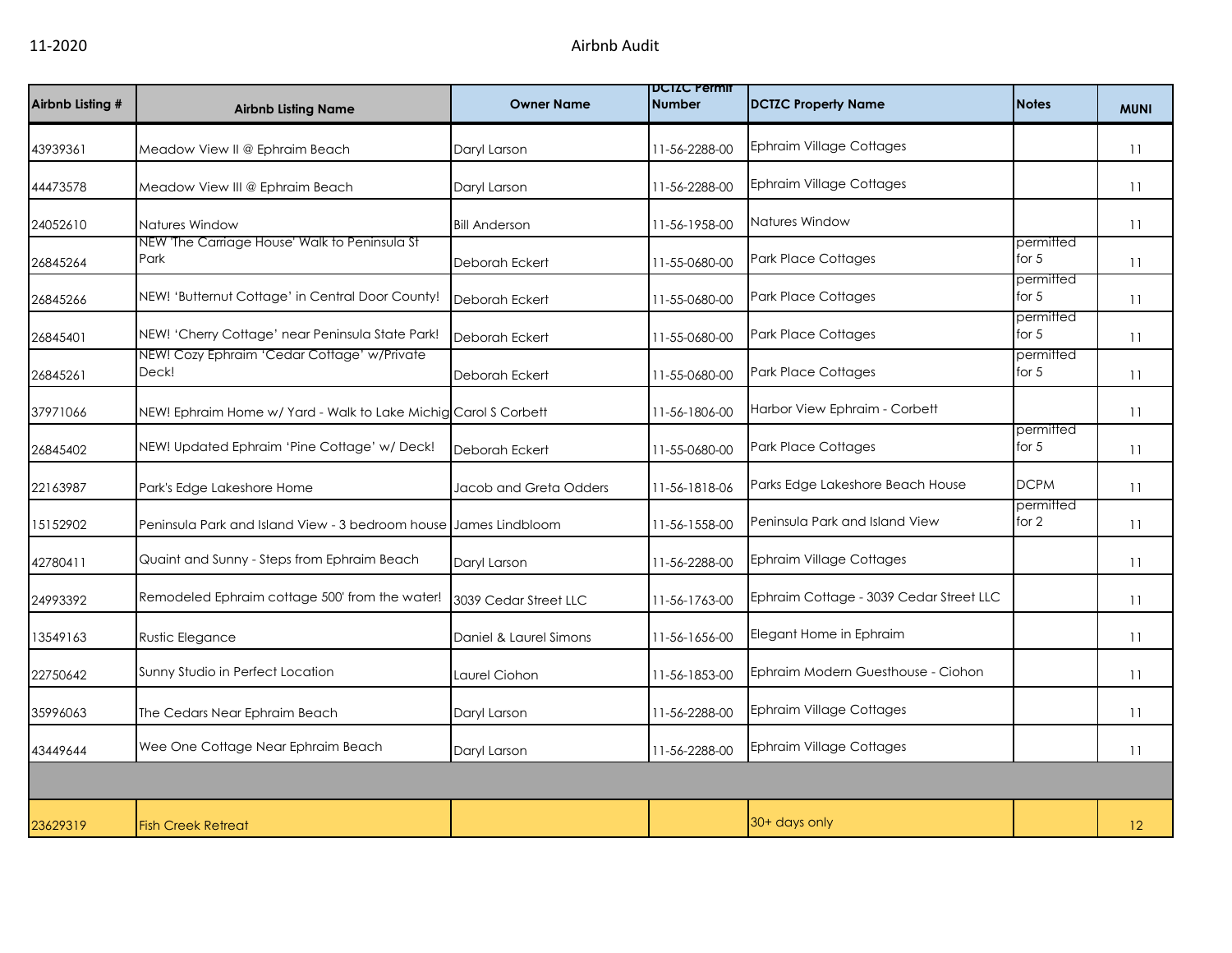| Airbnb Listing # | Airbnb Listing Name | Owner Name | DCTZC Permit Number | DCTZC Property Name | Notes | MUNI |
|---|---|---|---|---|---|---|
| 43939361 | Meadow View II @ Ephraim Beach | Daryl Larson | 11-56-2288-00 | Ephraim Village Cottages | | 11 |
| 44473578 | Meadow View III @ Ephraim Beach | Daryl Larson | 11-56-2288-00 | Ephraim Village Cottages | | 11 |
| 24052610 | Natures Window | Bill Anderson | 11-56-1958-00 | Natures Window | | 11 |
| 26845264 | NEW 'The Carriage House' Walk to Peninsula St Park | Deborah Eckert | 11-55-0680-00 | Park Place Cottages | permitted for 5 | 11 |
| 26845266 | NEW! 'Butternut Cottage' in Central Door County! | Deborah Eckert | 11-55-0680-00 | Park Place Cottages | permitted for 5 | 11 |
| 26845401 | NEW! 'Cherry Cottage' near Peninsula State Park! | Deborah Eckert | 11-55-0680-00 | Park Place Cottages | permitted for 5 | 11 |
| 26845261 | NEW! Cozy Ephraim 'Cedar Cottage' w/Private Deck! | Deborah Eckert | 11-55-0680-00 | Park Place Cottages | permitted for 5 | 11 |
| 37971066 | NEW! Ephraim Home w/ Yard - Walk to Lake Michig | Carol S Corbett | 11-56-1806-00 | Harbor View Ephraim - Corbett | | 11 |
| 26845402 | NEW! Updated Ephraim 'Pine Cottage' w/ Deck! | Deborah Eckert | 11-55-0680-00 | Park Place Cottages | permitted for 5 | 11 |
| 22163987 | Park's Edge Lakeshore Home | Jacob and Greta Odders | 11-56-1818-06 | Parks Edge Lakeshore Beach House | DCPM | 11 |
| 15152902 | Peninsula Park and Island View - 3 bedroom house | James Lindbloom | 11-56-1558-00 | Peninsula Park and Island View | permitted for 2 | 11 |
| 42780411 | Quaint and Sunny - Steps from Ephraim Beach | Daryl Larson | 11-56-2288-00 | Ephraim Village Cottages | | 11 |
| 24993392 | Remodeled Ephraim cottage 500' from the water! | 3039 Cedar Street LLC | 11-56-1763-00 | Ephraim Cottage - 3039 Cedar Street LLC | | 11 |
| 13549163 | Rustic Elegance | Daniel & Laurel Simons | 11-56-1656-00 | Elegant Home in Ephraim | | 11 |
| 22750642 | Sunny Studio in Perfect Location | Laurel Ciohon | 11-56-1853-00 | Ephraim Modern Guesthouse - Ciohon | | 11 |
| 35996063 | The Cedars Near Ephraim Beach | Daryl Larson | 11-56-2288-00 | Ephraim Village Cottages | | 11 |
| 43449644 | Wee One Cottage Near Ephraim Beach | Daryl Larson | 11-56-2288-00 | Ephraim Village Cottages | | 11 |
| | | | | | | |
| 23629319 | Fish Creek Retreat | | | 30+ days only | | 12 |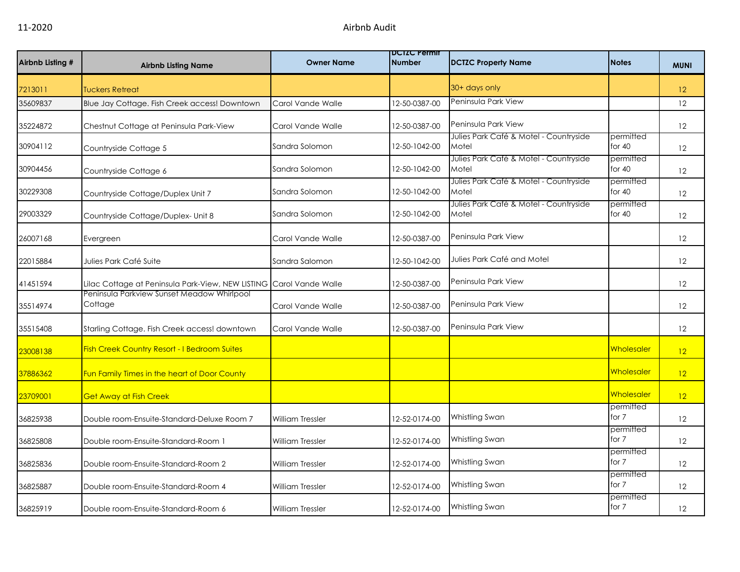| Airbnb Listing # | Airbnb Listing Name | Owner Name | DCTZC Permit Number | DCTZC Property Name | Notes | MUNI |
|---|---|---|---|---|---|---|
| 7213011 | Tuckers Retreat | | | 30+ days only | | 12 |
| 35609837 | Blue Jay Cottage. Fish Creek access! Downtown | Carol Vande Walle | 12-50-0387-00 | Peninsula Park View | | 12 |
| 35224872 | Chestnut Cottage at Peninsula Park-View | Carol Vande Walle | 12-50-0387-00 | Peninsula Park View | | 12 |
| 30904112 | Countryside Cottage 5 | Sandra Solomon | 12-50-1042-00 | Julies Park Café & Motel - Countryside Motel | permitted for 40 | 12 |
| 30904456 | Countryside Cottage 6 | Sandra Solomon | 12-50-1042-00 | Julies Park Café & Motel - Countryside Motel | permitted for 40 | 12 |
| 30229308 | Countryside Cottage/Duplex Unit 7 | Sandra Solomon | 12-50-1042-00 | Julies Park Café & Motel - Countryside Motel | permitted for 40 | 12 |
| 29003329 | Countryside Cottage/Duplex- Unit 8 | Sandra Solomon | 12-50-1042-00 | Julies Park Café & Motel - Countryside Motel | permitted for 40 | 12 |
| 26007168 | Evergreen | Carol Vande Walle | 12-50-0387-00 | Peninsula Park View | | 12 |
| 22015884 | Julies Park Café Suite | Sandra Salomon | 12-50-1042-00 | Julies Park Café and Motel | | 12 |
| 41451594 | Lilac Cottage at Peninsula Park-View, NEW LISTING | Carol Vande Walle | 12-50-0387-00 | Peninsula Park View | | 12 |
| 35514974 | Peninsula Parkview Sunset Meadow Whirlpool Cottage | Carol Vande Walle | 12-50-0387-00 | Peninsula Park View | | 12 |
| 35515408 | Starling Cottage. Fish Creek access! downtown | Carol Vande Walle | 12-50-0387-00 | Peninsula Park View | | 12 |
| 23008138 | Fish Creek Country Resort - I Bedroom Suites | | | | Wholesaler | 12 |
| 37886362 | Fun Family Times in the heart of Door County | | | | Wholesaler | 12 |
| 23709001 | Get Away at Fish Creek | | | | Wholesaler | 12 |
| 36825938 | Double room-Ensuite-Standard-Deluxe Room 7 | William Tressler | 12-52-0174-00 | Whistling Swan | permitted for 7 | 12 |
| 36825808 | Double room-Ensuite-Standard-Room 1 | William Tressler | 12-52-0174-00 | Whistling Swan | permitted for 7 | 12 |
| 36825836 | Double room-Ensuite-Standard-Room 2 | William Tressler | 12-52-0174-00 | Whistling Swan | permitted for 7 | 12 |
| 36825887 | Double room-Ensuite-Standard-Room 4 | William Tressler | 12-52-0174-00 | Whistling Swan | permitted for 7 | 12 |
| 36825919 | Double room-Ensuite-Standard-Room 6 | William Tressler | 12-52-0174-00 | Whistling Swan | permitted for 7 | 12 |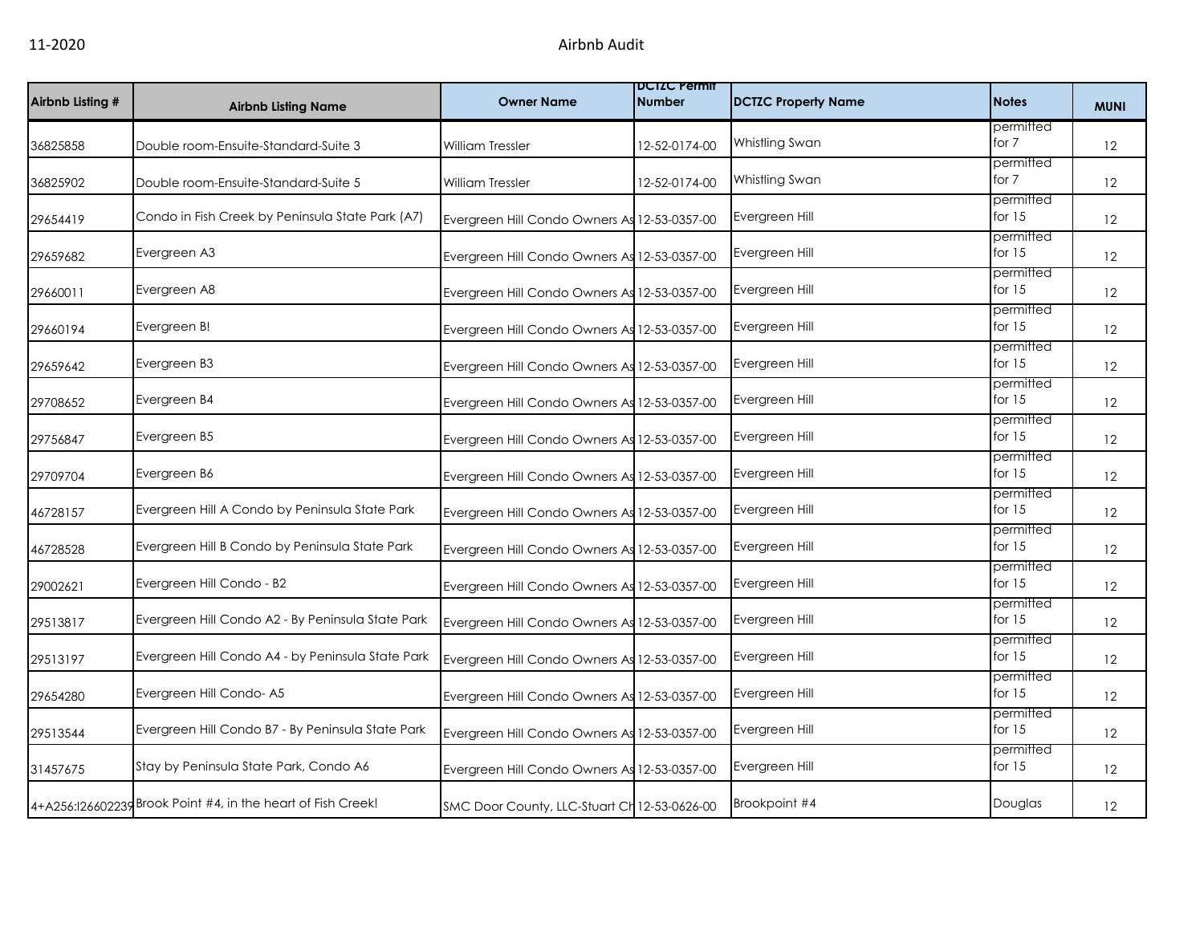| Airbnb Listing # | Airbnb Listing Name | Owner Name | DCTZC Permit Number | DCTZC Property Name | Notes | MUNI |
|---|---|---|---|---|---|---|
| 36825858 | Double room-Ensuite-Standard-Suite 3 | William Tressler | 12-52-0174-00 | Whistling Swan | permitted for 7 | 12 |
| 36825902 | Double room-Ensuite-Standard-Suite 5 | William Tressler | 12-52-0174-00 | Whistling Swan | permitted for 7 | 12 |
| 29654419 | Condo in Fish Creek by Peninsula State Park (A7) | Evergreen Hill Condo Owners As | 12-53-0357-00 | Evergreen Hill | permitted for 15 | 12 |
| 29659682 | Evergreen A3 | Evergreen Hill Condo Owners As | 12-53-0357-00 | Evergreen Hill | permitted for 15 | 12 |
| 29660011 | Evergreen A8 | Evergreen Hill Condo Owners As | 12-53-0357-00 | Evergreen Hill | permitted for 15 | 12 |
| 29660194 | Evergreen B! | Evergreen Hill Condo Owners As | 12-53-0357-00 | Evergreen Hill | permitted for 15 | 12 |
| 29659642 | Evergreen B3 | Evergreen Hill Condo Owners As | 12-53-0357-00 | Evergreen Hill | permitted for 15 | 12 |
| 29708652 | Evergreen B4 | Evergreen Hill Condo Owners As | 12-53-0357-00 | Evergreen Hill | permitted for 15 | 12 |
| 29756847 | Evergreen B5 | Evergreen Hill Condo Owners As | 12-53-0357-00 | Evergreen Hill | permitted for 15 | 12 |
| 29709704 | Evergreen B6 | Evergreen Hill Condo Owners As | 12-53-0357-00 | Evergreen Hill | permitted for 15 | 12 |
| 46728157 | Evergreen Hill A Condo by Peninsula State Park | Evergreen Hill Condo Owners As | 12-53-0357-00 | Evergreen Hill | permitted for 15 | 12 |
| 46728528 | Evergreen Hill B Condo by Peninsula State Park | Evergreen Hill Condo Owners As | 12-53-0357-00 | Evergreen Hill | permitted for 15 | 12 |
| 29002621 | Evergreen Hill Condo - B2 | Evergreen Hill Condo Owners As | 12-53-0357-00 | Evergreen Hill | permitted for 15 | 12 |
| 29513817 | Evergreen Hill Condo A2 - By Peninsula State Park | Evergreen Hill Condo Owners As | 12-53-0357-00 | Evergreen Hill | permitted for 15 | 12 |
| 29513197 | Evergreen Hill Condo A4 - by Peninsula State Park | Evergreen Hill Condo Owners As | 12-53-0357-00 | Evergreen Hill | permitted for 15 | 12 |
| 29654280 | Evergreen Hill Condo- A5 | Evergreen Hill Condo Owners As | 12-53-0357-00 | Evergreen Hill | permitted for 15 | 12 |
| 29513544 | Evergreen Hill Condo B7 - By Peninsula State Park | Evergreen Hill Condo Owners As | 12-53-0357-00 | Evergreen Hill | permitted for 15 | 12 |
| 31457675 | Stay by Peninsula State Park, Condo A6 | Evergreen Hill Condo Owners As | 12-53-0357-00 | Evergreen Hill | permitted for 15 | 12 |
| 4+A256:I26602239 | Brook Point #4, in the heart of Fish Creek! | SMC Door County, LLC-Stuart Ch | 12-53-0626-00 | Brookpoint #4 | Douglas | 12 |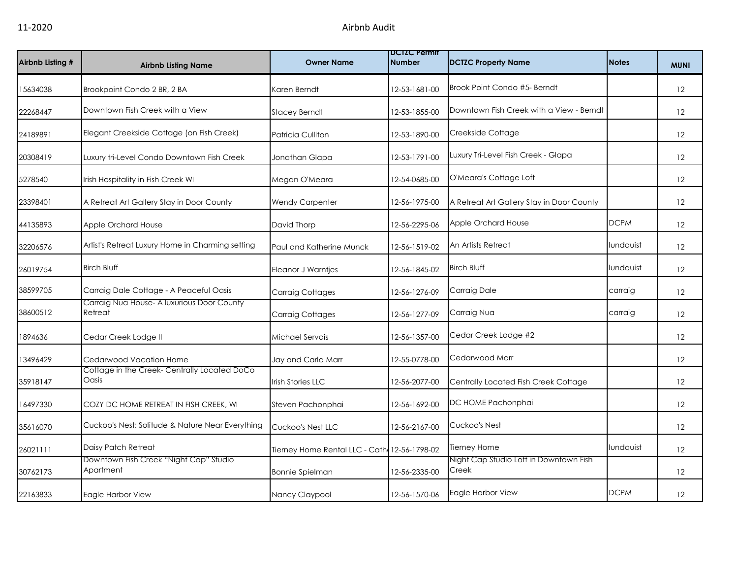| Airbnb Listing # | Airbnb Listing Name | Owner Name | DCTZC Permit Number | DCTZC Property Name | Notes | MUNI |
|---|---|---|---|---|---|---|
| 15634038 | Brookpoint Condo 2 BR, 2 BA | Karen Berndt | 12-53-1681-00 | Brook Point Condo #5- Berndt | | 12 |
| 22268447 | Downtown Fish Creek with a View | Stacey Berndt | 12-53-1855-00 | Downtown Fish Creek with a View - Berndt | | 12 |
| 24189891 | Elegant Creekside Cottage (on Fish Creek) | Patricia Culliton | 12-53-1890-00 | Creekside Cottage | | 12 |
| 20308419 | Luxury tri-Level Condo Downtown Fish Creek | Jonathan Glapa | 12-53-1791-00 | Luxury Tri-Level Fish Creek - Glapa | | 12 |
| 5278540 | Irish Hospitality in Fish Creek WI | Megan O'Meara | 12-54-0685-00 | O'Meara's Cottage Loft | | 12 |
| 23398401 | A Retreat Art Gallery Stay in Door County | Wendy Carpenter | 12-56-1975-00 | A Retreat Art Gallery Stay in Door County | | 12 |
| 44135893 | Apple Orchard House | David Thorp | 12-56-2295-06 | Apple Orchard House | DCPM | 12 |
| 32206576 | Artist's Retreat Luxury Home in Charming setting | Paul and Katherine Munck | 12-56-1519-02 | An Artists Retreat | lundquist | 12 |
| 26019754 | Birch Bluff | Eleanor J Warntjes | 12-56-1845-02 | Birch Bluff | lundquist | 12 |
| 38599705 | Carraig Dale Cottage - A Peaceful Oasis | Carraig Cottages | 12-56-1276-09 | Carraig Dale | carraig | 12 |
| 38600512 | Carraig Nua House- A luxurious Door County Retreat | Carraig Cottages | 12-56-1277-09 | Carraig Nua | carraig | 12 |
| 1894636 | Cedar Creek Lodge II | Michael Servais | 12-56-1357-00 | Cedar Creek Lodge #2 | | 12 |
| 13496429 | Cedarwood Vacation Home | Jay and Carla Marr | 12-55-0778-00 | Cedarwood Marr | | 12 |
| 35918147 | Cottage in the Creek- Centrally Located DoCo Oasis | Irish Stories LLC | 12-56-2077-00 | Centrally Located Fish Creek Cottage | | 12 |
| 16497330 | COZY DC HOME RETREAT IN FISH CREEK, WI | Steven Pachonphai | 12-56-1692-00 | DC HOME Pachonphai | | 12 |
| 35616070 | Cuckoo's Nest: Solitude & Nature Near Everything | Cuckoo's Nest LLC | 12-56-2167-00 | Cuckoo's Nest | | 12 |
| 26021111 | Daisy Patch Retreat | Tierney Home Rental LLC - Cath | 12-56-1798-02 | Tierney Home | lundquist | 12 |
| 30762173 | Downtown Fish Creek "Night Cap" Studio Apartment | Bonnie Spielman | 12-56-2335-00 | Night Cap Studio Loft in Downtown Fish Creek | | 12 |
| 22163833 | Eagle Harbor View | Nancy Claypool | 12-56-1570-06 | Eagle Harbor View | DCPM | 12 |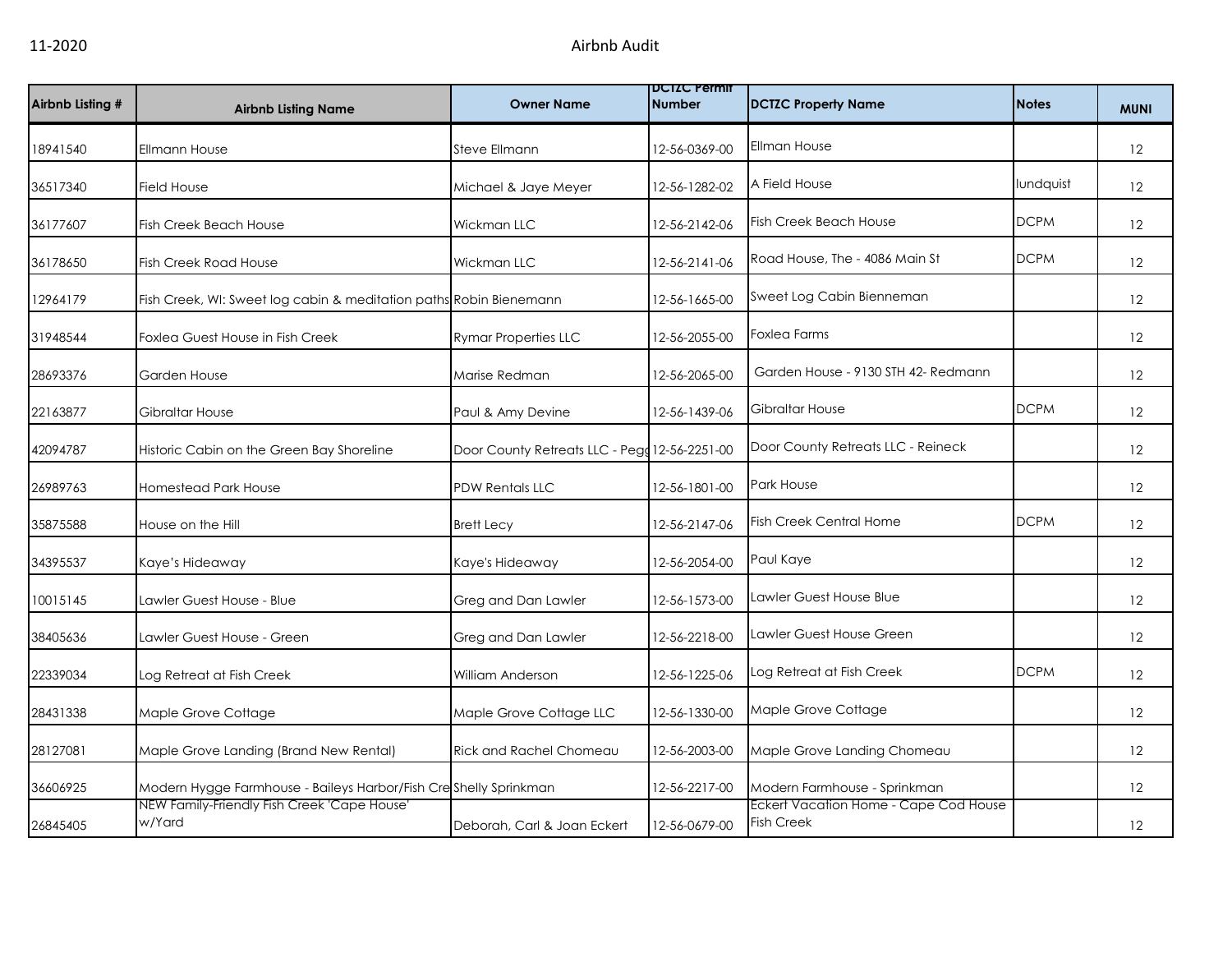| Airbnb Listing # | Airbnb Listing Name | Owner Name | DCTZC Permit Number | DCTZC Property Name | Notes | MUNI |
|---|---|---|---|---|---|---|
| 18941540 | Ellmann House | Steve Ellmann | 12-56-0369-00 | Ellman House | | 12 |
| 36517340 | Field House | Michael & Jaye Meyer | 12-56-1282-02 | A Field House | lundquist | 12 |
| 36177607 | Fish Creek Beach House | Wickman LLC | 12-56-2142-06 | Fish Creek Beach House | DCPM | 12 |
| 36178650 | Fish Creek Road House | Wickman LLC | 12-56-2141-06 | Road House, The - 4086 Main St | DCPM | 12 |
| 12964179 | Fish Creek, WI: Sweet log cabin & meditation paths | Robin Bienemann | 12-56-1665-00 | Sweet Log Cabin Bienneman | | 12 |
| 31948544 | Foxlea Guest House in Fish Creek | Rymar Properties LLC | 12-56-2055-00 | Foxlea Farms | | 12 |
| 28693376 | Garden House | Marise Redman | 12-56-2065-00 | Garden House - 9130 STH 42- Redmann | | 12 |
| 22163877 | Gibraltar House | Paul & Amy Devine | 12-56-1439-06 | Gibraltar House | DCPM | 12 |
| 42094787 | Historic Cabin on the Green Bay Shoreline | Door County Retreats LLC - Pegg | 12-56-2251-00 | Door County Retreats LLC - Reineck | | 12 |
| 26989763 | Homestead Park House | PDW Rentals LLC | 12-56-1801-00 | Park House | | 12 |
| 35875588 | House on the Hill | Brett Lecy | 12-56-2147-06 | Fish Creek Central Home | DCPM | 12 |
| 34395537 | Kaye's Hideaway | Kaye's Hideaway | 12-56-2054-00 | Paul Kaye | | 12 |
| 10015145 | Lawler Guest House - Blue | Greg and Dan Lawler | 12-56-1573-00 | Lawler Guest House Blue | | 12 |
| 38405636 | Lawler Guest House - Green | Greg and Dan Lawler | 12-56-2218-00 | Lawler Guest House Green | | 12 |
| 22339034 | Log Retreat at Fish Creek | William Anderson | 12-56-1225-06 | Log Retreat at Fish Creek | DCPM | 12 |
| 28431338 | Maple Grove Cottage | Maple Grove Cottage LLC | 12-56-1330-00 | Maple Grove Cottage | | 12 |
| 28127081 | Maple Grove Landing (Brand New Rental) | Rick and Rachel Chomeau | 12-56-2003-00 | Maple Grove Landing Chomeau | | 12 |
| 36606925 | Modern Hygge Farmhouse - Baileys Harbor/Fish Cre | Shelly Sprinkman | 12-56-2217-00 | Modern Farmhouse - Sprinkman | | 12 |
| 26845405 | NEW Family-Friendly Fish Creek 'Cape House' w/Yard | Deborah, Carl & Joan Eckert | 12-56-0679-00 | Eckert Vacation Home - Cape Cod House Fish Creek | | 12 |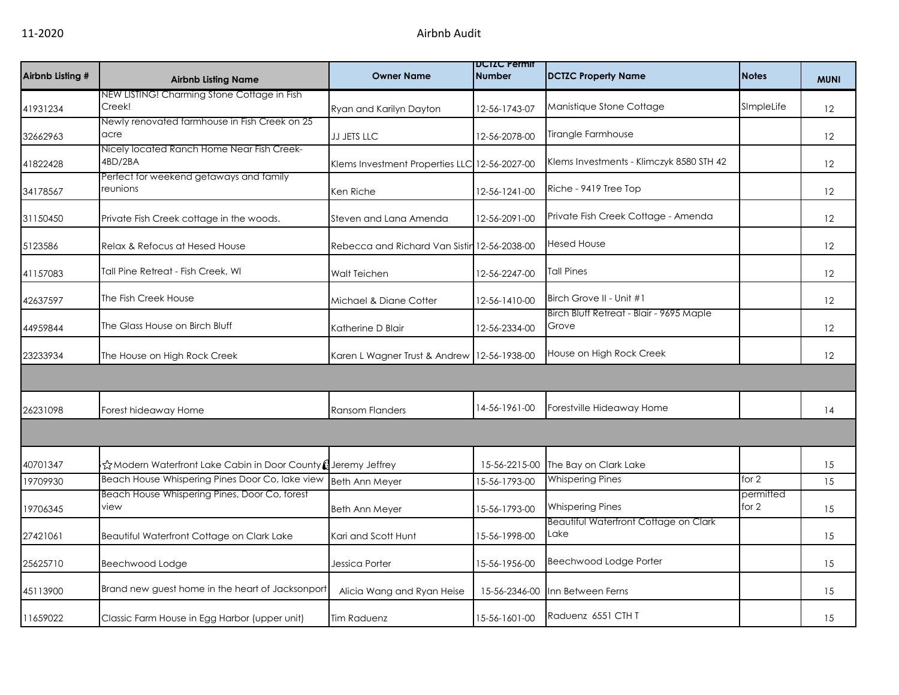11-2020 Airbnb Audit

| Airbnb Listing # | Airbnb Listing Name | Owner Name | DCTZC Permit Number | DCTZC Property Name | Notes | MUNI |
|---|---|---|---|---|---|---|
| 41931234 | NEW LISTING! Charming Stone Cottage in Fish Creek! | Ryan and Karilyn Dayton | 12-56-1743-07 | Manistique Stone Cottage | SImpleLife | 12 |
| 32662963 | Newly renovated farmhouse in Fish Creek on 25 acre | JJ JETS LLC | 12-56-2078-00 | Tirangle Farmhouse | | 12 |
| 41822428 | Nicely located Ranch Home Near Fish Creek-4BD/2BA | Klems Investment Properties LLC | 12-56-2027-00 | Klems Investments - Klimczyk 8580 STH 42 | | 12 |
| 34178567 | Perfect for weekend getaways and family reunions | Ken Riche | 12-56-1241-00 | Riche - 9419 Tree Top | | 12 |
| 31150450 | Private Fish Creek cottage in the woods. | Steven and Lana Amenda | 12-56-2091-00 | Private Fish Creek Cottage - Amenda | | 12 |
| 5123586 | Relax & Refocus at Hesed House | Rebecca and Richard Van Sistin | 12-56-2038-00 | Hesed House | | 12 |
| 41157083 | Tall Pine Retreat - Fish Creek, WI | Walt Teichen | 12-56-2247-00 | Tall Pines | | 12 |
| 42637597 | The Fish Creek House | Michael & Diane Cotter | 12-56-1410-00 | Birch Grove II - Unit #1 | | 12 |
| 44959844 | The Glass House on Birch Bluff | Katherine D Blair | 12-56-2334-00 | Birch Bluff Retreat - Blair - 9695 Maple Grove | | 12 |
| 23233934 | The House on High Rock Creek | Karen L Wagner Trust & Andrew | 12-56-1938-00 | House on High Rock Creek | | 12 |
| | | | | | | |
| 26231098 | Forest hideaway Home | Ransom Flanders | 14-56-1961-00 | Forestville Hideaway Home | | 14 |
| | | | | | | |
| 40701347 | ☆Modern Waterfront Lake Cabin in Door County | Jeremy Jeffrey | 15-56-2215-00 | The Bay on Clark Lake | | 15 |
| 19709930 | Beach House Whispering Pines Door Co, lake view | Beth Ann Meyer | 15-56-1793-00 | Whispering Pines | for 2 | 15 |
| 19706345 | Beach House Whispering Pines, Door Co, forest view | Beth Ann Meyer | 15-56-1793-00 | Whispering Pines | permitted for 2 | 15 |
| 27421061 | Beautiful Waterfront Cottage on Clark Lake | Kari and Scott Hunt | 15-56-1998-00 | Beautiful Waterfront Cottage on Clark Lake | | 15 |
| 25625710 | Beechwood Lodge | Jessica Porter | 15-56-1956-00 | Beechwood Lodge Porter | | 15 |
| 45113900 | Brand new guest home in the heart of Jacksonport | Alicia Wang and Ryan Heise | 15-56-2346-00 | Inn Between Ferns | | 15 |
| 11659022 | Classic Farm House in Egg Harbor (upper unit) | Tim Raduenz | 15-56-1601-00 | Raduenz 6551 CTH T | | 15 |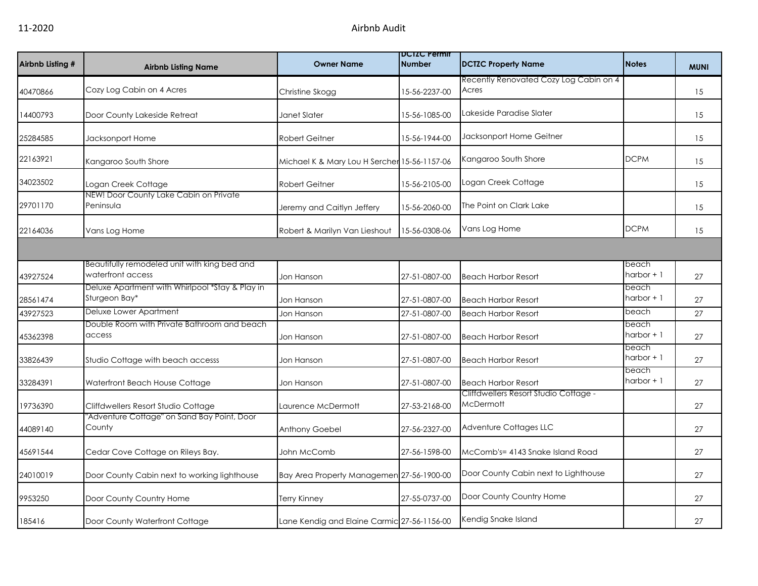| Airbnb Listing # | Airbnb Listing Name | Owner Name | DCTZC Permit Number | DCTZC Property Name | Notes | MUNI |
|---|---|---|---|---|---|---|
| 40470866 | Cozy Log Cabin on 4 Acres | Christine Skogg | 15-56-2237-00 | Recently Renovated Cozy Log Cabin on 4 Acres | | 15 |
| 14400793 | Door County Lakeside Retreat | Janet Slater | 15-56-1085-00 | Lakeside Paradise Slater | | 15 |
| 25284585 | Jacksonport Home | Robert Geitner | 15-56-1944-00 | Jacksonport Home Geitner | | 15 |
| 22163921 | Kangaroo South Shore | Michael K & Mary Lou H Sercher | 15-56-1157-06 | Kangaroo South Shore | DCPM | 15 |
| 34023502 | Logan Creek Cottage | Robert Geitner | 15-56-2105-00 | Logan Creek Cottage | | 15 |
| 29701170 | NEW! Door County Lake Cabin on Private Peninsula | Jeremy and Caitlyn Jeffery | 15-56-2060-00 | The Point on Clark Lake | | 15 |
| 22164036 | Vans Log Home | Robert & Marilyn Van Lieshout | 15-56-0308-06 | Vans Log Home | DCPM | 15 |
| | | | | | | |
| 43927524 | Beautifully remodeled unit with king bed and waterfront access | Jon Hanson | 27-51-0807-00 | Beach Harbor Resort | beach harbor + 1 | 27 |
| 28561474 | Deluxe Apartment with Whirlpool *Stay & Play in Sturgeon Bay* | Jon Hanson | 27-51-0807-00 | Beach Harbor Resort | beach harbor + 1 | 27 |
| 43927523 | Deluxe Lower Apartment | Jon Hanson | 27-51-0807-00 | Beach Harbor Resort | beach | 27 |
| 45362398 | Double Room with Private Bathroom and beach access | Jon Hanson | 27-51-0807-00 | Beach Harbor Resort | beach harbor + 1 | 27 |
| 33826439 | Studio Cottage with beach accesss | Jon Hanson | 27-51-0807-00 | Beach Harbor Resort | beach harbor + 1 | 27 |
| 33284391 | Waterfront Beach House Cottage | Jon Hanson | 27-51-0807-00 | Beach Harbor Resort | beach harbor + 1 | 27 |
| 19736390 | Cliffdwellers Resort Studio Cottage | Laurence McDermott | 27-53-2168-00 | Cliffdwellers Resort Studio Cottage - McDermott | | 27 |
| 44089140 | "Adventure Cottage" on Sand Bay Point, Door County | Anthony Goebel | 27-56-2327-00 | Adventure Cottages LLC | | 27 |
| 45691544 | Cedar Cove Cottage on Rileys Bay. | John McComb | 27-56-1598-00 | McComb's= 4143 Snake Island Road | | 27 |
| 24010019 | Door County Cabin next to working lighthouse | Bay Area Property Managemen | 27-56-1900-00 | Door County Cabin next to Lighthouse | | 27 |
| 9953250 | Door County Country Home | Terry Kinney | 27-55-0737-00 | Door County Country Home | | 27 |
| 185416 | Door County Waterfront Cottage | Lane Kendig and Elaine Carmic | 27-56-1156-00 | Kendig Snake Island | | 27 |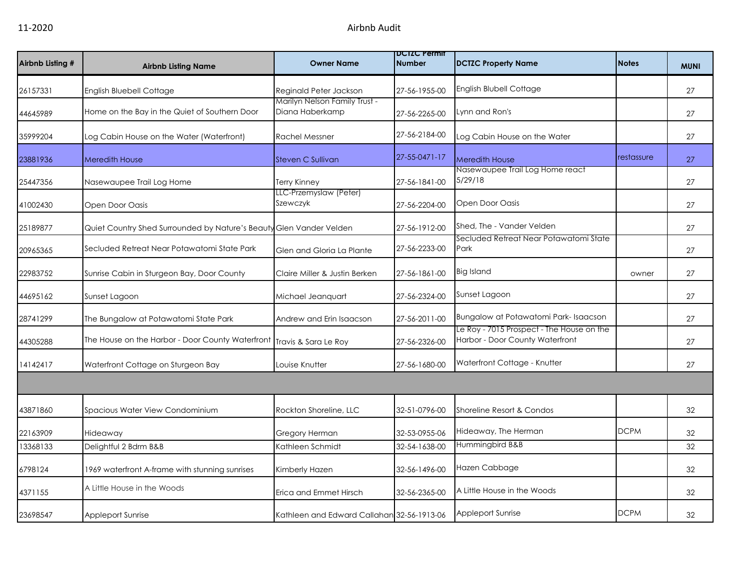| Airbnb Listing # | Airbnb Listing Name | Owner Name | DCTZC Permit Number | DCTZC Property Name | Notes | MUNI |
|---|---|---|---|---|---|---|
| 26157331 | English Bluebell Cottage | Reginald Peter Jackson | 27-56-1955-00 | English Blubell Cottage | | 27 |
| 44645989 | Home on the Bay in the Quiet of Southern Door | Marilyn Nelson Family Trust - Diana Haberkamp | 27-56-2265-00 | Lynn and Ron's | | 27 |
| 35999204 | Log Cabin House on the Water (Waterfront) | Rachel Messner | 27-56-2184-00 | Log Cabin House on the Water | | 27 |
| 23881936 | Meredith House | Steven C Sullivan | 27-55-0471-17 | Meredith House | restassure | 27 |
| 25447356 | Nasewaupee Trail Log Home | Terry Kinney | 27-56-1841-00 | Nasewaupee Trail Log Home react 5/29/18 | | 27 |
| 41002430 | Open Door Oasis | LLC-Przemyslaw (Peter) Szewczyk | 27-56-2204-00 | Open Door Oasis | | 27 |
| 25189877 | Quiet Country Shed Surrounded by Nature's Beauty | Glen Vander Velden | 27-56-1912-00 | Shed, The - Vander Velden | | 27 |
| 20965365 | Secluded Retreat Near Potawatomi State Park | Glen and Gloria La Plante | 27-56-2233-00 | Secluded Retreat Near Potawatomi State Park | | 27 |
| 22983752 | Sunrise Cabin in Sturgeon Bay, Door County | Claire Miller & Justin Berken | 27-56-1861-00 | Big Island | owner | 27 |
| 44695162 | Sunset Lagoon | Michael Jeanquart | 27-56-2324-00 | Sunset Lagoon | | 27 |
| 28741299 | The Bungalow at Potawatomi State Park | Andrew and Erin Isaacson | 27-56-2011-00 | Bungalow at Potawatomi Park- Isaacson | | 27 |
| 44305288 | The House on the Harbor - Door County Waterfront | Travis & Sara Le Roy | 27-56-2326-00 | Le Roy - 7015 Prospect - The House on the Harbor - Door County Waterfront | | 27 |
| 14142417 | Waterfront Cottage on Sturgeon Bay | Louise Knutter | 27-56-1680-00 | Waterfront Cottage - Knutter | | 27 |
| | | | | | | |
| 43871860 | Spacious Water View Condominium | Rockton Shoreline, LLC | 32-51-0796-00 | Shoreline Resort & Condos | | 32 |
| 22163909 | Hideaway | Gregory Herman | 32-53-0955-06 | Hideaway, The Herman | DCPM | 32 |
| 13368133 | Delightful 2 Bdrm B&B | Kathleen Schmidt | 32-54-1638-00 | Hummingbird B&B | | 32 |
| 6798124 | 1969 waterfront A-frame with stunning sunrises | Kimberly Hazen | 32-56-1496-00 | Hazen Cabbage | | 32 |
| 4371155 | A Little House in the Woods | Erica and Emmet Hirsch | 32-56-2365-00 | A Little House in the Woods | | 32 |
| 23698547 | Appleport Sunrise | Kathleen and Edward Callahan | 32-56-1913-06 | Appleport Sunrise | DCPM | 32 |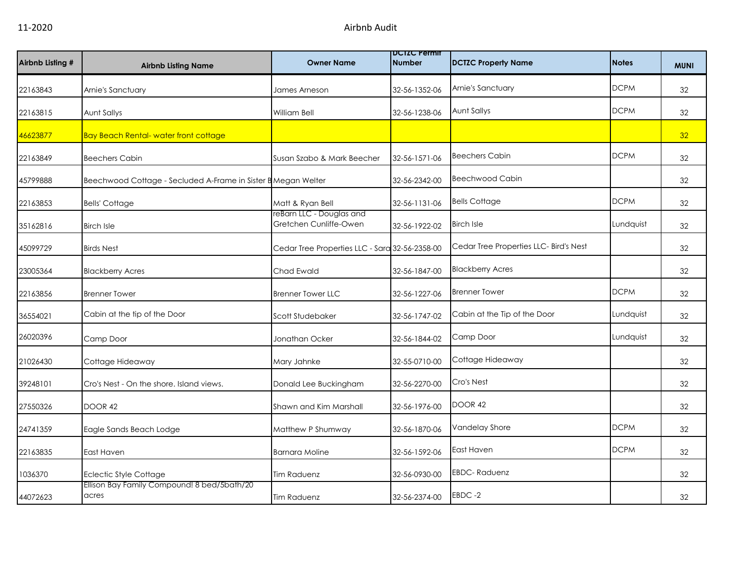11-2020 Airbnb Audit

| Airbnb Listing # | Airbnb Listing Name | Owner Name | DCTZC Permit Number | DCTZC Property Name | Notes | MUNI |
|---|---|---|---|---|---|---|
| 22163843 | Arnie's Sanctuary | James Arneson | 32-56-1352-06 | Arnie's Sanctuary | DCPM | 32 |
| 22163815 | Aunt Sallys | William Bell | 32-56-1238-06 | Aunt Sallys | DCPM | 32 |
| 46623877 | Bay Beach Rental- water front cottage | | | | | 32 |
| 22163849 | Beechers Cabin | Susan Szabo & Mark Beecher | 32-56-1571-06 | Beechers Cabin | DCPM | 32 |
| 45799888 | Beechwood Cottage - Secluded A-Frame in Sister B | Megan Welter | 32-56-2342-00 | Beechwood Cabin | | 32 |
| 22163853 | Bells' Cottage | Matt & Ryan Bell | 32-56-1131-06 | Bells Cottage | DCPM | 32 |
| 35162816 | Birch Isle | reBarn LLC - Douglas and Gretchen Cunliffe-Owen | 32-56-1922-02 | Birch Isle | Lundquist | 32 |
| 45099729 | Birds Nest | Cedar Tree Properties LLC - Sara | 32-56-2358-00 | Cedar Tree Properties LLC- Bird's Nest | | 32 |
| 23005364 | Blackberry Acres | Chad Ewald | 32-56-1847-00 | Blackberry Acres | | 32 |
| 22163856 | Brenner Tower | Brenner Tower LLC | 32-56-1227-06 | Brenner Tower | DCPM | 32 |
| 36554021 | Cabin at the tip of the Door | Scott Studebaker | 32-56-1747-02 | Cabin at the Tip of the Door | Lundquist | 32 |
| 26020396 | Camp Door | Jonathan Ocker | 32-56-1844-02 | Camp Door | Lundquist | 32 |
| 21026430 | Cottage Hideaway | Mary Jahnke | 32-55-0710-00 | Cottage Hideaway | | 32 |
| 39248101 | Cro's Nest - On the shore. Island views. | Donald Lee Buckingham | 32-56-2270-00 | Cro's Nest | | 32 |
| 27550326 | DOOR 42 | Shawn and Kim Marshall | 32-56-1976-00 | DOOR 42 | | 32 |
| 24741359 | Eagle Sands Beach Lodge | Matthew P Shumway | 32-56-1870-06 | Vandelay Shore | DCPM | 32 |
| 22163835 | East Haven | Barnara Moline | 32-56-1592-06 | East Haven | DCPM | 32 |
| 1036370 | Eclectic Style Cottage | Tim Raduenz | 32-56-0930-00 | EBDC- Raduenz | | 32 |
| 44072623 | Ellison Bay Family Compound! 8 bed/5bath/20 acres | Tim Raduenz | 32-56-2374-00 | EBDC -2 | | 32 |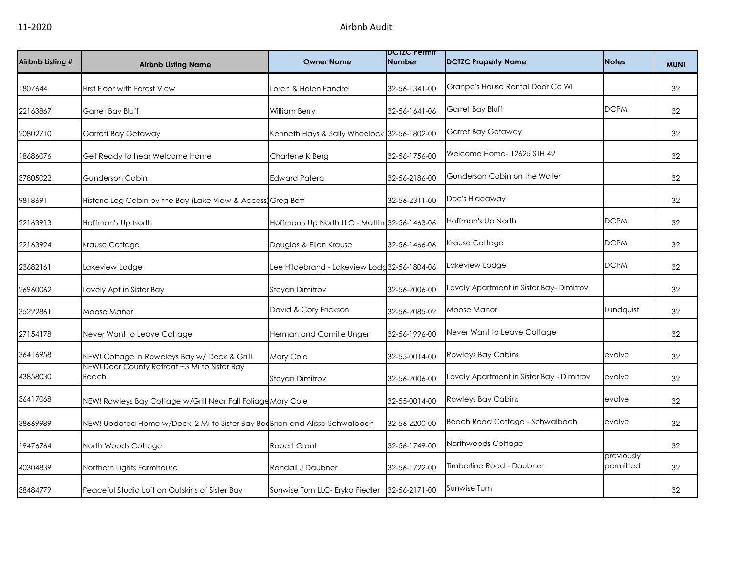| Airbnb Listing # | Airbnb Listing Name | Owner Name | DCTZC Permit Number | DCTZC Property Name | Notes | MUNI |
|---|---|---|---|---|---|---|
| 1807644 | First Floor with Forest View | Loren & Helen Fandrei | 32-56-1341-00 | Granpa's House Rental Door Co WI | | 32 |
| 22163867 | Garret Bay Bluff | William Berry | 32-56-1641-06 | Garret Bay Bluff | DCPM | 32 |
| 20802710 | Garrett Bay Getaway | Kenneth Hays & Sally Wheelock | 32-56-1802-00 | Garret Bay Getaway | | 32 |
| 18686076 | Get Ready to hear Welcome Home | Charlene K Berg | 32-56-1756-00 | Welcome Home- 12625 STH 42 | | 32 |
| 37805022 | Gunderson Cabin | Edward Patera | 32-56-2186-00 | Gunderson Cabin on the Water | | 32 |
| 9818691 | Historic Log Cabin by the Bay (Lake View & Access) | Greg Bott | 32-56-2311-00 | Doc's Hideaway | | 32 |
| 22163913 | Hoffman's Up North | Hoffman's Up North LLC - Matthe | 32-56-1463-06 | Hoffman's Up North | DCPM | 32 |
| 22163924 | Krause Cottage | Douglas & Ellen Krause | 32-56-1466-06 | Krause Cottage | DCPM | 32 |
| 23682161 | Lakeview Lodge | Lee Hildebrand - Lakeview Lodg | 32-56-1804-06 | Lakeview Lodge | DCPM | 32 |
| 26960062 | Lovely Apt in Sister Bay | Stoyan Dimitrov | 32-56-2006-00 | Lovely Apartment in Sister Bay- Dimitrov | | 32 |
| 35222861 | Moose Manor | David & Cory Erickson | 32-56-2085-02 | Moose Manor | Lundquist | 32 |
| 27154178 | Never Want to Leave Cottage | Herman and Camille Unger | 32-56-1996-00 | Never Want to Leave Cottage | | 32 |
| 36416958 | NEW! Cottage in Roweleys Bay w/ Deck & Grill! | Mary Cole | 32-55-0014-00 | Rowleys Bay Cabins | evolve | 32 |
| 43858030 | NEW! Door County Retreat ~3 Mi to Sister Bay Beach | Stoyan Dimitrov | 32-56-2006-00 | Lovely Apartment in Sister Bay - Dimitrov | evolve | 32 |
| 36417068 | NEW! Rowleys Bay Cottage w/Grill Near Fall Foliage | Mary Cole | 32-55-0014-00 | Rowleys Bay Cabins | evolve | 32 |
| 38669989 | NEW! Updated Home w/Deck, 2 Mi to Sister Bay Bea | Brian and Alissa Schwalbach | 32-56-2200-00 | Beach Road Cottage - Schwalbach | evolve | 32 |
| 19476764 | North Woods Cottage | Robert Grant | 32-56-1749-00 | Northwoods Cottage | | 32 |
| 40304839 | Northern Lights Farmhouse | Randall J Daubner | 32-56-1722-00 | Timberline Road - Daubner | previously permitted | 32 |
| 38484779 | Peaceful Studio Loft on Outskirts of Sister Bay | Sunwise Turn LLC- Eryka Fiedler | 32-56-2171-00 | Sunwise Turn | | 32 |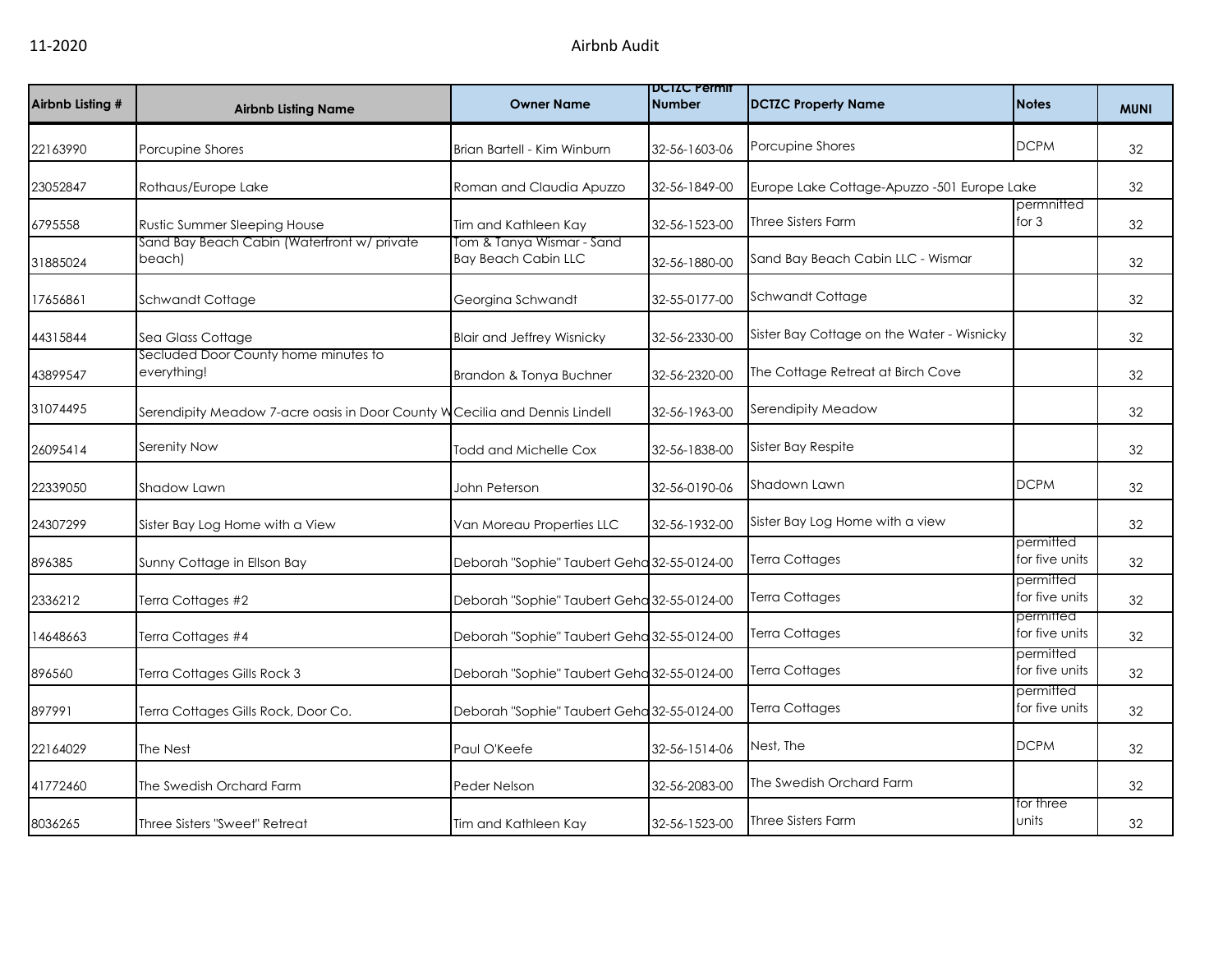11-2020

# Airbnb Audit

| Airbnb Listing # | Airbnb Listing Name | Owner Name | DCTZC Permit Number | DCTZC Property Name | Notes | MUNI |
|---|---|---|---|---|---|---|
| 22163990 | Porcupine Shores | Brian Bartell - Kim Winburn | 32-56-1603-06 | Porcupine Shores | DCPM | 32 |
| 23052847 | Rothaus/Europe Lake | Roman and Claudia Apuzzo | 32-56-1849-00 | Europe Lake Cottage-Apuzzo -501 Europe Lake | | 32 |
| 6795558 | Rustic Summer Sleeping House | Tim and Kathleen Kay | 32-56-1523-00 | Three Sisters Farm | permnitted for 3 | 32 |
| 31885024 | Sand Bay Beach Cabin (Waterfront w/ private beach) | Tom & Tanya Wismar - Sand Bay Beach Cabin LLC | 32-56-1880-00 | Sand Bay Beach Cabin LLC - Wismar | | 32 |
| 17656861 | Schwandt Cottage | Georgina Schwandt | 32-55-0177-00 | Schwandt Cottage | | 32 |
| 44315844 | Sea Glass Cottage | Blair and Jeffrey Wisnicky | 32-56-2330-00 | Sister Bay Cottage on the Water - Wisnicky | | 32 |
| 43899547 | Secluded Door County home minutes to everything! | Brandon & Tonya Buchner | 32-56-2320-00 | The Cottage Retreat at Birch Cove | | 32 |
| 31074495 | Serendipity Meadow 7-acre oasis in Door County W | Cecilia and Dennis Lindell | 32-56-1963-00 | Serendipity Meadow | | 32 |
| 26095414 | Serenity Now | Todd and Michelle Cox | 32-56-1838-00 | Sister Bay Respite | | 32 |
| 22339050 | Shadow Lawn | John Peterson | 32-56-0190-06 | Shadown Lawn | DCPM | 32 |
| 24307299 | Sister Bay Log Home with a View | Van Moreau Properties LLC | 32-56-1932-00 | Sister Bay Log Home with a view | | 32 |
| 896385 | Sunny Cottage in Ellson Bay | Deborah "Sophie" Taubert Geha | 32-55-0124-00 | Terra Cottages | permitted for five units | 32 |
| 2336212 | Terra Cottages #2 | Deborah "Sophie" Taubert Geha | 32-55-0124-00 | Terra Cottages | permitted for five units | 32 |
| 14648663 | Terra Cottages #4 | Deborah "Sophie" Taubert Geha | 32-55-0124-00 | Terra Cottages | permitted for five units | 32 |
| 896560 | Terra Cottages Gills Rock 3 | Deborah "Sophie" Taubert Geha | 32-55-0124-00 | Terra Cottages | permitted for five units | 32 |
| 897991 | Terra Cottages Gills Rock, Door Co. | Deborah "Sophie" Taubert Geha | 32-55-0124-00 | Terra Cottages | permitted for five units | 32 |
| 22164029 | The Nest | Paul O'Keefe | 32-56-1514-06 | Nest, The | DCPM | 32 |
| 41772460 | The Swedish Orchard Farm | Peder Nelson | 32-56-2083-00 | The Swedish Orchard Farm | | 32 |
| 8036265 | Three Sisters "Sweet" Retreat | Tim and Kathleen Kay | 32-56-1523-00 | Three Sisters Farm | for three units | 32 |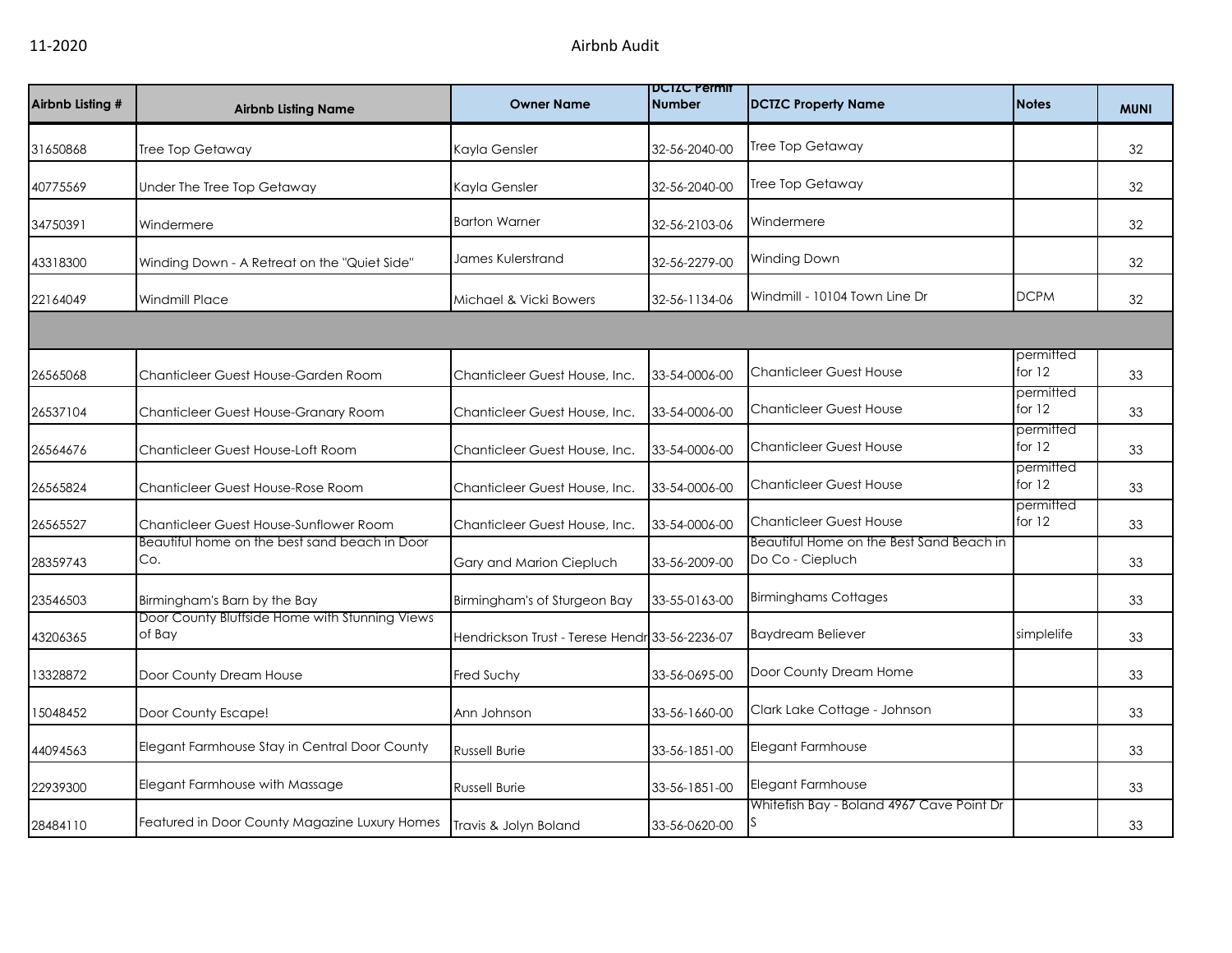11-2020 Airbnb Audit

| Airbnb Listing # | Airbnb Listing Name | Owner Name | DCTZC Permit Number | DCTZC Property Name | Notes | MUNI |
|---|---|---|---|---|---|---|
| 31650868 | Tree Top Getaway | Kayla Gensler | 32-56-2040-00 | Tree Top Getaway | | 32 |
| 40775569 | Under The Tree Top Getaway | Kayla Gensler | 32-56-2040-00 | Tree Top Getaway | | 32 |
| 34750391 | Windermere | Barton Warner | 32-56-2103-06 | Windermere | | 32 |
| 43318300 | Winding Down - A Retreat on the "Quiet Side" | James Kulerstrand | 32-56-2279-00 | Winding Down | | 32 |
| 22164049 | Windmill Place | Michael & Vicki Bowers | 32-56-1134-06 | Windmill - 10104 Town Line Dr | DCPM | 32 |
| | | | | | | |
| 26565068 | Chanticleer Guest House-Garden Room | Chanticleer Guest House, Inc. | 33-54-0006-00 | Chanticleer Guest House | permitted for 12 | 33 |
| 26537104 | Chanticleer Guest House-Granary Room | Chanticleer Guest House, Inc. | 33-54-0006-00 | Chanticleer Guest House | permitted for 12 | 33 |
| 26564676 | Chanticleer Guest House-Loft Room | Chanticleer Guest House, Inc. | 33-54-0006-00 | Chanticleer Guest House | permitted for 12 | 33 |
| 26565824 | Chanticleer Guest House-Rose Room | Chanticleer Guest House, Inc. | 33-54-0006-00 | Chanticleer Guest House | permitted for 12 | 33 |
| 26565527 | Chanticleer Guest House-Sunflower Room | Chanticleer Guest House, Inc. | 33-54-0006-00 | Chanticleer Guest House | permitted for 12 | 33 |
| 28359743 | Beautiful home on the best sand beach in Door Co. | Gary and Marion Ciepluch | 33-56-2009-00 | Beautiful Home on the Best Sand Beach in Do Co - Ciepluch | | 33 |
| 23546503 | Birmingham's Barn by the Bay | Birmingham's of Sturgeon Bay | 33-55-0163-00 | Birminghams Cottages | | 33 |
| 43206365 | Door County Bluffside Home with Stunning Views of Bay | Hendrickson Trust - Terese Hendr | 33-56-2236-07 | Baydream Believer | simplelife | 33 |
| 13328872 | Door County Dream House | Fred Suchy | 33-56-0695-00 | Door County Dream Home | | 33 |
| 15048452 | Door County Escape! | Ann Johnson | 33-56-1660-00 | Clark Lake Cottage - Johnson | | 33 |
| 44094563 | Elegant Farmhouse Stay in Central Door County | Russell Burie | 33-56-1851-00 | Elegant Farmhouse | | 33 |
| 22939300 | Elegant Farmhouse with Massage | Russell Burie | 33-56-1851-00 | Elegant Farmhouse | | 33 |
| 28484110 | Featured in Door County Magazine Luxury Homes | Travis & Jolyn Boland | 33-56-0620-00 | Whitefish Bay - Boland 4967 Cave Point Dr S | | 33 |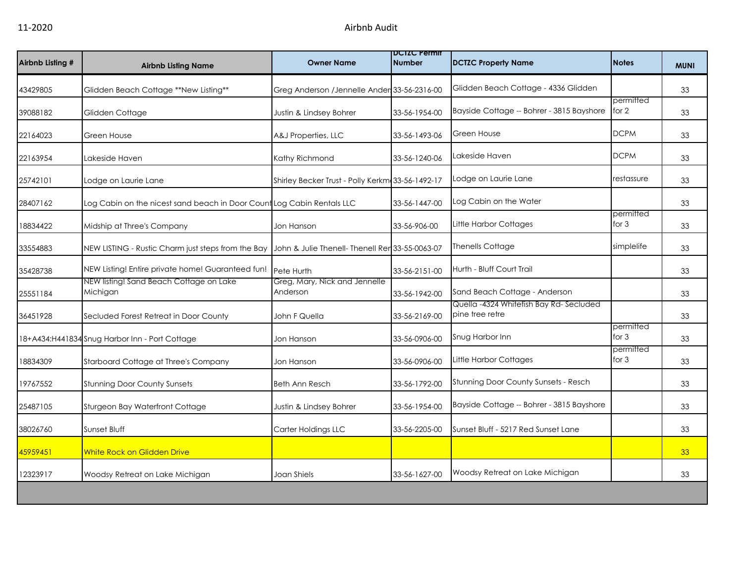11-2020 Airbnb Audit

| Airbnb Listing # | Airbnb Listing Name | Owner Name | DCTZC Permit Number | DCTZC Property Name | Notes | MUNI |
|---|---|---|---|---|---|---|
| 43429805 | Glidden Beach Cottage **New Listing** | Greg Anderson /Jennelle Ander | 33-56-2316-00 | Glidden Beach Cottage - 4336 Glidden | | 33 |
| 39088182 | Glidden Cottage | Justin & Lindsey Bohrer | 33-56-1954-00 | Bayside Cottage -- Bohrer - 3815 Bayshore | permitted for 2 | 33 |
| 22164023 | Green House | A&J Properties, LLC | 33-56-1493-06 | Green House | DCPM | 33 |
| 22163954 | Lakeside Haven | Kathy Richmond | 33-56-1240-06 | Lakeside Haven | DCPM | 33 |
| 25742101 | Lodge on Laurie Lane | Shirley Becker Trust - Polly Kerkm | 33-56-1492-17 | Lodge on Laurie Lane | restassure | 33 |
| 28407162 | Log Cabin on the nicest sand beach in Door Count | Log Cabin Rentals LLC | 33-56-1447-00 | Log Cabin on the Water | | 33 |
| 18834422 | Midship at Three's Company | Jon Hanson | 33-56-906-00 | Little Harbor Cottages | permitted for 3 | 33 |
| 33554883 | NEW LISTING - Rustic Charm just steps from the Bay | John & Julie Thenell- Thenell Ren | 33-55-0063-07 | Thenells Cottage | simplelife | 33 |
| 35428738 | NEW Listing! Entire private home! Guaranteed fun! | Pete Hurth | 33-56-2151-00 | Hurth - Bluff Court Trail | | 33 |
| 25551184 | NEW listing! Sand Beach Cottage on Lake Michigan | Greg, Mary, Nick and Jennelle Anderson | 33-56-1942-00 | Sand Beach Cottage - Anderson | | 33 |
| 36451928 | Secluded Forest Retreat in Door County | John F Quella | 33-56-2169-00 | Quella -4324 Whitefish Bay Rd- Secluded pine tree retre | | 33 |
| 18+A434:H441834 | Snug Harbor Inn - Port Cottage | Jon Hanson | 33-56-0906-00 | Snug Harbor Inn | permitted for 3 | 33 |
| 18834309 | Starboard Cottage at Three's Company | Jon Hanson | 33-56-0906-00 | Little Harbor Cottages | permitted for 3 | 33 |
| 19767552 | Stunning Door County Sunsets | Beth Ann Resch | 33-56-1792-00 | Stunning Door County Sunsets - Resch | | 33 |
| 25487105 | Sturgeon Bay Waterfront Cottage | Justin & Lindsey Bohrer | 33-56-1954-00 | Bayside Cottage -- Bohrer - 3815 Bayshore | | 33 |
| 38026760 | Sunset Bluff | Carter Holdings LLC | 33-56-2205-00 | Sunset Bluff - 5217 Red Sunset Lane | | 33 |
| 45959451 | White Rock on Glidden Drive | | | | | 33 |
| 12323917 | Woodsy Retreat on Lake Michigan | Joan Shiels | 33-56-1627-00 | Woodsy Retreat on Lake Michigan | | 33 |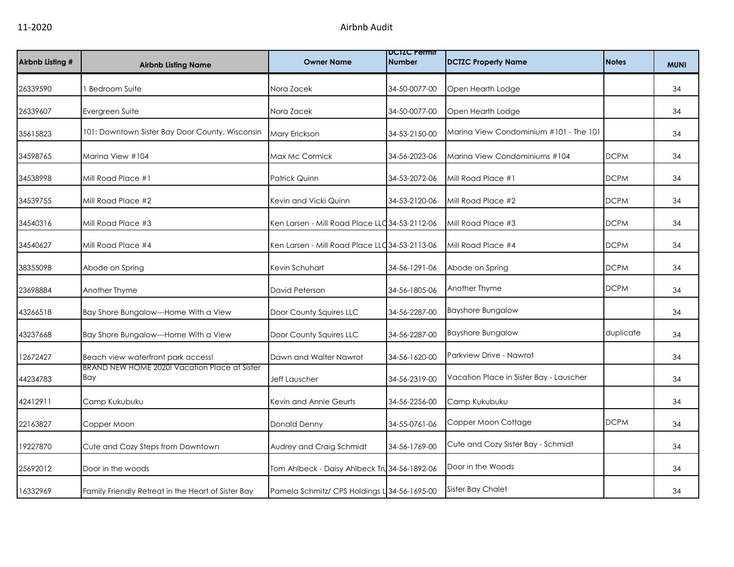| Airbnb Listing # | Airbnb Listing Name | Owner Name | DCTZC Permit Number | DCTZC Property Name | Notes | MUNI |
|---|---|---|---|---|---|---|
| 26339590 | 1 Bedroom Suite | Nora Zacek | 34-50-0077-00 | Open Hearth Lodge | | 34 |
| 26339607 | Evergreen Suite | Nora Zacek | 34-50-0077-00 | Open Hearth Lodge | | 34 |
| 35615823 | 101: Downtown Sister Bay Door County, Wisconsin | Mary Erickson | 34-53-2150-00 | Marina View Condominium #101 - The 101 | | 34 |
| 34598765 | Marina View #104 | Max Mc Cormick | 34-56-2023-06 | Marina View Condominiums #104 | DCPM | 34 |
| 34538998 | Mill Road Place #1 | Patrick Quinn | 34-53-2072-06 | Mill Road Place #1 | DCPM | 34 |
| 34539755 | Mill Road Place #2 | Kevin and Vicki Quinn | 34-53-2120-06 | Mill Road Place #2 | DCPM | 34 |
| 34540316 | Mill Road Place #3 | Ken Larsen - Mill Road Place LLC | 34-53-2112-06 | Mill Road Place #3 | DCPM | 34 |
| 34540627 | Mill Road Place #4 | Ken Larsen - Mill Road Place LLC | 34-53-2113-06 | Mill Road Place #4 | DCPM | 34 |
| 38355098 | Abode on Spring | Kevin Schuhart | 34-56-1291-06 | Abode on Spring | DCPM | 34 |
| 23698884 | Another Thyme | David Peterson | 34-56-1805-06 | Another Thyme | DCPM | 34 |
| 43266518 | Bay Shore Bungalow---Home With a View | Door County Squires LLC | 34-56-2287-00 | Bayshore Bungalow | | 34 |
| 43237668 | Bay Shore Bungalow---Home With a View | Door County Squires LLC | 34-56-2287-00 | Bayshore Bungalow | duplicate | 34 |
| 12672427 | Beach view waterfront park access! | Dawn and Walter Nawrot | 34-56-1620-00 | Parkview Drive - Nawrot | | 34 |
| 44234783 | BRAND NEW HOME 2020! Vacation Place at Sister Bay | Jeff Lauscher | 34-56-2319-00 | Vacation Place in Sister Bay - Lauscher | | 34 |
| 42412911 | Camp Kukubuku | Kevin and Annie Geurts | 34-56-2256-00 | Camp Kukubuku | | 34 |
| 22163827 | Copper Moon | Donald Denny | 34-55-0761-06 | Copper Moon Cottage | DCPM | 34 |
| 19227870 | Cute and Cozy Steps from Downtown | Audrey and Craig Schmidt | 34-56-1769-00 | Cute and Cozy Sister Bay - Schmidt | | 34 |
| 25692012 | Door in the woods | Tom Ahlbeck - Daisy Ahlbeck Tru | 34-56-1892-06 | Door in the Woods | | 34 |
| 16332969 | Family Friendly Retreat in the Heart of Sister Bay | Pamela Schmitz/ CPS Holdings L | 34-56-1695-00 | Sister Bay Chalet | | 34 |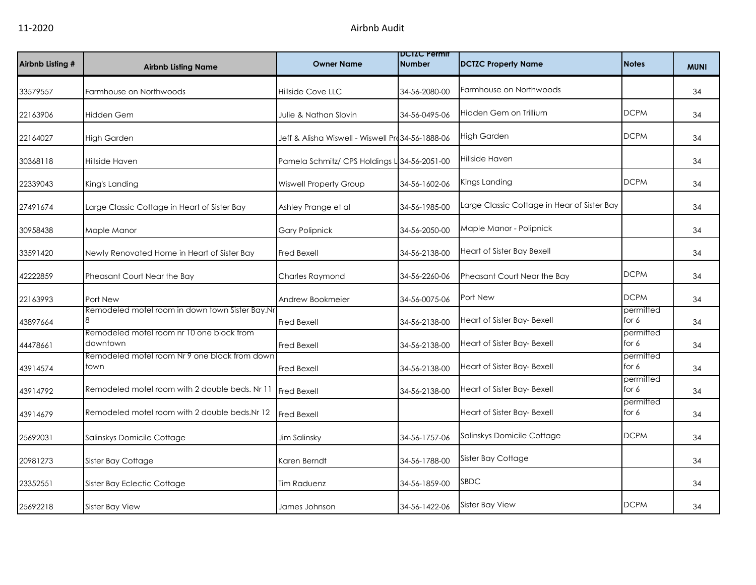| Airbnb Listing # | Airbnb Listing Name | Owner Name | DCTZC Permit Number | DCTZC Property Name | Notes | MUNI |
|---|---|---|---|---|---|---|
| 33579557 | Farmhouse on Northwoods | Hillside Cove LLC | 34-56-2080-00 | Farmhouse on Northwoods | | 34 |
| 22163906 | Hidden Gem | Julie & Nathan Slovin | 34-56-0495-06 | Hidden Gem on Trillium | DCPM | 34 |
| 22164027 | High Garden | Jeff & Alisha Wiswell - Wiswell Pro | 34-56-1888-06 | High Garden | DCPM | 34 |
| 30368118 | Hillside Haven | Pamela Schmitz/ CPS Holdings L | 34-56-2051-00 | Hillside Haven | | 34 |
| 22339043 | King's Landing | Wiswell Property Group | 34-56-1602-06 | Kings Landing | DCPM | 34 |
| 27491674 | Large Classic Cottage in Heart of Sister Bay | Ashley Prange et al | 34-56-1985-00 | Large Classic Cottage in Hear of Sister Bay | | 34 |
| 30958438 | Maple Manor | Gary Polipnick | 34-56-2050-00 | Maple Manor - Polipnick | | 34 |
| 33591420 | Newly Renovated Home in Heart of Sister Bay | Fred Bexell | 34-56-2138-00 | Heart of Sister Bay Bexell | | 34 |
| 42222859 | Pheasant Court Near the Bay | Charles Raymond | 34-56-2260-06 | Pheasant Court Near the Bay | DCPM | 34 |
| 22163993 | Port New | Andrew Bookmeier | 34-56-0075-06 | Port New | DCPM | 34 |
| 43897664 | Remodeled motel room in down town Sister Bay.Nr 8 | Fred Bexell | 34-56-2138-00 | Heart of Sister Bay- Bexell | permitted for 6 | 34 |
| 44478661 | Remodeled motel room nr 10 one block from downtown | Fred Bexell | 34-56-2138-00 | Heart of Sister Bay- Bexell | permitted for 6 | 34 |
| 43914574 | Remodeled motel room Nr 9 one block from down town | Fred Bexell | 34-56-2138-00 | Heart of Sister Bay- Bexell | permitted for 6 | 34 |
| 43914792 | Remodeled motel room with 2 double beds. Nr 11 | Fred Bexell | 34-56-2138-00 | Heart of Sister Bay- Bexell | permitted for 6 | 34 |
| 43914679 | Remodeled motel room with 2 double beds.Nr 12 | Fred Bexell | | Heart of Sister Bay- Bexell | permitted for 6 | 34 |
| 25692031 | Salinskys Domicile Cottage | Jim Salinsky | 34-56-1757-06 | Salinskys Domicile Cottage | DCPM | 34 |
| 20981273 | Sister Bay Cottage | Karen Berndt | 34-56-1788-00 | Sister Bay Cottage | | 34 |
| 23352551 | Sister Bay Eclectic Cottage | Tim Raduenz | 34-56-1859-00 | SBDC | | 34 |
| 25692218 | Sister Bay View | James Johnson | 34-56-1422-06 | Sister Bay View | DCPM | 34 |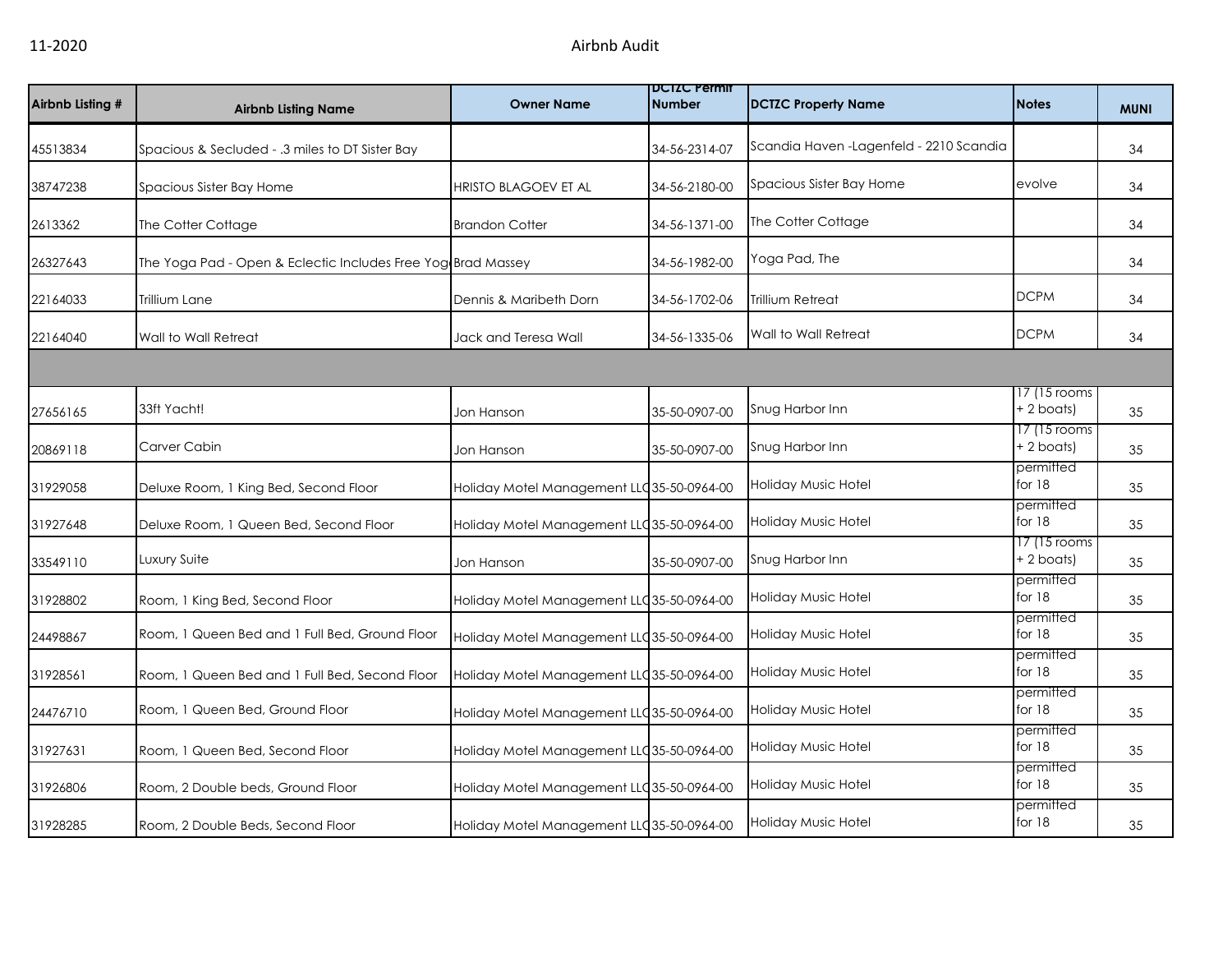| Airbnb Listing # | Airbnb Listing Name | Owner Name | DCTZC Permit Number | DCTZC Property Name | Notes | MUNI |
|---|---|---|---|---|---|---|
| 45513834 | Spacious & Secluded - .3 miles to DT Sister Bay | | 34-56-2314-07 | Scandia Haven -Lagenfeld - 2210 Scandia | | 34 |
| 38747238 | Spacious Sister Bay Home | HRISTO BLAGOEV ET AL | 34-56-2180-00 | Spacious Sister Bay Home | evolve | 34 |
| 2613362 | The Cotter Cottage | Brandon Cotter | 34-56-1371-00 | The Cotter Cottage | | 34 |
| 26327643 | The Yoga Pad - Open & Eclectic Includes Free Yog | Brad Massey | 34-56-1982-00 | Yoga Pad, The | | 34 |
| 22164033 | Trillium Lane | Dennis & Maribeth Dorn | 34-56-1702-06 | Trillium Retreat | DCPM | 34 |
| 22164040 | Wall to Wall Retreat | Jack and Teresa Wall | 34-56-1335-06 | Wall to Wall Retreat | DCPM | 34 |
| | | | | | | |
| 27656165 | 33ft Yacht! | Jon Hanson | 35-50-0907-00 | Snug Harbor Inn | 17 (15 rooms + 2 boats) | 35 |
| 20869118 | Carver Cabin | Jon Hanson | 35-50-0907-00 | Snug Harbor Inn | 17 (15 rooms + 2 boats) | 35 |
| 31929058 | Deluxe Room, 1 King Bed, Second Floor | Holiday Motel Management LLC | 35-50-0964-00 | Holiday Music Hotel | permitted for 18 | 35 |
| 31927648 | Deluxe Room, 1 Queen Bed, Second Floor | Holiday Motel Management LLC | 35-50-0964-00 | Holiday Music Hotel | permitted for 18 | 35 |
| 33549110 | Luxury Suite | Jon Hanson | 35-50-0907-00 | Snug Harbor Inn | 17 (15 rooms + 2 boats) | 35 |
| 31928802 | Room, 1 King Bed, Second Floor | Holiday Motel Management LLC | 35-50-0964-00 | Holiday Music Hotel | permitted for 18 | 35 |
| 24498867 | Room, 1 Queen Bed and 1 Full Bed, Ground Floor | Holiday Motel Management LLC | 35-50-0964-00 | Holiday Music Hotel | permitted for 18 | 35 |
| 31928561 | Room, 1 Queen Bed and 1 Full Bed, Second Floor | Holiday Motel Management LLC | 35-50-0964-00 | Holiday Music Hotel | permitted for 18 | 35 |
| 24476710 | Room, 1 Queen Bed, Ground Floor | Holiday Motel Management LLC | 35-50-0964-00 | Holiday Music Hotel | permitted for 18 | 35 |
| 31927631 | Room, 1 Queen Bed, Second Floor | Holiday Motel Management LLC | 35-50-0964-00 | Holiday Music Hotel | permitted for 18 | 35 |
| 31926806 | Room, 2 Double beds, Ground Floor | Holiday Motel Management LLC | 35-50-0964-00 | Holiday Music Hotel | permitted for 18 | 35 |
| 31928285 | Room, 2 Double Beds, Second Floor | Holiday Motel Management LLC | 35-50-0964-00 | Holiday Music Hotel | permitted for 18 | 35 |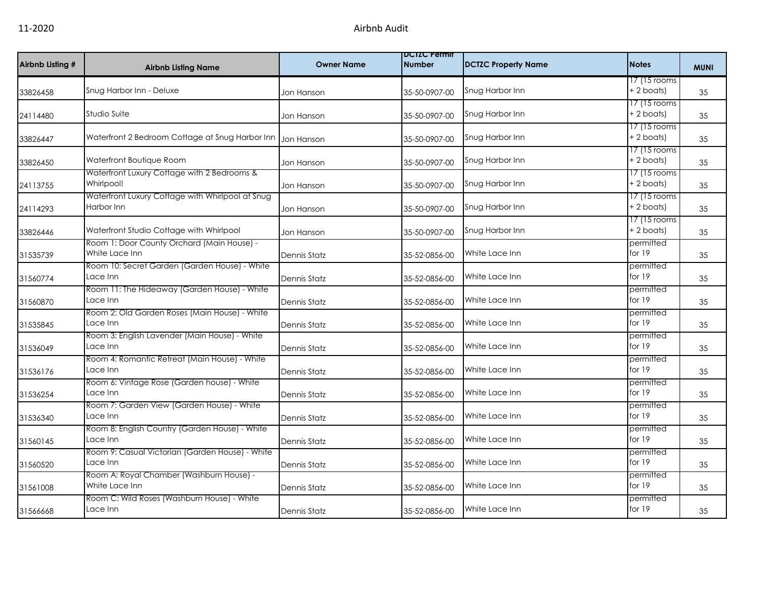| Airbnb Listing # | Airbnb Listing Name | Owner Name | DCTZC Permit Number | DCTZC Property Name | Notes | MUNI |
|---|---|---|---|---|---|---|
| 33826458 | Snug Harbor Inn - Deluxe | Jon Hanson | 35-50-0907-00 | Snug Harbor Inn | 17 (15 rooms + 2 boats) | 35 |
| 24114480 | Studio Suite | Jon Hanson | 35-50-0907-00 | Snug Harbor Inn | 17 (15 rooms + 2 boats) | 35 |
| 33826447 | Waterfront 2 Bedroom Cottage at Snug Harbor Inn | Jon Hanson | 35-50-0907-00 | Snug Harbor Inn | 17 (15 rooms + 2 boats) | 35 |
| 33826450 | Waterfront Boutique Room | Jon Hanson | 35-50-0907-00 | Snug Harbor Inn | 17 (15 rooms + 2 boats) | 35 |
| 24113755 | Waterfront Luxury Cottage with 2 Bedrooms & Whirlpool! | Jon Hanson | 35-50-0907-00 | Snug Harbor Inn | 17 (15 rooms + 2 boats) | 35 |
| 24114293 | Waterfront Luxury Cottage with Whirlpool at Snug Harbor Inn | Jon Hanson | 35-50-0907-00 | Snug Harbor Inn | 17 (15 rooms + 2 boats) | 35 |
| 33826446 | Waterfront Studio Cottage with Whirlpool | Jon Hanson | 35-50-0907-00 | Snug Harbor Inn | 17 (15 rooms + 2 boats) | 35 |
| 31535739 | Room 1: Door County Orchard (Main House) - White Lace Inn | Dennis Statz | 35-52-0856-00 | White Lace Inn | permitted for 19 | 35 |
| 31560774 | Room 10: Secret Garden (Garden House) - White Lace Inn | Dennis Statz | 35-52-0856-00 | White Lace Inn | permitted for 19 | 35 |
| 31560870 | Room 11: The Hideaway (Garden House) - White Lace Inn | Dennis Statz | 35-52-0856-00 | White Lace Inn | permitted for 19 | 35 |
| 31535845 | Room 2: Old Garden Roses (Main House) - White Lace Inn | Dennis Statz | 35-52-0856-00 | White Lace Inn | permitted for 19 | 35 |
| 31536049 | Room 3: English Lavender (Main House) - White Lace Inn | Dennis Statz | 35-52-0856-00 | White Lace Inn | permitted for 19 | 35 |
| 31536176 | Room 4: Romantic Retreat (Main House) - White Lace Inn | Dennis Statz | 35-52-0856-00 | White Lace Inn | permitted for 19 | 35 |
| 31536254 | Room 6: Vintage Rose (Garden house) - White Lace Inn | Dennis Statz | 35-52-0856-00 | White Lace Inn | permitted for 19 | 35 |
| 31536340 | Room 7: Garden View (Garden House) - White Lace Inn | Dennis Statz | 35-52-0856-00 | White Lace Inn | permitted for 19 | 35 |
| 31560145 | Room 8: English Country (Garden House) - White Lace Inn | Dennis Statz | 35-52-0856-00 | White Lace Inn | permitted for 19 | 35 |
| 31560520 | Room 9: Casual Victorian (Garden House) - White Lace Inn | Dennis Statz | 35-52-0856-00 | White Lace Inn | permitted for 19 | 35 |
| 31561008 | Room A: Royal Chamber (Washburn House) - White Lace Inn | Dennis Statz | 35-52-0856-00 | White Lace Inn | permitted for 19 | 35 |
| 31566668 | Room C: Wild Roses (Washburn House) - White Lace Inn | Dennis Statz | 35-52-0856-00 | White Lace Inn | permitted for 19 | 35 |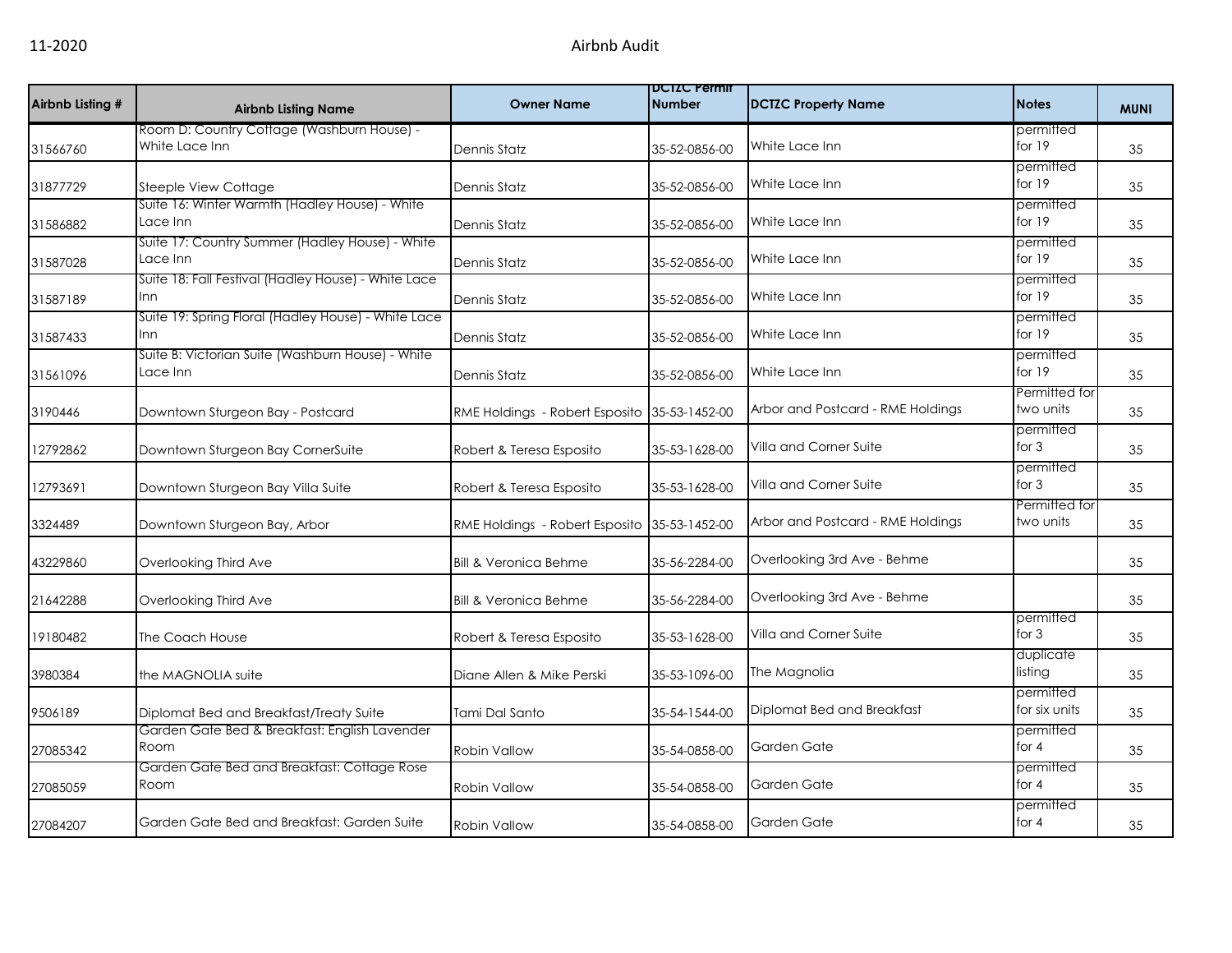| Airbnb Listing # | Airbnb Listing Name | Owner Name | DCTZC Permit Number | DCTZC Property Name | Notes | MUNI |
|---|---|---|---|---|---|---|
| 31566760 | Room D: Country Cottage (Washburn House) - White Lace Inn | Dennis Statz | 35-52-0856-00 | White Lace Inn | permitted for 19 | 35 |
| 31877729 | Steeple View Cottage | Dennis Statz | 35-52-0856-00 | White Lace Inn | permitted for 19 | 35 |
| 31586882 | Suite 16: Winter Warmth (Hadley House) - White Lace Inn | Dennis Statz | 35-52-0856-00 | White Lace Inn | permitted for 19 | 35 |
| 31587028 | Suite 17: Country Summer (Hadley House) - White Lace Inn | Dennis Statz | 35-52-0856-00 | White Lace Inn | permitted for 19 | 35 |
| 31587189 | Suite 18: Fall Festival (Hadley House) - White Lace Inn | Dennis Statz | 35-52-0856-00 | White Lace Inn | permitted for 19 | 35 |
| 31587433 | Suite 19: Spring Floral (Hadley House) - White Lace Inn | Dennis Statz | 35-52-0856-00 | White Lace Inn | permitted for 19 | 35 |
| 31561096 | Suite B: Victorian Suite (Washburn House) - White Lace Inn | Dennis Statz | 35-52-0856-00 | White Lace Inn | permitted for 19 | 35 |
| 3190446 | Downtown Sturgeon Bay - Postcard | RME Holdings - Robert Esposito | 35-53-1452-00 | Arbor and Postcard - RME Holdings | Permitted for two units | 35 |
| 12792862 | Downtown Sturgeon Bay CornerSuite | Robert & Teresa Esposito | 35-53-1628-00 | Villa and Corner Suite | permitted for 3 | 35 |
| 12793691 | Downtown Sturgeon Bay Villa Suite | Robert & Teresa Esposito | 35-53-1628-00 | Villa and Corner Suite | permitted for 3 | 35 |
| 3324489 | Downtown Sturgeon Bay, Arbor | RME Holdings - Robert Esposito | 35-53-1452-00 | Arbor and Postcard - RME Holdings | Permitted for two units | 35 |
| 43229860 | Overlooking Third Ave | Bill & Veronica Behme | 35-56-2284-00 | Overlooking 3rd Ave - Behme | | 35 |
| 21642288 | Overlooking Third Ave | Bill & Veronica Behme | 35-56-2284-00 | Overlooking 3rd Ave - Behme | | 35 |
| 19180482 | The Coach House | Robert & Teresa Esposito | 35-53-1628-00 | Villa and Corner Suite | permitted for 3 | 35 |
| 3980384 | the MAGNOLIA suite | Diane Allen & Mike Perski | 35-53-1096-00 | The Magnolia | duplicate listing | 35 |
| 9506189 | Diplomat Bed and Breakfast/Treaty Suite | Tami Dal Santo | 35-54-1544-00 | Diplomat Bed and Breakfast | permitted for six units | 35 |
| 27085342 | Garden Gate Bed & Breakfast: English Lavender Room | Robin Vallow | 35-54-0858-00 | Garden Gate | permitted for 4 | 35 |
| 27085059 | Garden Gate Bed and Breakfast: Cottage Rose Room | Robin Vallow | 35-54-0858-00 | Garden Gate | permitted for 4 | 35 |
| 27084207 | Garden Gate Bed and Breakfast: Garden Suite | Robin Vallow | 35-54-0858-00 | Garden Gate | permitted for 4 | 35 |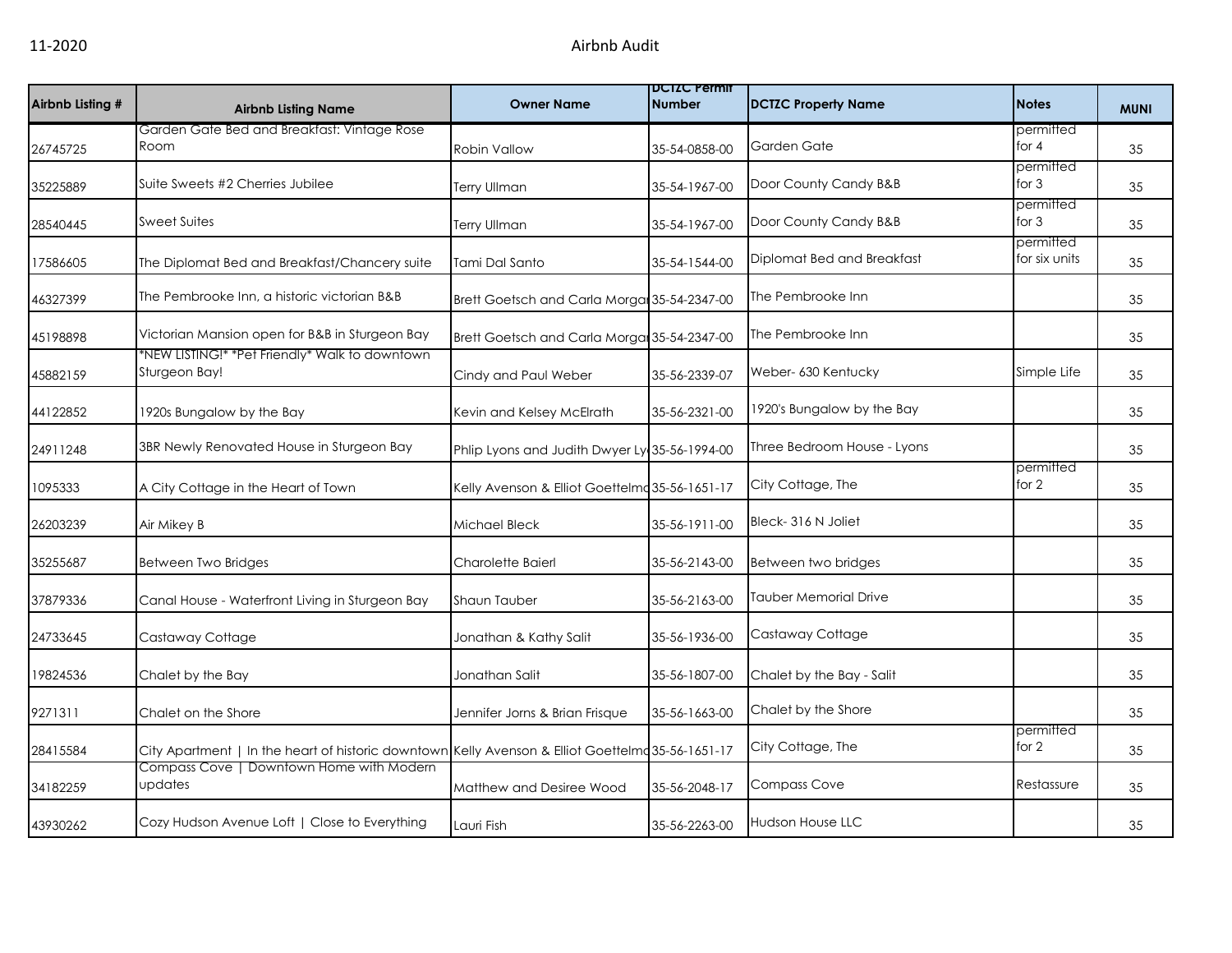| Airbnb Listing # | Airbnb Listing Name | Owner Name | DCTZC Permit Number | DCTZC Property Name | Notes | MUNI |
|---|---|---|---|---|---|---|
| 26745725 | Garden Gate Bed and Breakfast: Vintage Rose Room | Robin Vallow | 35-54-0858-00 | Garden Gate | permitted for 4 | 35 |
| 35225889 | Suite Sweets #2 Cherries Jubilee | Terry Ullman | 35-54-1967-00 | Door County Candy B&B | permitted for 3 | 35 |
| 28540445 | Sweet Suites | Terry Ullman | 35-54-1967-00 | Door County Candy B&B | permitted for 3 | 35 |
| 17586605 | The Diplomat Bed and Breakfast/Chancery suite | Tami Dal Santo | 35-54-1544-00 | Diplomat Bed and Breakfast | permitted for six units | 35 |
| 46327399 | The Pembrooke Inn, a historic victorian B&B | Brett Goetsch and Carla Morgan | 35-54-2347-00 | The Pembrooke Inn | | 35 |
| 45198898 | Victorian Mansion open for B&B in Sturgeon Bay | Brett Goetsch and Carla Morgan | 35-54-2347-00 | The Pembrooke Inn | | 35 |
| 45882159 | *NEW LISTING!* *Pet Friendly* Walk to downtown Sturgeon Bay! | Cindy and Paul Weber | 35-56-2339-07 | Weber- 630 Kentucky | Simple Life | 35 |
| 44122852 | 1920s Bungalow by the Bay | Kevin and Kelsey McElrath | 35-56-2321-00 | 1920's Bungalow by the Bay | | 35 |
| 24911248 | 3BR Newly Renovated House in Sturgeon Bay | Phlip Lyons and Judith Dwyer Ly | 35-56-1994-00 | Three Bedroom House - Lyons | | 35 |
| 1095333 | A City Cottage in the Heart of Town | Kelly Avenson & Elliot Goettelmo | 35-56-1651-17 | City Cottage, The | permitted for 2 | 35 |
| 26203239 | Air Mikey B | Michael Bleck | 35-56-1911-00 | Bleck- 316 N Joliet | | 35 |
| 35255687 | Between Two Bridges | Charolette Baierl | 35-56-2143-00 | Between two bridges | | 35 |
| 37879336 | Canal House - Waterfront Living in Sturgeon Bay | Shaun Tauber | 35-56-2163-00 | Tauber Memorial Drive | | 35 |
| 24733645 | Castaway Cottage | Jonathan & Kathy Salit | 35-56-1936-00 | Castaway Cottage | | 35 |
| 19824536 | Chalet by the Bay | Jonathan Salit | 35-56-1807-00 | Chalet by the Bay - Salit | | 35 |
| 9271311 | Chalet on the Shore | Jennifer Jorns & Brian Frisque | 35-56-1663-00 | Chalet by the Shore | | 35 |
| 28415584 | City Apartment \| In the heart of historic downtown | Kelly Avenson & Elliot Goettelmo | 35-56-1651-17 | City Cottage, The | permitted for 2 | 35 |
| 34182259 | Compass Cove \| Downtown Home with Modern updates | Matthew and Desiree Wood | 35-56-2048-17 | Compass Cove | Restassure | 35 |
| 43930262 | Cozy Hudson Avenue Loft \| Close to Everything | Lauri Fish | 35-56-2263-00 | Hudson House LLC | | 35 |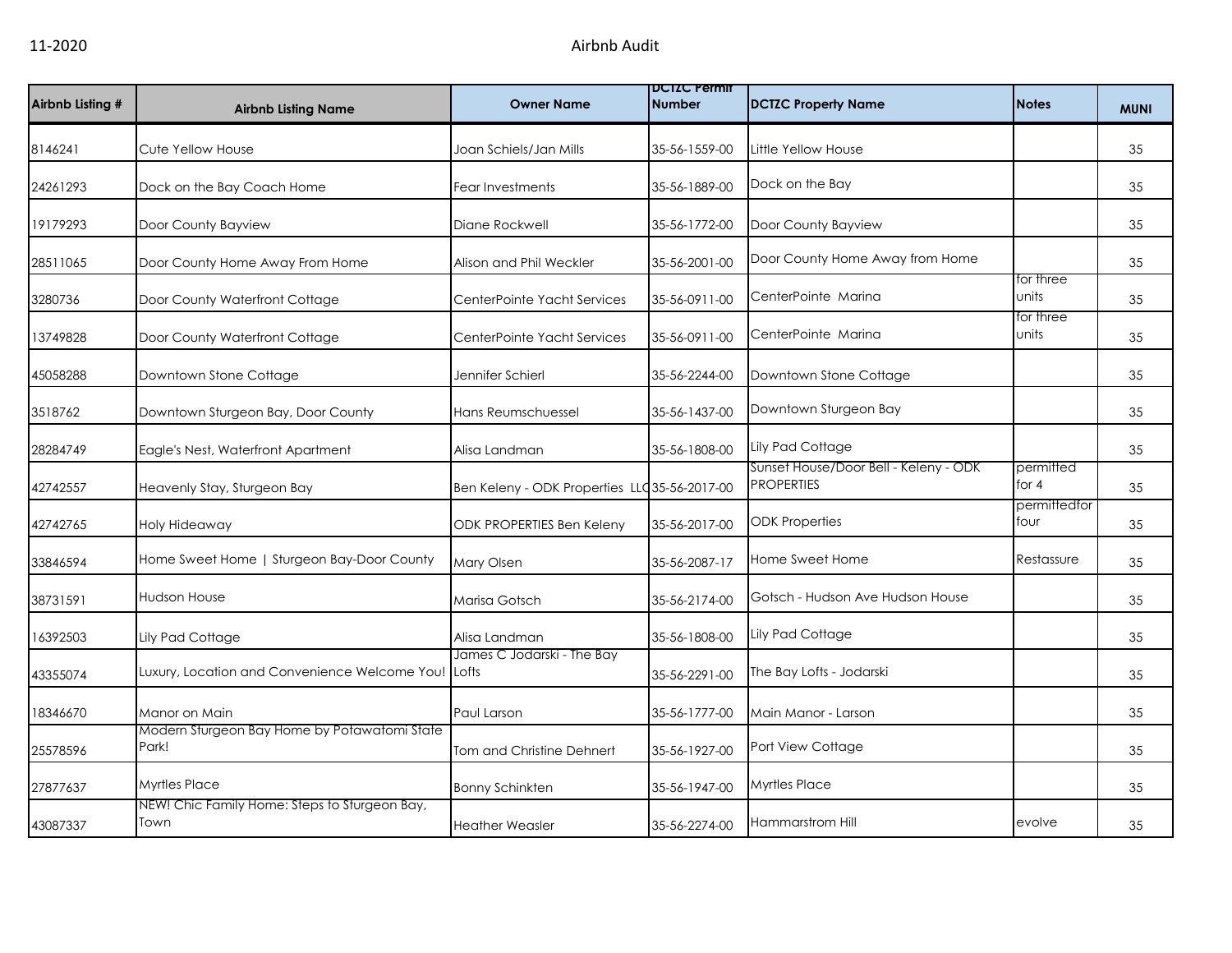11-2020 Airbnb Audit

| Airbnb Listing # | Airbnb Listing Name | Owner Name | DCTZC Permit Number | DCTZC Property Name | Notes | MUNI |
|---|---|---|---|---|---|---|
| 8146241 | Cute Yellow House | Joan Schiels/Jan Mills | 35-56-1559-00 | Little Yellow House | | 35 |
| 24261293 | Dock on the Bay Coach Home | Fear Investments | 35-56-1889-00 | Dock on the Bay | | 35 |
| 19179293 | Door County Bayview | Diane Rockwell | 35-56-1772-00 | Door County Bayview | | 35 |
| 28511065 | Door County Home Away From Home | Alison and Phil Weckler | 35-56-2001-00 | Door County Home Away from Home | | 35 |
| 3280736 | Door County Waterfront Cottage | CenterPointe Yacht Services | 35-56-0911-00 | CenterPointe Marina | for three units | 35 |
| 13749828 | Door County Waterfront Cottage | CenterPointe Yacht Services | 35-56-0911-00 | CenterPointe Marina | for three units | 35 |
| 45058288 | Downtown Stone Cottage | Jennifer Schierl | 35-56-2244-00 | Downtown Stone Cottage | | 35 |
| 3518762 | Downtown Sturgeon Bay, Door County | Hans Reumschuessel | 35-56-1437-00 | Downtown Sturgeon Bay | | 35 |
| 28284749 | Eagle's Nest, Waterfront Apartment | Alisa Landman | 35-56-1808-00 | Lily Pad Cottage | | 35 |
| 42742557 | Heavenly Stay, Sturgeon Bay | Ben Keleny - ODK Properties LLC | 35-56-2017-00 | Sunset House/Door Bell - Keleny - ODK PROPERTIES | permitted for 4 | 35 |
| 42742765 | Holy Hideaway | ODK PROPERTIES Ben Keleny | 35-56-2017-00 | ODK Properties | permittedfor four | 35 |
| 33846594 | Home Sweet Home \| Sturgeon Bay-Door County | Mary Olsen | 35-56-2087-17 | Home Sweet Home | Restassure | 35 |
| 38731591 | Hudson House | Marisa Gotsch | 35-56-2174-00 | Gotsch - Hudson Ave Hudson House | | 35 |
| 16392503 | Lily Pad Cottage | Alisa Landman | 35-56-1808-00 | Lily Pad Cottage | | 35 |
| 43355074 | Luxury, Location and Convenience Welcome You! | James C Jodarski - The Bay Lofts | 35-56-2291-00 | The Bay Lofts - Jodarski | | 35 |
| 18346670 | Manor on Main | Paul Larson | 35-56-1777-00 | Main Manor - Larson | | 35 |
| 25578596 | Modern Sturgeon Bay Home by Potawatomi State Park! | Tom and Christine Dehnert | 35-56-1927-00 | Port View Cottage | | 35 |
| 27877637 | Myrtles Place | Bonny Schinkten | 35-56-1947-00 | Myrtles Place | | 35 |
| 43087337 | NEW! Chic Family Home: Steps to Sturgeon Bay, Town | Heather Weasler | 35-56-2274-00 | Hammarstrom Hill | evolve | 35 |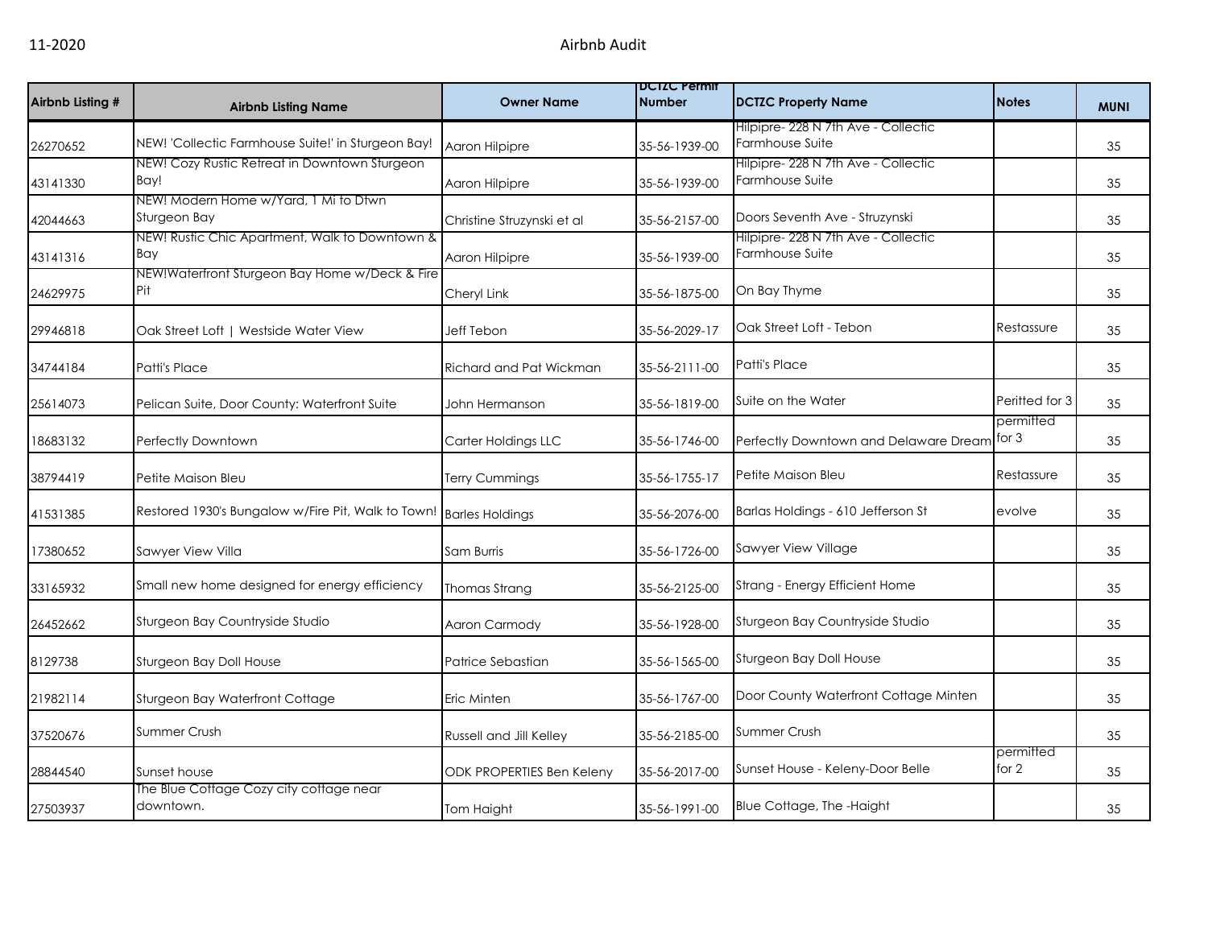11-2020 Airbnb Audit

| Airbnb Listing # | Airbnb Listing Name | Owner Name | DCTZC Permit Number | DCTZC Property Name | Notes | MUNI |
|---|---|---|---|---|---|---|
| 26270652 | NEW! 'Collectic Farmhouse Suite!' in Sturgeon Bay! | Aaron Hilpipre | 35-56-1939-00 | Hilpipre- 228 N 7th Ave - Collectic Farmhouse Suite | | 35 |
| 43141330 | NEW! Cozy Rustic Retreat in Downtown Sturgeon Bay! | Aaron Hilpipre | 35-56-1939-00 | Hilpipre- 228 N 7th Ave - Collectic Farmhouse Suite | | 35 |
| 42044663 | NEW! Modern Home w/Yard, 1 Mi to Dtwn Sturgeon Bay | Christine Struzynski et al | 35-56-2157-00 | Doors Seventh Ave - Struzynski | | 35 |
| 43141316 | NEW! Rustic Chic Apartment, Walk to Downtown & Bay | Aaron Hilpipre | 35-56-1939-00 | Hilpipre- 228 N 7th Ave - Collectic Farmhouse Suite | | 35 |
| 24629975 | NEW!Waterfront Sturgeon Bay Home w/Deck & Fire Pit | Cheryl Link | 35-56-1875-00 | On Bay Thyme | | 35 |
| 29946818 | Oak Street Loft \| Westside Water View | Jeff Tebon | 35-56-2029-17 | Oak Street Loft - Tebon | Restassure | 35 |
| 34744184 | Patti's Place | Richard and Pat Wickman | 35-56-2111-00 | Patti's Place | | 35 |
| 25614073 | Pelican Suite, Door County: Waterfront Suite | John Hermanson | 35-56-1819-00 | Suite on the Water | Peritted for 3 | 35 |
| 18683132 | Perfectly Downtown | Carter Holdings LLC | 35-56-1746-00 | Perfectly Downtown and Delaware Dream | permitted for 3 | 35 |
| 38794419 | Petite Maison Bleu | Terry Cummings | 35-56-1755-17 | Petite Maison Bleu | Restassure | 35 |
| 41531385 | Restored 1930's Bungalow w/Fire Pit, Walk to Town! | Barles Holdings | 35-56-2076-00 | Barlas Holdings - 610 Jefferson St | evolve | 35 |
| 17380652 | Sawyer View Villa | Sam Burris | 35-56-1726-00 | Sawyer View Village | | 35 |
| 33165932 | Small new home designed for energy efficiency | Thomas Strang | 35-56-2125-00 | Strang - Energy Efficient Home | | 35 |
| 26452662 | Sturgeon Bay Countryside Studio | Aaron Carmody | 35-56-1928-00 | Sturgeon Bay Countryside Studio | | 35 |
| 8129738 | Sturgeon Bay Doll House | Patrice Sebastian | 35-56-1565-00 | Sturgeon Bay Doll House | | 35 |
| 21982114 | Sturgeon Bay Waterfront Cottage | Eric Minten | 35-56-1767-00 | Door County Waterfront Cottage Minten | | 35 |
| 37520676 | Summer Crush | Russell and Jill Kelley | 35-56-2185-00 | Summer Crush | | 35 |
| 28844540 | Sunset house | ODK PROPERTIES Ben Keleny | 35-56-2017-00 | Sunset House - Keleny-Door Belle | permitted for 2 | 35 |
| 27503937 | The Blue Cottage Cozy city cottage near downtown. | Tom Haight | 35-56-1991-00 | Blue Cottage, The -Haight | | 35 |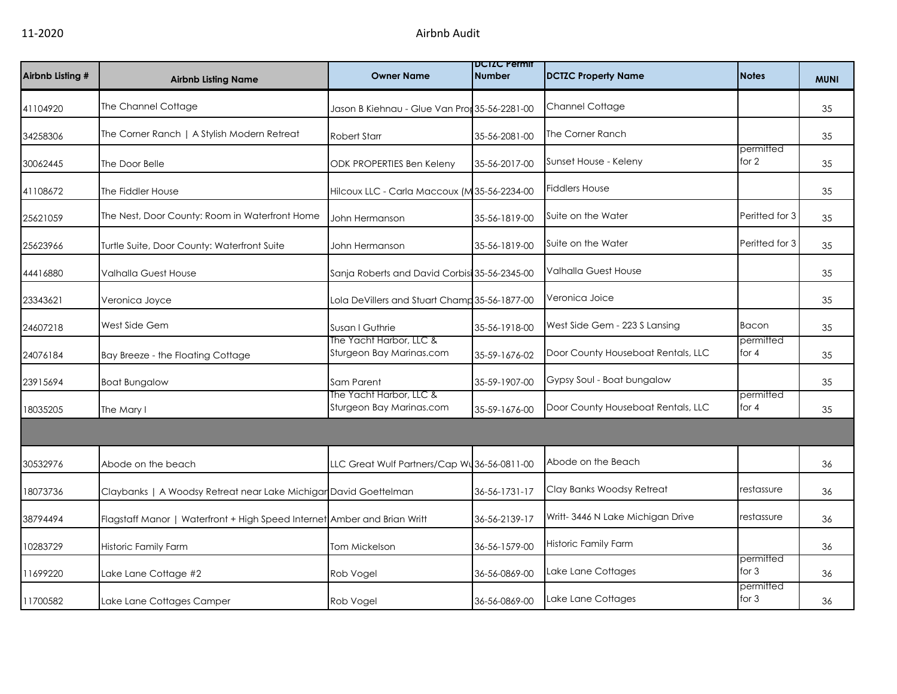11-2020 Airbnb Audit

| Airbnb Listing # | Airbnb Listing Name | Owner Name | DCTZC Permit Number | DCTZC Property Name | Notes | MUNI |
|---|---|---|---|---|---|---|
| 41104920 | The Channel Cottage | Jason B Kiehnau - Glue Van Pro | 35-56-2281-00 | Channel Cottage | | 35 |
| 34258306 | The Corner Ranch \| A Stylish Modern Retreat | Robert Starr | 35-56-2081-00 | The Corner Ranch | | 35 |
| 30062445 | The Door Belle | ODK PROPERTIES Ben Keleny | 35-56-2017-00 | Sunset House - Keleny | permitted for 2 | 35 |
| 41108672 | The Fiddler House | Hilcoux LLC - Carla Maccoux (M | 35-56-2234-00 | Fiddlers House | | 35 |
| 25621059 | The Nest, Door County: Room in Waterfront Home | John Hermanson | 35-56-1819-00 | Suite on the Water | Peritted for 3 | 35 |
| 25623966 | Turtle Suite, Door County: Waterfront Suite | John Hermanson | 35-56-1819-00 | Suite on the Water | Peritted for 3 | 35 |
| 44416880 | Valhalla Guest House | Sanja Roberts and David Corbis | 35-56-2345-00 | Valhalla Guest House | | 35 |
| 23343621 | Veronica Joyce | Lola DeVillers and Stuart Champ | 35-56-1877-00 | Veronica Joice | | 35 |
| 24607218 | West Side Gem | Susan I Guthrie | 35-56-1918-00 | West Side Gem - 223 S Lansing | Bacon | 35 |
| 24076184 | Bay Breeze - the Floating Cottage | The Yacht Harbor, LLC & Sturgeon Bay Marinas.com | 35-59-1676-02 | Door County Houseboat Rentals, LLC | permitted for 4 | 35 |
| 23915694 | Boat Bungalow | Sam Parent | 35-59-1907-00 | Gypsy Soul - Boat bungalow | | 35 |
| 18035205 | The Mary I | The Yacht Harbor, LLC & Sturgeon Bay Marinas.com | 35-59-1676-00 | Door County Houseboat Rentals, LLC | permitted for 4 | 35 |
| | | | | | | |
| 30532976 | Abode on the beach | LLC Great Wulf Partners/Cap Wu | 36-56-0811-00 | Abode on the Beach | | 36 |
| 18073736 | Claybanks \| A Woodsy Retreat near Lake Michigan | David Goettelman | 36-56-1731-17 | Clay Banks Woodsy Retreat | restassure | 36 |
| 38794494 | Flagstaff Manor \| Waterfront + High Speed Internet | Amber and Brian Writt | 36-56-2139-17 | Writt- 3446 N Lake Michigan Drive | restassure | 36 |
| 10283729 | Historic Family Farm | Tom Mickelson | 36-56-1579-00 | Historic Family Farm | | 36 |
| 11699220 | Lake Lane Cottage #2 | Rob Vogel | 36-56-0869-00 | Lake Lane Cottages | permitted for 3 | 36 |
| 11700582 | Lake Lane Cottages Camper | Rob Vogel | 36-56-0869-00 | Lake Lane Cottages | permitted for 3 | 36 |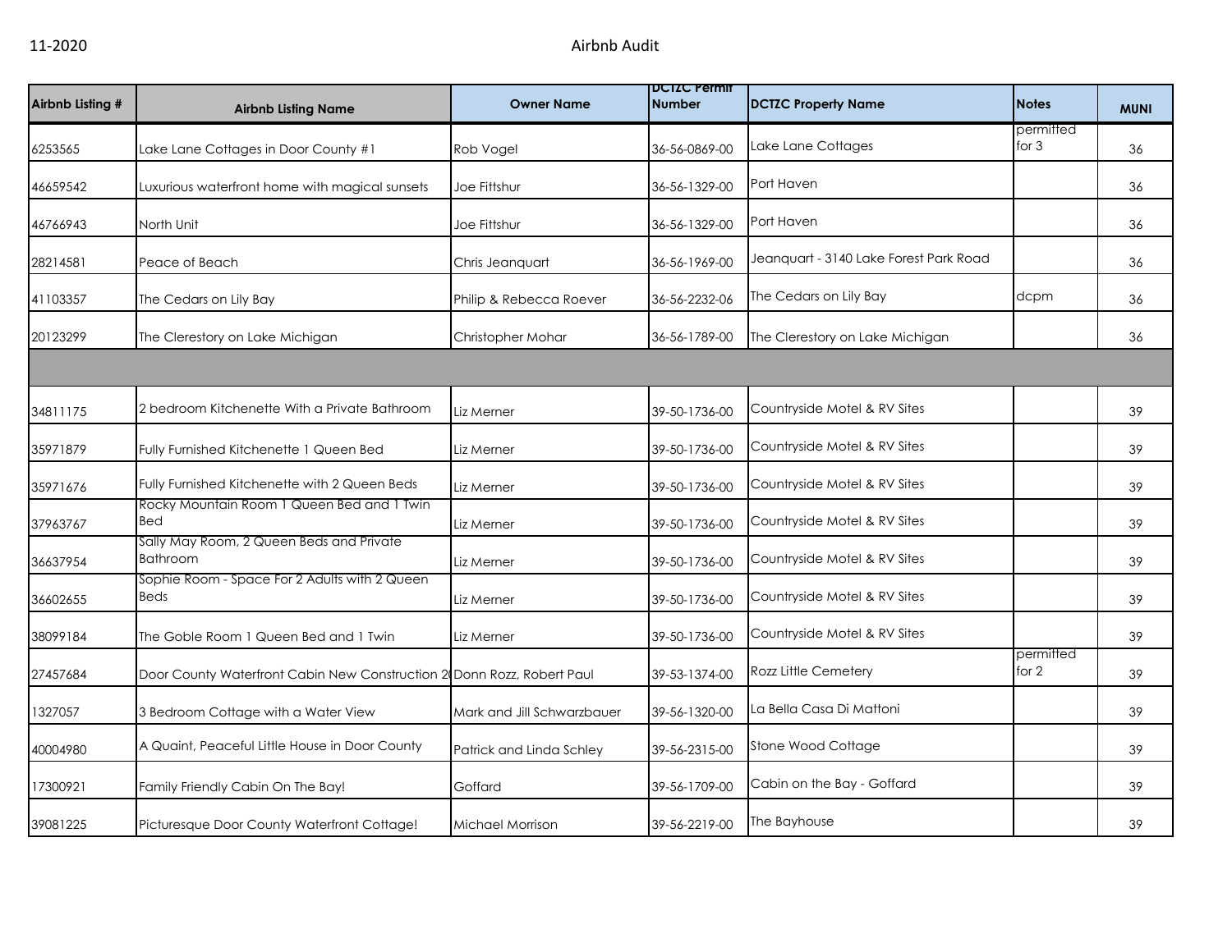| Airbnb Listing # | Airbnb Listing Name | Owner Name | DCTZC Permit Number | DCTZC Property Name | Notes | MUNI |
|---|---|---|---|---|---|---|
| 6253565 | Lake Lane Cottages in Door County #1 | Rob Vogel | 36-56-0869-00 | Lake Lane Cottages | permitted for 3 | 36 |
| 46659542 | Luxurious waterfront home with magical sunsets | Joe Fittshur | 36-56-1329-00 | Port Haven | | 36 |
| 46766943 | North Unit | Joe Fittshur | 36-56-1329-00 | Port Haven | | 36 |
| 28214581 | Peace of Beach | Chris Jeanquart | 36-56-1969-00 | Jeanquart - 3140 Lake Forest Park Road | | 36 |
| 41103357 | The Cedars on Lily Bay | Philip & Rebecca Roever | 36-56-2232-06 | The Cedars on Lily Bay | dcpm | 36 |
| 20123299 | The Clerestory on Lake Michigan | Christopher Mohar | 36-56-1789-00 | The Clerestory on Lake Michigan | | 36 |
| | | | | | | |
| 34811175 | 2 bedroom Kitchenette With a Private Bathroom | Liz Merner | 39-50-1736-00 | Countryside Motel & RV Sites | | 39 |
| 35971879 | Fully Furnished Kitchenette 1 Queen Bed | Liz Merner | 39-50-1736-00 | Countryside Motel & RV Sites | | 39 |
| 35971676 | Fully Furnished Kitchenette with 2 Queen Beds | Liz Merner | 39-50-1736-00 | Countryside Motel & RV Sites | | 39 |
| 37963767 | Rocky Mountain Room 1 Queen Bed and 1 Twin Bed | Liz Merner | 39-50-1736-00 | Countryside Motel & RV Sites | | 39 |
| 36637954 | Sally May Room, 2 Queen Beds and Private Bathroom | Liz Merner | 39-50-1736-00 | Countryside Motel & RV Sites | | 39 |
| 36602655 | Sophie Room - Space For 2 Adults with 2 Queen Beds | Liz Merner | 39-50-1736-00 | Countryside Motel & RV Sites | | 39 |
| 38099184 | The Goble Room 1 Queen Bed and 1 Twin | Liz Merner | 39-50-1736-00 | Countryside Motel & RV Sites | | 39 |
| 27457684 | Door County Waterfront Cabin New Construction 2( | Donn Rozz, Robert Paul | 39-53-1374-00 | Rozz Little Cemetery | permitted for 2 | 39 |
| 1327057 | 3 Bedroom Cottage with a Water View | Mark and Jill Schwarzbauer | 39-56-1320-00 | La Bella Casa Di Mattoni | | 39 |
| 40004980 | A Quaint, Peaceful Little House in Door County | Patrick and Linda Schley | 39-56-2315-00 | Stone Wood Cottage | | 39 |
| 17300921 | Family Friendly Cabin On The Bay! | Goffard | 39-56-1709-00 | Cabin on the Bay - Goffard | | 39 |
| 39081225 | Picturesque Door County Waterfront Cottage! | Michael Morrison | 39-56-2219-00 | The Bayhouse | | 39 |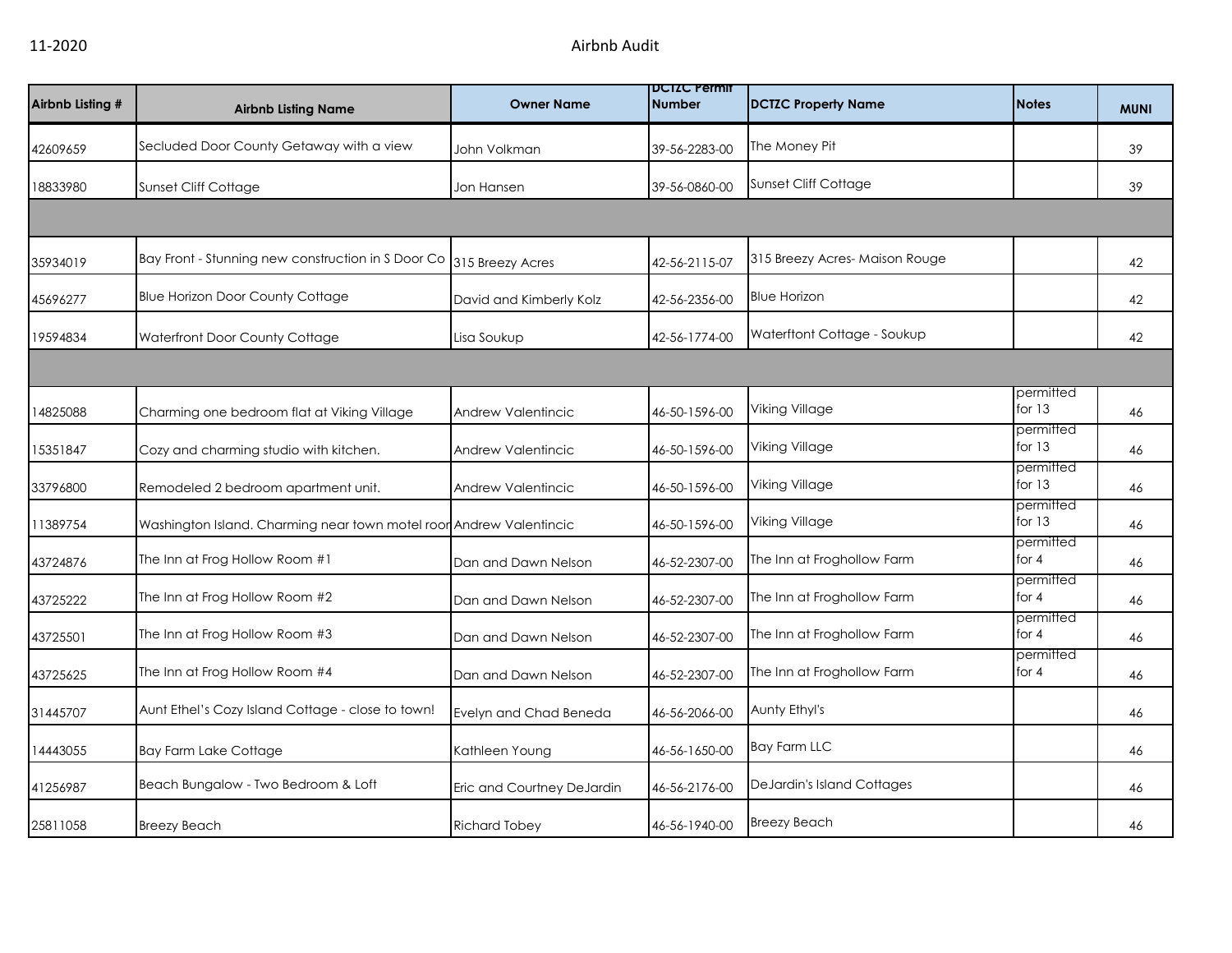11-2020 Airbnb Audit

| Airbnb Listing # | Airbnb Listing Name | Owner Name | DCTZC Permit Number | DCTZC Property Name | Notes | MUNI |
|---|---|---|---|---|---|---|
| 42609659 | Secluded Door County Getaway with a view | John Volkman | 39-56-2283-00 | The Money Pit | | 39 |
| 18833980 | Sunset Cliff Cottage | Jon Hansen | 39-56-0860-00 | Sunset Cliff Cottage | | 39 |
| | | | | | | |
| 35934019 | Bay Front - Stunning new construction in S Door Co | 315 Breezy Acres | 42-56-2115-07 | 315 Breezy Acres- Maison Rouge | | 42 |
| 45696277 | Blue Horizon Door County Cottage | David and Kimberly Kolz | 42-56-2356-00 | Blue Horizon | | 42 |
| 19594834 | Waterfront Door County Cottage | Lisa Soukup | 42-56-1774-00 | Waterftont Cottage - Soukup | | 42 |
| | | | | | | |
| 14825088 | Charming one bedroom flat at Viking Village | Andrew Valentincic | 46-50-1596-00 | Viking Village | permitted for 13 | 46 |
| 15351847 | Cozy and charming studio with kitchen. | Andrew Valentincic | 46-50-1596-00 | Viking Village | permitted for 13 | 46 |
| 33796800 | Remodeled 2 bedroom apartment unit. | Andrew Valentincic | 46-50-1596-00 | Viking Village | permitted for 13 | 46 |
| 11389754 | Washington Island. Charming near town motel roor | Andrew Valentincic | 46-50-1596-00 | Viking Village | permitted for 13 | 46 |
| 43724876 | The Inn at Frog Hollow Room #1 | Dan and Dawn Nelson | 46-52-2307-00 | The Inn at Froghollow Farm | permitted for 4 | 46 |
| 43725222 | The Inn at Frog Hollow Room #2 | Dan and Dawn Nelson | 46-52-2307-00 | The Inn at Froghollow Farm | permitted for 4 | 46 |
| 43725501 | The Inn at Frog Hollow Room #3 | Dan and Dawn Nelson | 46-52-2307-00 | The Inn at Froghollow Farm | permitted for 4 | 46 |
| 43725625 | The Inn at Frog Hollow Room #4 | Dan and Dawn Nelson | 46-52-2307-00 | The Inn at Froghollow Farm | permitted for 4 | 46 |
| 31445707 | Aunt Ethel's Cozy Island Cottage - close to town! | Evelyn and Chad Beneda | 46-56-2066-00 | Aunty Ethyl's | | 46 |
| 14443055 | Bay Farm Lake Cottage | Kathleen Young | 46-56-1650-00 | Bay Farm LLC | | 46 |
| 41256987 | Beach Bungalow - Two Bedroom & Loft | Eric and Courtney DeJardin | 46-56-2176-00 | DeJardin's Island Cottages | | 46 |
| 25811058 | Breezy Beach | Richard Tobey | 46-56-1940-00 | Breezy Beach | | 46 |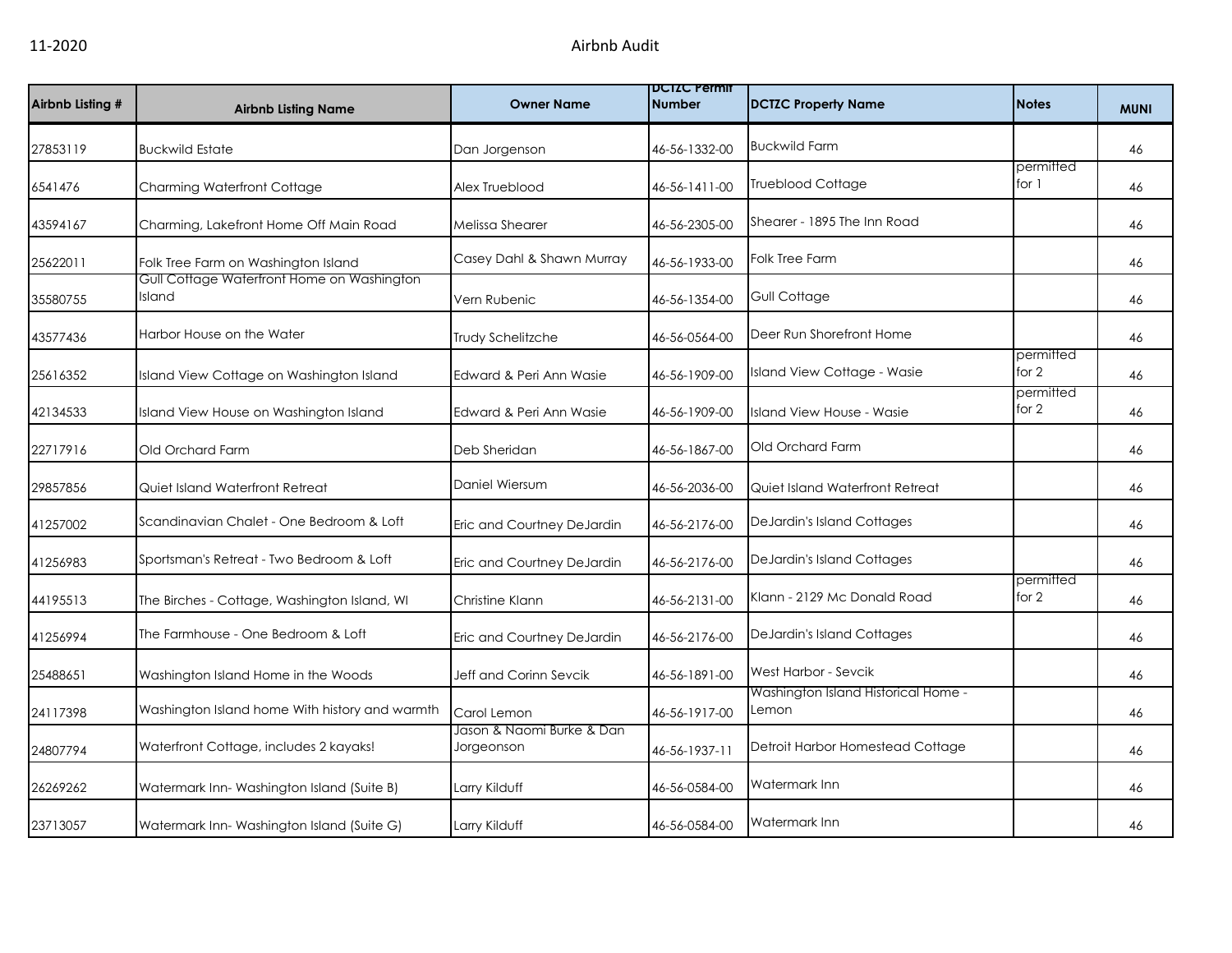| Airbnb Listing # | Airbnb Listing Name | Owner Name | DCTZC Permit Number | DCTZC Property Name | Notes | MUNI |
|---|---|---|---|---|---|---|
| 27853119 | Buckwild Estate | Dan Jorgenson | 46-56-1332-00 | Buckwild Farm | | 46 |
| 6541476 | Charming Waterfront Cottage | Alex Trueblood | 46-56-1411-00 | Trueblood Cottage | permitted for 1 | 46 |
| 43594167 | Charming, Lakefront Home Off Main Road | Melissa Shearer | 46-56-2305-00 | Shearer - 1895 The Inn Road | | 46 |
| 25622011 | Folk Tree Farm on Washington Island | Casey Dahl & Shawn Murray | 46-56-1933-00 | Folk Tree Farm | | 46 |
| 35580755 | Gull Cottage Waterfront Home on Washington Island | Vern Rubenic | 46-56-1354-00 | Gull Cottage | | 46 |
| 43577436 | Harbor House on the Water | Trudy Schelitzche | 46-56-0564-00 | Deer Run Shorefront Home | | 46 |
| 25616352 | Island View Cottage on Washington Island | Edward & Peri Ann Wasie | 46-56-1909-00 | Island View Cottage - Wasie | permitted for 2 | 46 |
| 42134533 | Island View House on Washington Island | Edward & Peri Ann Wasie | 46-56-1909-00 | Island View House - Wasie | permitted for 2 | 46 |
| 22717916 | Old Orchard Farm | Deb Sheridan | 46-56-1867-00 | Old Orchard Farm | | 46 |
| 29857856 | Quiet Island Waterfront Retreat | Daniel Wiersum | 46-56-2036-00 | Quiet Island Waterfront Retreat | | 46 |
| 41257002 | Scandinavian Chalet - One Bedroom & Loft | Eric and Courtney DeJardin | 46-56-2176-00 | DeJardin's Island Cottages | | 46 |
| 41256983 | Sportsman's Retreat - Two Bedroom & Loft | Eric and Courtney DeJardin | 46-56-2176-00 | DeJardin's Island Cottages | | 46 |
| 44195513 | The Birches - Cottage, Washington Island, WI | Christine Klann | 46-56-2131-00 | Klann - 2129 Mc Donald Road | permitted for 2 | 46 |
| 41256994 | The Farmhouse - One Bedroom & Loft | Eric and Courtney DeJardin | 46-56-2176-00 | DeJardin's Island Cottages | | 46 |
| 25488651 | Washington Island Home in the Woods | Jeff and Corinn Sevcik | 46-56-1891-00 | West Harbor - Sevcik | | 46 |
| 24117398 | Washington Island home With history and warmth | Carol Lemon | 46-56-1917-00 | Washington Island Historical Home - Lemon | | 46 |
| 24807794 | Waterfront Cottage, includes 2 kayaks! | Jason & Naomi Burke & Dan Jorgeonson | 46-56-1937-11 | Detroit Harbor Homestead Cottage | | 46 |
| 26269262 | Watermark Inn- Washington Island (Suite B) | Larry Kilduff | 46-56-0584-00 | Watermark Inn | | 46 |
| 23713057 | Watermark Inn- Washington Island (Suite G) | Larry Kilduff | 46-56-0584-00 | Watermark Inn | | 46 |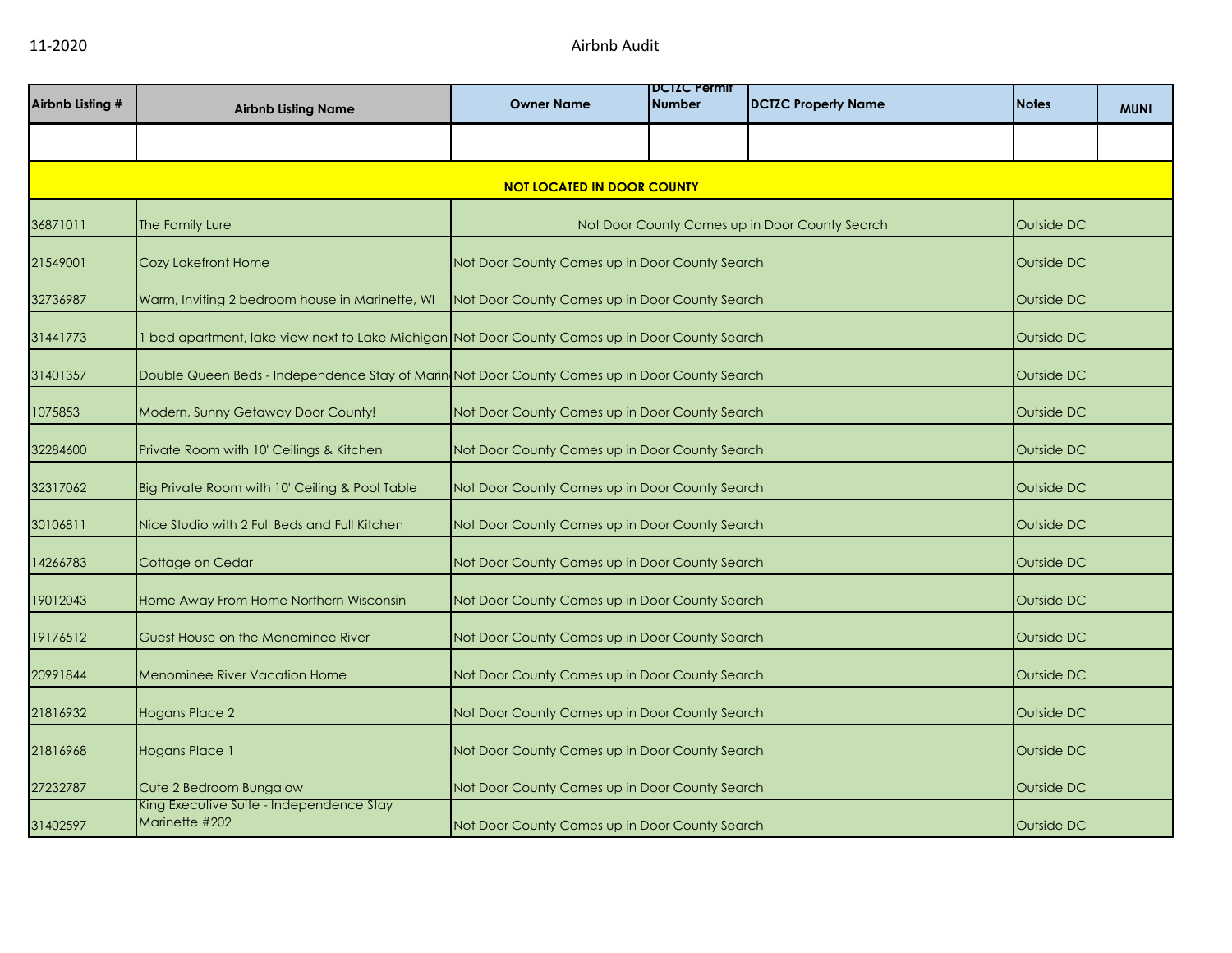| Airbnb Listing # | Airbnb Listing Name | Owner Name | DCTZC Permit Number | DCTZC Property Name | Notes | MUNI |
|---|---|---|---|---|---|---|
| | | | | | | |
| **NOT LOCATED IN DOOR COUNTY** | | | | | | |
| 36871011 | The Family Lure | Not Door County Comes up in Door County Search | | | Outside DC | |
| 21549001 | Cozy Lakefront Home | Not Door County Comes up in Door County Search | | | Outside DC | |
| 32736987 | Warm, Inviting 2 bedroom house in Marinette, WI | Not Door County Comes up in Door County Search | | | Outside DC | |
| 31441773 | 1 bed apartment, lake view next to Lake Michigan | Not Door County Comes up in Door County Search | | | Outside DC | |
| 31401357 | Double Queen Beds - Independence Stay of Marin | Not Door County Comes up in Door County Search | | | Outside DC | |
| 1075853 | Modern, Sunny Getaway Door County! | Not Door County Comes up in Door County Search | | | Outside DC | |
| 32284600 | Private Room with 10' Ceilings & Kitchen | Not Door County Comes up in Door County Search | | | Outside DC | |
| 32317062 | Big Private Room with 10' Ceiling & Pool Table | Not Door County Comes up in Door County Search | | | Outside DC | |
| 30106811 | Nice Studio with 2 Full Beds and Full Kitchen | Not Door County Comes up in Door County Search | | | Outside DC | |
| 14266783 | Cottage on Cedar | Not Door County Comes up in Door County Search | | | Outside DC | |
| 19012043 | Home Away From Home Northern Wisconsin | Not Door County Comes up in Door County Search | | | Outside DC | |
| 19176512 | Guest House on the Menominee River | Not Door County Comes up in Door County Search | | | Outside DC | |
| 20991844 | Menominee River Vacation Home | Not Door County Comes up in Door County Search | | | Outside DC | |
| 21816932 | Hogans Place 2 | Not Door County Comes up in Door County Search | | | Outside DC | |
| 21816968 | Hogans Place 1 | Not Door County Comes up in Door County Search | | | Outside DC | |
| 27232787 | Cute 2 Bedroom Bungalow | Not Door County Comes up in Door County Search | | | Outside DC | |
| 31402597 | King Executive Suite - Independence Stay Marinette #202 | Not Door County Comes up in Door County Search | | | Outside DC | |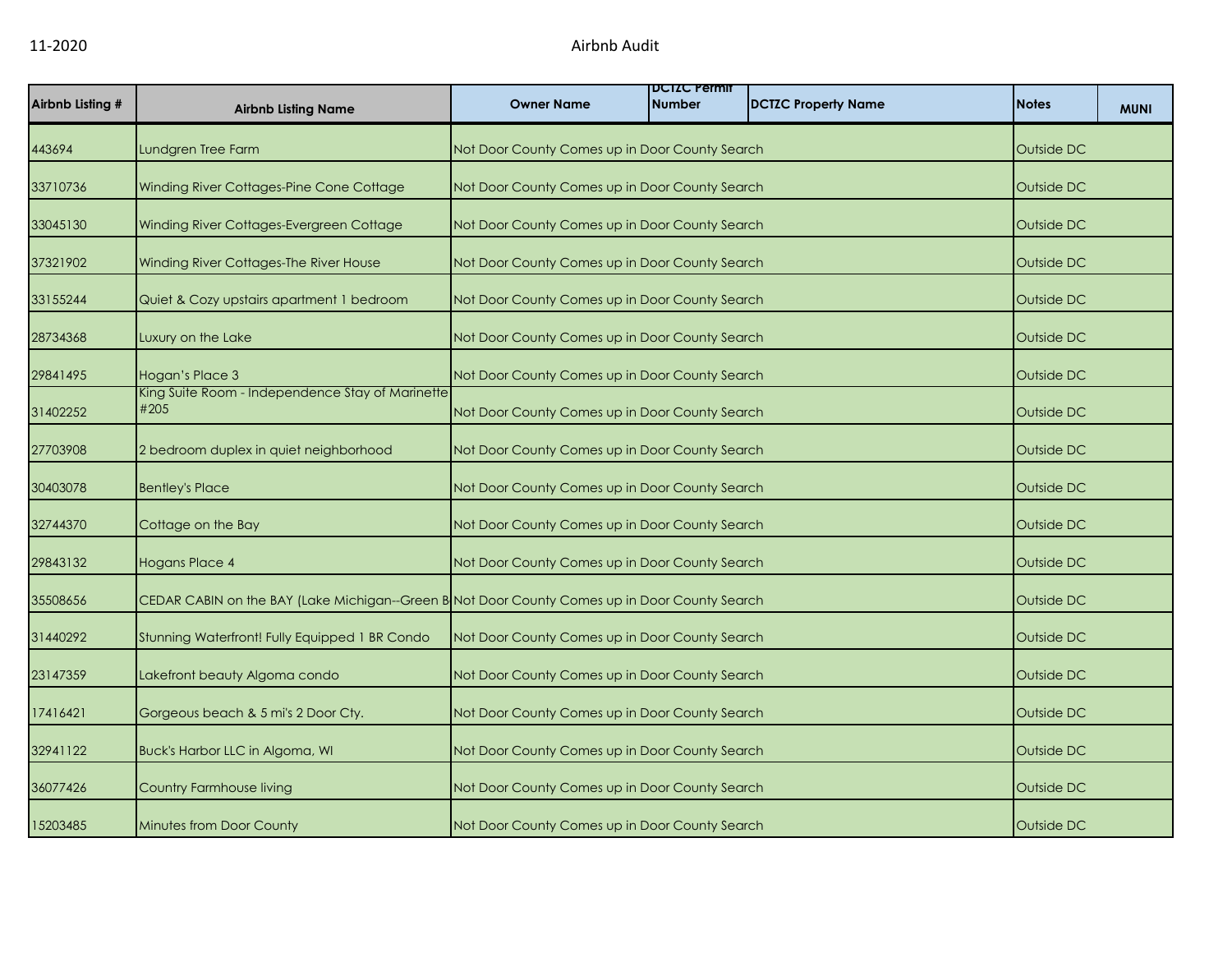| Airbnb Listing # | Airbnb Listing Name | Owner Name | DCTZC Permit Number | DCTZC Property Name | Notes | MUNI |
|---|---|---|---|---|---|---|
| 443694 | Lundgren Tree Farm | Not Door County Comes up in Door County Search | | | Outside DC | |
| 33710736 | Winding River Cottages-Pine Cone Cottage | Not Door County Comes up in Door County Search | | | Outside DC | |
| 33045130 | Winding River Cottages-Evergreen Cottage | Not Door County Comes up in Door County Search | | | Outside DC | |
| 37321902 | Winding River Cottages-The River House | Not Door County Comes up in Door County Search | | | Outside DC | |
| 33155244 | Quiet & Cozy upstairs apartment 1 bedroom | Not Door County Comes up in Door County Search | | | Outside DC | |
| 28734368 | Luxury on the Lake | Not Door County Comes up in Door County Search | | | Outside DC | |
| 29841495 | Hogan's Place 3 | Not Door County Comes up in Door County Search | | | Outside DC | |
| 31402252 | King Suite Room - Independence Stay of Marinette #205 | Not Door County Comes up in Door County Search | | | Outside DC | |
| 27703908 | 2 bedroom duplex in quiet neighborhood | Not Door County Comes up in Door County Search | | | Outside DC | |
| 30403078 | Bentley's Place | Not Door County Comes up in Door County Search | | | Outside DC | |
| 32744370 | Cottage on the Bay | Not Door County Comes up in Door County Search | | | Outside DC | |
| 29843132 | Hogans Place 4 | Not Door County Comes up in Door County Search | | | Outside DC | |
| 35508656 | CEDAR CABIN on the BAY (Lake Michigan--Green B | Not Door County Comes up in Door County Search | | | Outside DC | |
| 31440292 | Stunning Waterfront! Fully Equipped 1 BR Condo | Not Door County Comes up in Door County Search | | | Outside DC | |
| 23147359 | Lakefront beauty Algoma condo | Not Door County Comes up in Door County Search | | | Outside DC | |
| 17416421 | Gorgeous beach & 5 mi's 2 Door Cty. | Not Door County Comes up in Door County Search | | | Outside DC | |
| 32941122 | Buck's Harbor LLC in Algoma, WI | Not Door County Comes up in Door County Search | | | Outside DC | |
| 36077426 | Country Farmhouse living | Not Door County Comes up in Door County Search | | | Outside DC | |
| 15203485 | Minutes from Door County | Not Door County Comes up in Door County Search | | | Outside DC | |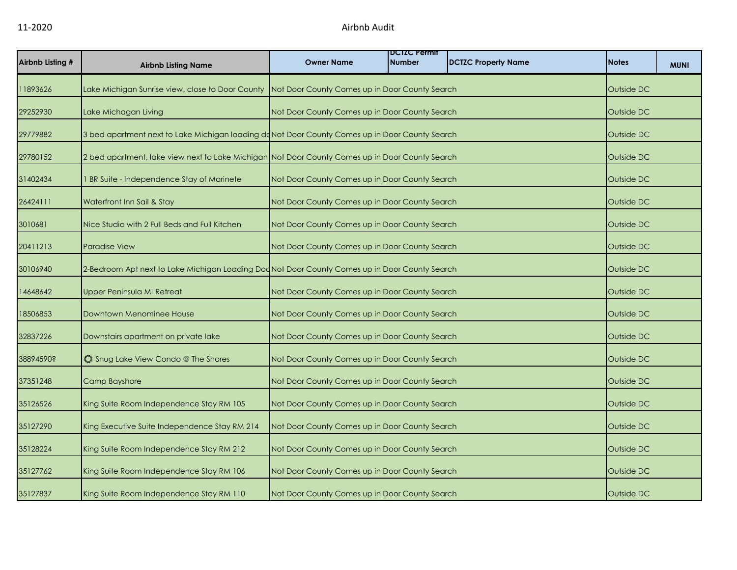| Airbnb Listing # | Airbnb Listing Name | Owner Name | DCTZC Permit Number | DCTZC Property Name | Notes | MUNI |
|---|---|---|---|---|---|---|
| 11893626 | Lake Michigan Sunrise view, close to Door County | Not Door County Comes up in Door County Search | | | Outside DC | |
| 29252930 | Lake Michagan Living | Not Door County Comes up in Door County Search | | | Outside DC | |
| 29779882 | 3 bed apartment next to Lake Michigan loading do | Not Door County Comes up in Door County Search | | | Outside DC | |
| 29780152 | 2 bed apartment, lake view next to Lake Michigan | Not Door County Comes up in Door County Search | | | Outside DC | |
| 31402434 | 1 BR Suite - Independence Stay of Marinete | Not Door County Comes up in Door County Search | | | Outside DC | |
| 26424111 | Waterfront Inn Sail & Stay | Not Door County Comes up in Door County Search | | | Outside DC | |
| 3010681 | Nice Studio with 2 Full Beds and Full Kitchen | Not Door County Comes up in Door County Search | | | Outside DC | |
| 20411213 | Paradise View | Not Door County Comes up in Door County Search | | | Outside DC | |
| 30106940 | 2-Bedroom Apt next to Lake Michigan Loading Doc | Not Door County Comes up in Door County Search | | | Outside DC | |
| 14648642 | Upper Peninsula MI Retreat | Not Door County Comes up in Door County Search | | | Outside DC | |
| 18506853 | Downtown Menominee House | Not Door County Comes up in Door County Search | | | Outside DC | |
| 32837226 | Downstairs apartment on private lake | Not Door County Comes up in Door County Search | | | Outside DC | |
| 38894590? | ❂ Snug Lake View Condo @ The Shores | Not Door County Comes up in Door County Search | | | Outside DC | |
| 37351248 | Camp Bayshore | Not Door County Comes up in Door County Search | | | Outside DC | |
| 35126526 | King Suite Room Independence Stay RM 105 | Not Door County Comes up in Door County Search | | | Outside DC | |
| 35127290 | King Executive Suite Independence Stay RM 214 | Not Door County Comes up in Door County Search | | | Outside DC | |
| 35128224 | King Suite Room Independence Stay RM 212 | Not Door County Comes up in Door County Search | | | Outside DC | |
| 35127762 | King Suite Room Independence Stay RM 106 | Not Door County Comes up in Door County Search | | | Outside DC | |
| 35127837 | King Suite Room Independence Stay RM 110 | Not Door County Comes up in Door County Search | | | Outside DC | |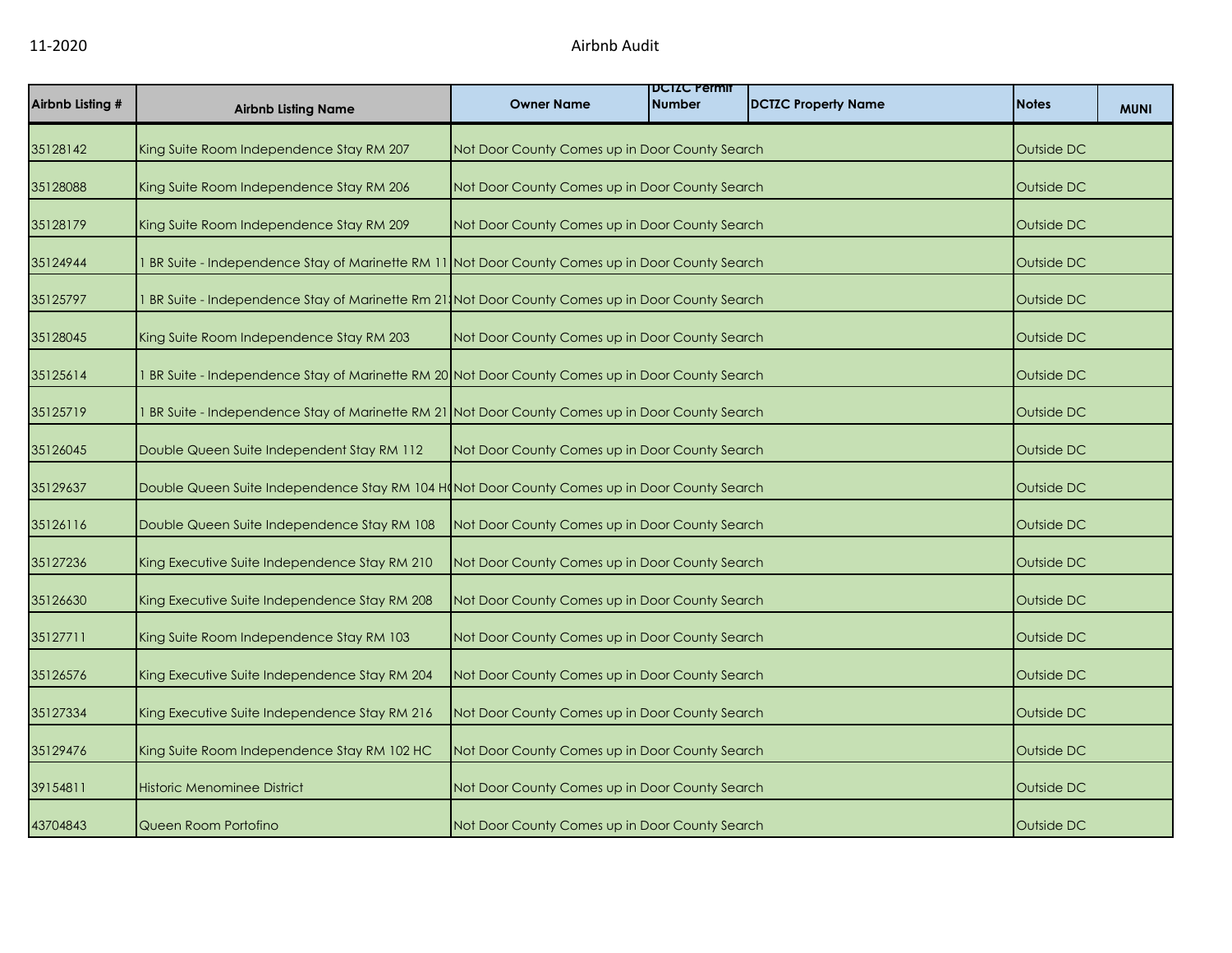| Airbnb Listing # | Airbnb Listing Name | Owner Name | DCTZC Permit Number | DCTZC Property Name | Notes | MUNI |
|---|---|---|---|---|---|---|
| 35128142 | King Suite Room Independence Stay RM 207 | Not Door County Comes up in Door County Search | | | Outside DC | |
| 35128088 | King Suite Room Independence Stay RM 206 | Not Door County Comes up in Door County Search | | | Outside DC | |
| 35128179 | King Suite Room Independence Stay RM 209 | Not Door County Comes up in Door County Search | | | Outside DC | |
| 35124944 | 1 BR Suite - Independence Stay of Marinette RM 11 | Not Door County Comes up in Door County Search | | | Outside DC | |
| 35125797 | 1 BR Suite - Independence Stay of Marinette Rm 21 | Not Door County Comes up in Door County Search | | | Outside DC | |
| 35128045 | King Suite Room Independence Stay RM 203 | Not Door County Comes up in Door County Search | | | Outside DC | |
| 35125614 | 1 BR Suite - Independence Stay of Marinette RM 20 | Not Door County Comes up in Door County Search | | | Outside DC | |
| 35125719 | 1 BR Suite - Independence Stay of Marinette RM 21 | Not Door County Comes up in Door County Search | | | Outside DC | |
| 35126045 | Double Queen Suite Independent Stay RM 112 | Not Door County Comes up in Door County Search | | | Outside DC | |
| 35129637 | Double Queen Suite Independence Stay RM 104 H | Not Door County Comes up in Door County Search | | | Outside DC | |
| 35126116 | Double Queen Suite Independence Stay RM 108 | Not Door County Comes up in Door County Search | | | Outside DC | |
| 35127236 | King Executive Suite Independence Stay RM 210 | Not Door County Comes up in Door County Search | | | Outside DC | |
| 35126630 | King Executive Suite Independence Stay RM 208 | Not Door County Comes up in Door County Search | | | Outside DC | |
| 35127711 | King Suite Room Independence Stay RM 103 | Not Door County Comes up in Door County Search | | | Outside DC | |
| 35126576 | King Executive Suite Independence Stay RM 204 | Not Door County Comes up in Door County Search | | | Outside DC | |
| 35127334 | King Executive Suite Independence Stay RM 216 | Not Door County Comes up in Door County Search | | | Outside DC | |
| 35129476 | King Suite Room Independence Stay RM 102 HC | Not Door County Comes up in Door County Search | | | Outside DC | |
| 39154811 | Historic Menominee District | Not Door County Comes up in Door County Search | | | Outside DC | |
| 43704843 | Queen Room Portofino | Not Door County Comes up in Door County Search | | | Outside DC | |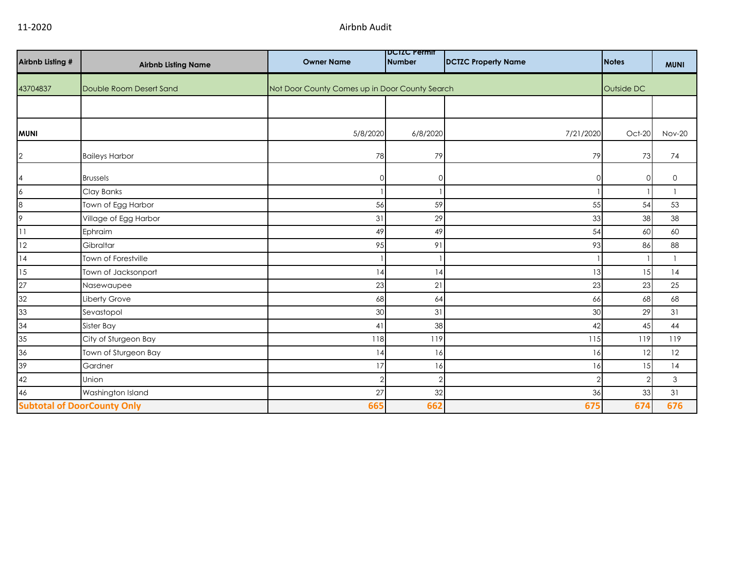11-2020 Airbnb Audit

| Airbnb Listing # | Airbnb Listing Name | Owner Name | DCTZC Permit Number | DCTZC Property Name | Notes | MUNI |
|---|---|---|---|---|---|---|
| 43704837 | Double Room Desert Sand | Not Door County Comes up in Door County Search | | | Outside DC | |
| | | | | | | |
| **MUNI** | | 5/8/2020 | 6/8/2020 | 7/21/2020 | Oct-20 | Nov-20 |
| 2 | Baileys Harbor | 78 | 79 | 79 | 73 | 74 |
| 4 | Brussels | 0 | 0 | 0 | 0 | 0 |
| 6 | Clay Banks | 1 | 1 | 1 | 1 | 1 |
| 8 | Town of Egg Harbor | 56 | 59 | 55 | 54 | 53 |
| 9 | Village of Egg Harbor | 31 | 29 | 33 | 38 | 38 |
| 11 | Ephraim | 49 | 49 | 54 | 60 | 60 |
| 12 | Gibraltar | 95 | 91 | 93 | 86 | 88 |
| 14 | Town of Forestville | 1 | 1 | 1 | 1 | 1 |
| 15 | Town of Jacksonport | 14 | 14 | 13 | 15 | 14 |
| 27 | Nasewaupee | 23 | 21 | 23 | 23 | 25 |
| 32 | Liberty Grove | 68 | 64 | 66 | 68 | 68 |
| 33 | Sevastopol | 30 | 31 | 30 | 29 | 31 |
| 34 | Sister Bay | 41 | 38 | 42 | 45 | 44 |
| 35 | City of Sturgeon Bay | 118 | 119 | 115 | 119 | 119 |
| 36 | Town of Sturgeon Bay | 14 | 16 | 16 | 12 | 12 |
| 39 | Gardner | 17 | 16 | 16 | 15 | 14 |
| 42 | Union | 2 | 2 | 2 | 2 | 3 |
| 46 | Washington Island | 27 | 32 | 36 | 33 | 31 |
| **Subtotal of DoorCounty Only** | | **665** | **662** | **675** | **674** | **676** |